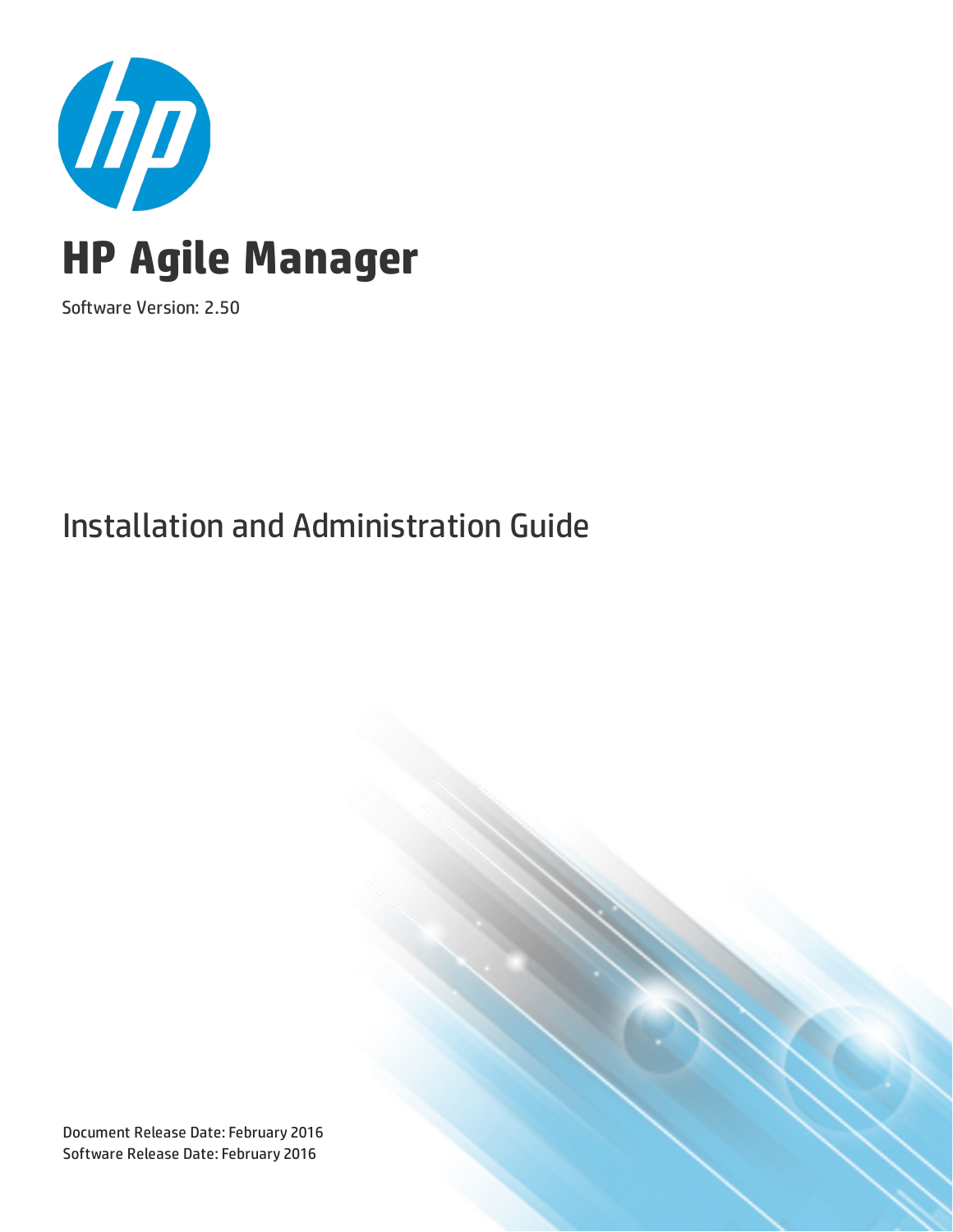# HP Agile Manager

Software Version: 2.50

## Installation and Administration Guide

Document Release Date: February 2016
Software Release Date: February 2016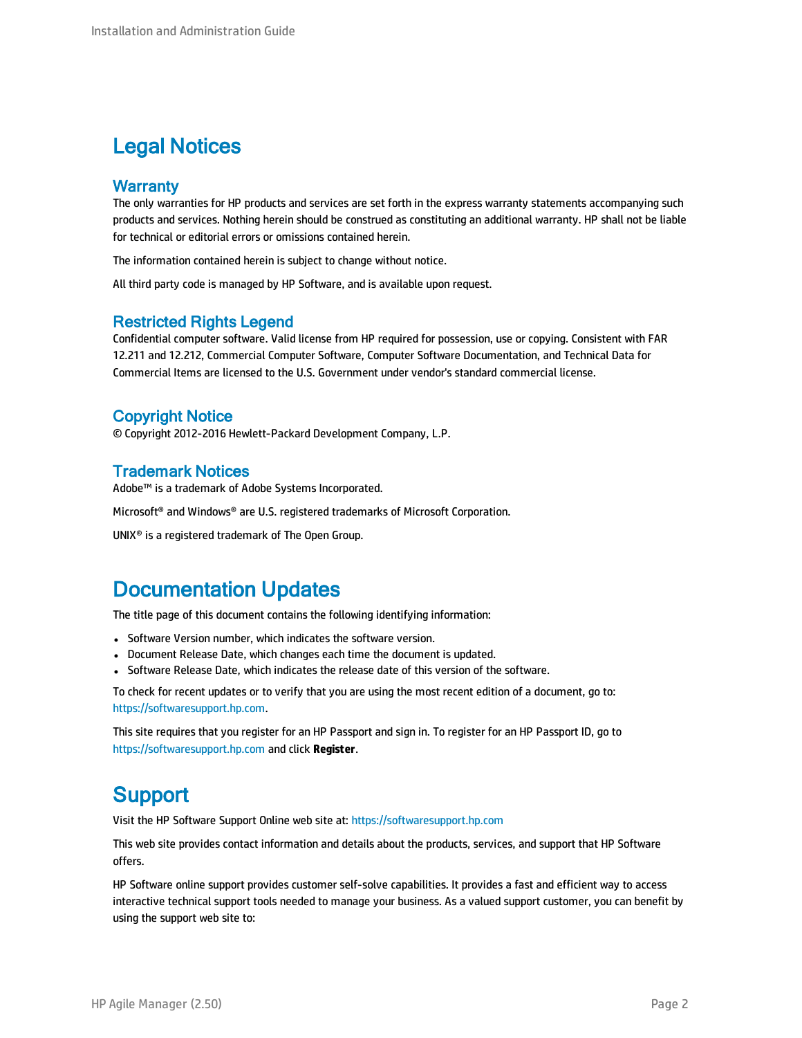# Legal Notices

## Warranty

The only warranties for HP products and services are set forth in the express warranty statements accompanying such products and services. Nothing herein should be construed as constituting an additional warranty. HP shall not be liable for technical or editorial errors or omissions contained herein.

The information contained herein is subject to change without notice.

All third party code is managed by HP Software, and is available upon request.

## Restricted Rights Legend

Confidential computer software. Valid license from HP required for possession, use or copying. Consistent with FAR 12.211 and 12.212, Commercial Computer Software, Computer Software Documentation, and Technical Data for Commercial Items are licensed to the U.S. Government under vendor's standard commercial license.

## Copyright Notice

© Copyright 2012-2016 Hewlett-Packard Development Company, L.P.

## Trademark Notices

Adobe™ is a trademark of Adobe Systems Incorporated.

Microsoft® and Windows® are U.S. registered trademarks of Microsoft Corporation.

UNIX® is a registered trademark of The Open Group.

# Documentation Updates

The title page of this document contains the following identifying information:

- Software Version number, which indicates the software version.
- Document Release Date, which changes each time the document is updated.
- Software Release Date, which indicates the release date of this version of the software.

To check for recent updates or to verify that you are using the most recent edition of a document, go to: https://softwaresupport.hp.com.

This site requires that you register for an HP Passport and sign in. To register for an HP Passport ID, go to https://softwaresupport.hp.com and click **Register**.

# Support

Visit the HP Software Support Online web site at: https://softwaresupport.hp.com

This web site provides contact information and details about the products, services, and support that HP Software offers.

HP Software online support provides customer self-solve capabilities. It provides a fast and efficient way to access interactive technical support tools needed to manage your business. As a valued support customer, you can benefit by using the support web site to: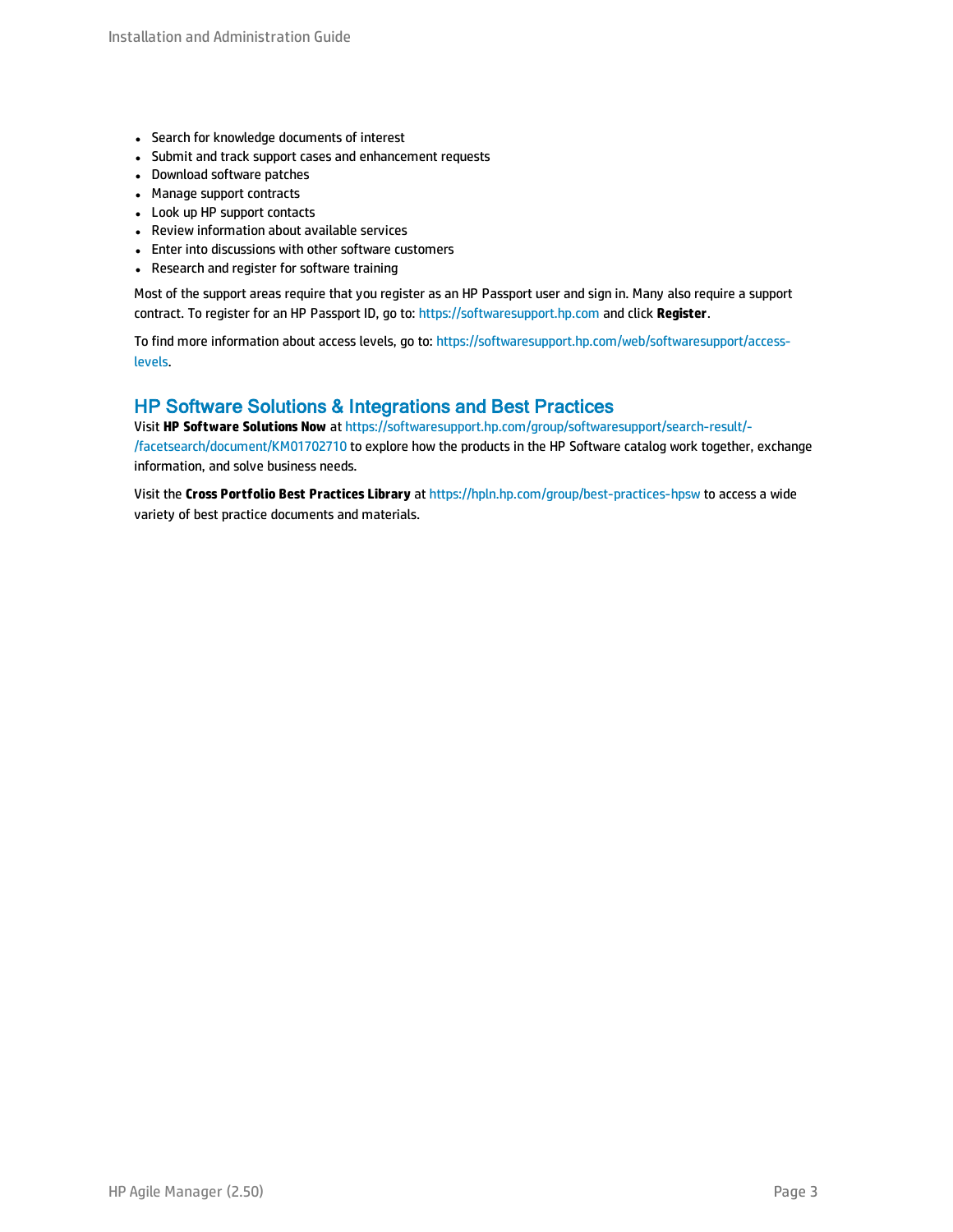- Search for knowledge documents of interest
- Submit and track support cases and enhancement requests
- Download software patches
- Manage support contracts
- Look up HP support contacts
- Review information about available services
- Enter into discussions with other software customers
- Research and register for software training

Most of the support areas require that you register as an HP Passport user and sign in. Many also require a support contract. To register for an HP Passport ID, go to: https://softwaresupport.hp.com and click **Register**.

To find more information about access levels, go to: https://softwaresupport.hp.com/web/softwaresupport/access-levels.

## HP Software Solutions & Integrations and Best Practices

Visit **HP Software Solutions Now** at https://softwaresupport.hp.com/group/softwaresupport/search-result/-/facetsearch/document/KM01702710 to explore how the products in the HP Software catalog work together, exchange information, and solve business needs.

Visit the **Cross Portfolio Best Practices Library** at https://hpln.hp.com/group/best-practices-hpsw to access a wide variety of best practice documents and materials.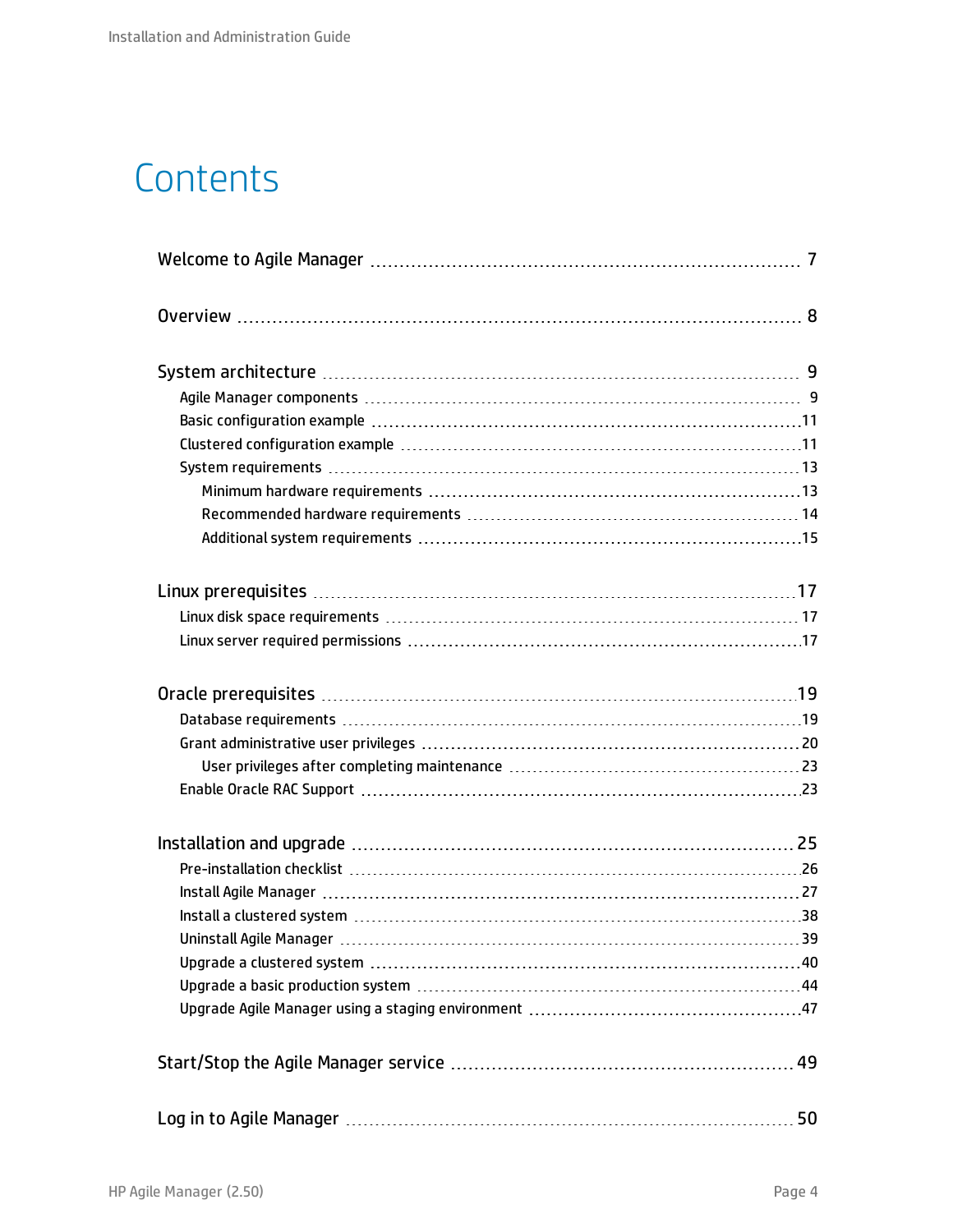# Contents

Welcome to Agile Manager ..... 7

Overview ..... 8

System architecture ..... 9
- Agile Manager components ..... 9
- Basic configuration example ..... 11
- Clustered configuration example ..... 11
- System requirements ..... 13
  - Minimum hardware requirements ..... 13
  - Recommended hardware requirements ..... 14
  - Additional system requirements ..... 15

Linux prerequisites ..... 17
- Linux disk space requirements ..... 17
- Linux server required permissions ..... 17

Oracle prerequisites ..... 19
- Database requirements ..... 19
- Grant administrative user privileges ..... 20
  - User privileges after completing maintenance ..... 23
- Enable Oracle RAC Support ..... 23

Installation and upgrade ..... 25
- Pre-installation checklist ..... 26
- Install Agile Manager ..... 27
- Install a clustered system ..... 38
- Uninstall Agile Manager ..... 39
- Upgrade a clustered system ..... 40
- Upgrade a basic production system ..... 44
- Upgrade Agile Manager using a staging environment ..... 47

Start/Stop the Agile Manager service ..... 49

Log in to Agile Manager ..... 50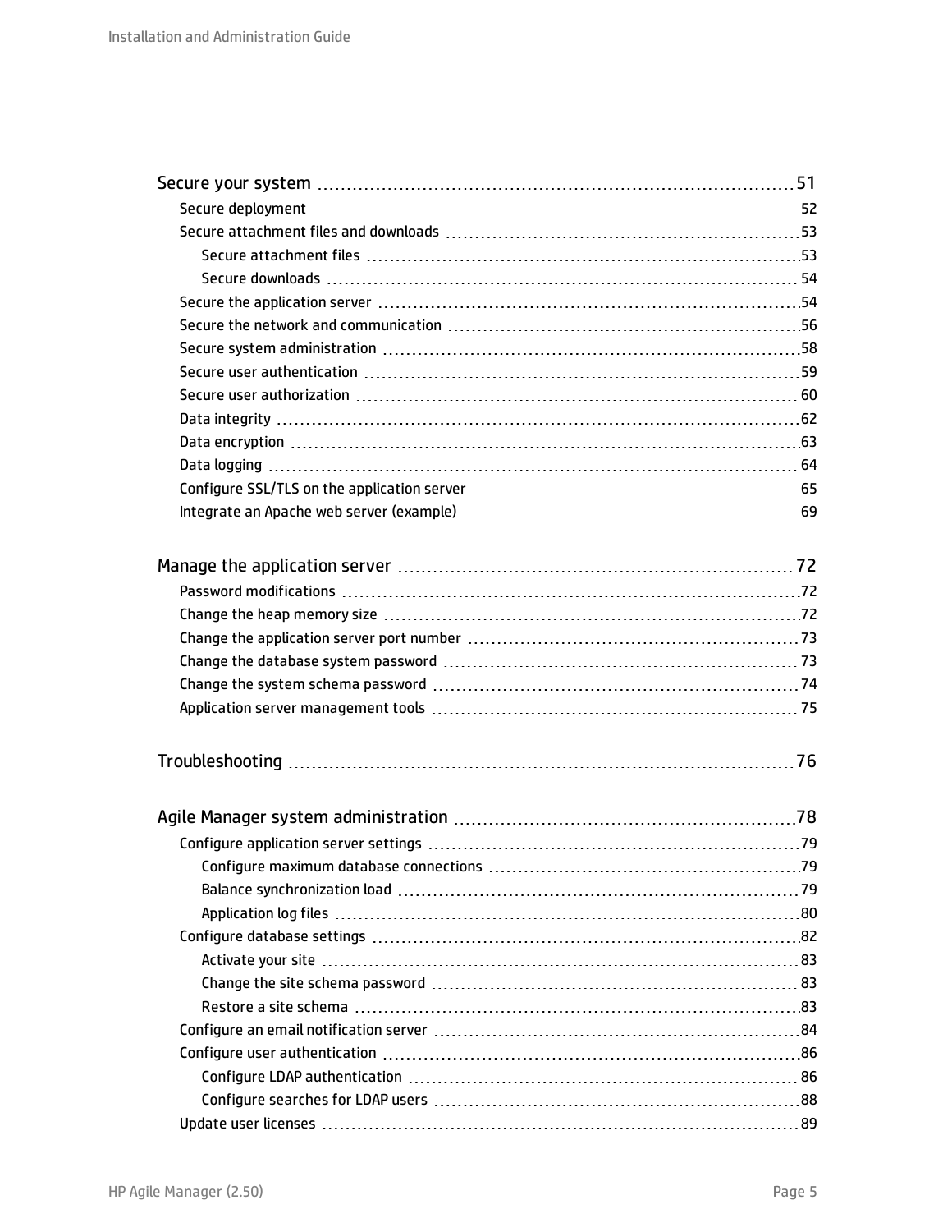Secure your system ........ 51

- Secure deployment ........ 52
- Secure attachment files and downloads ........ 53
  - Secure attachment files ........ 53
  - Secure downloads ........ 54
- Secure the application server ........ 54
- Secure the network and communication ........ 56
- Secure system administration ........ 58
- Secure user authentication ........ 59
- Secure user authorization ........ 60
- Data integrity ........ 62
- Data encryption ........ 63
- Data logging ........ 64
- Configure SSL/TLS on the application server ........ 65
- Integrate an Apache web server (example) ........ 69

Manage the application server ........ 72

- Password modifications ........ 72
- Change the heap memory size ........ 72
- Change the application server port number ........ 73
- Change the database system password ........ 73
- Change the system schema password ........ 74
- Application server management tools ........ 75

Troubleshooting ........ 76

Agile Manager system administration ........ 78

- Configure application server settings ........ 79
  - Configure maximum database connections ........ 79
  - Balance synchronization load ........ 79
  - Application log files ........ 80
- Configure database settings ........ 82
  - Activate your site ........ 83
  - Change the site schema password ........ 83
  - Restore a site schema ........ 83
- Configure an email notification server ........ 84
- Configure user authentication ........ 86
  - Configure LDAP authentication ........ 86
  - Configure searches for LDAP users ........ 88
- Update user licenses ........ 89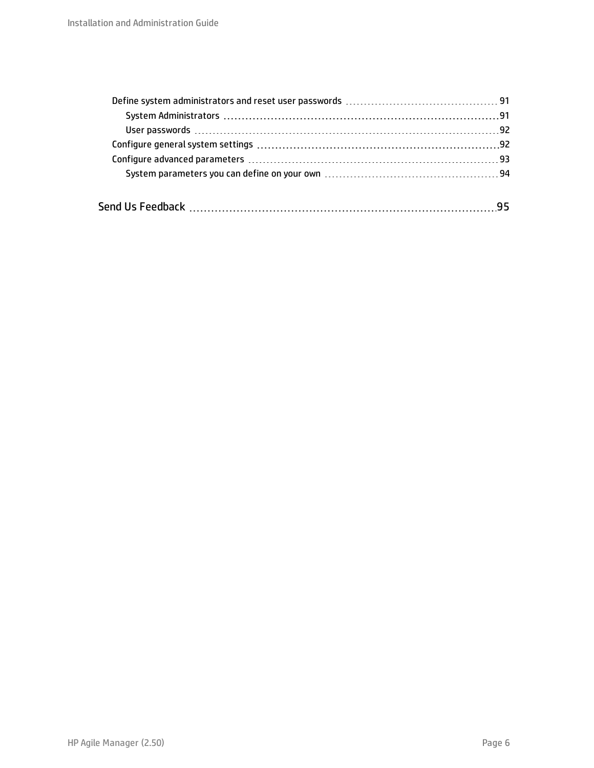- Define system administrators and reset user passwords ... 91
  - System Administrators ... 91
  - User passwords ... 92
- Configure general system settings ... 92
- Configure advanced parameters ... 93
  - System parameters you can define on your own ... 94

Send Us Feedback ... 95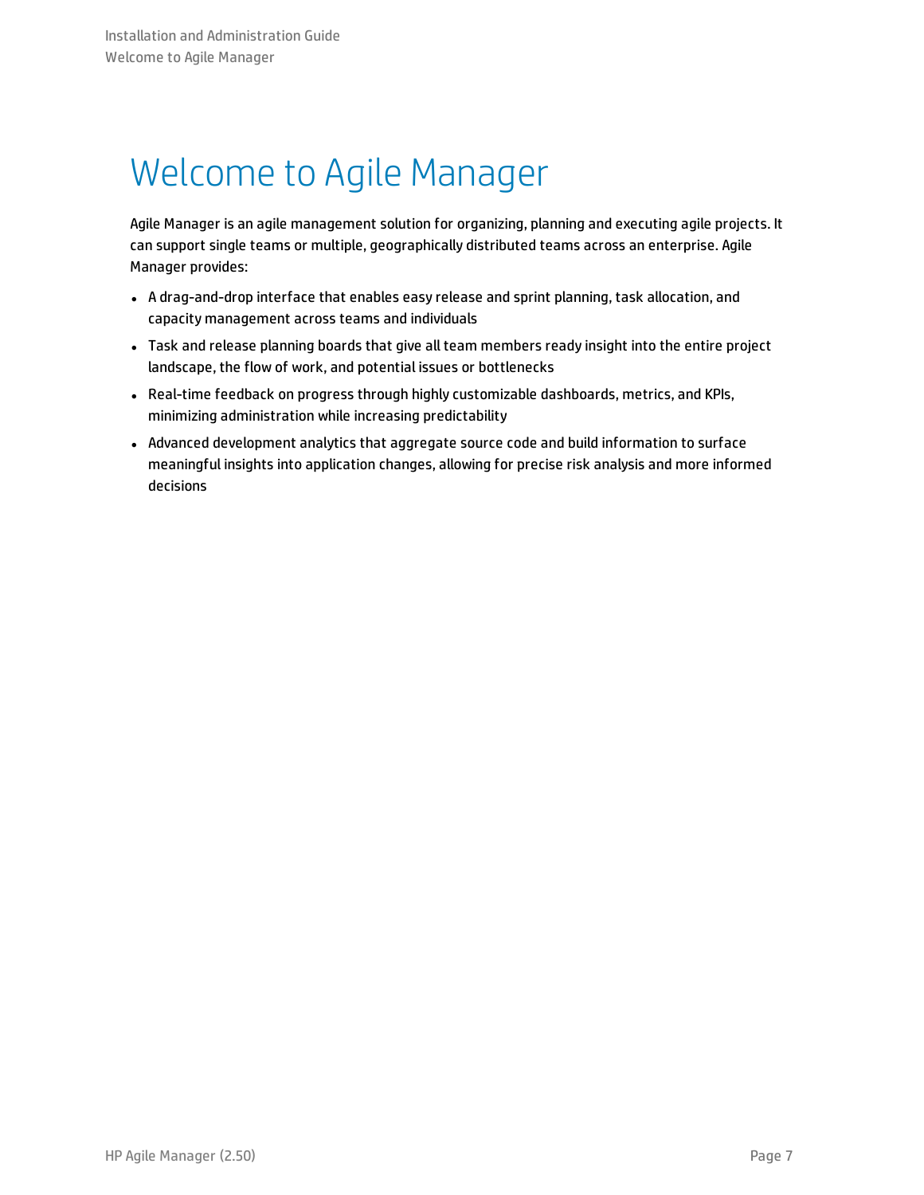# Welcome to Agile Manager

Agile Manager is an agile management solution for organizing, planning and executing agile projects. It can support single teams or multiple, geographically distributed teams across an enterprise. Agile Manager provides:

- A drag-and-drop interface that enables easy release and sprint planning, task allocation, and capacity management across teams and individuals
- Task and release planning boards that give all team members ready insight into the entire project landscape, the flow of work, and potential issues or bottlenecks
- Real-time feedback on progress through highly customizable dashboards, metrics, and KPIs, minimizing administration while increasing predictability
- Advanced development analytics that aggregate source code and build information to surface meaningful insights into application changes, allowing for precise risk analysis and more informed decisions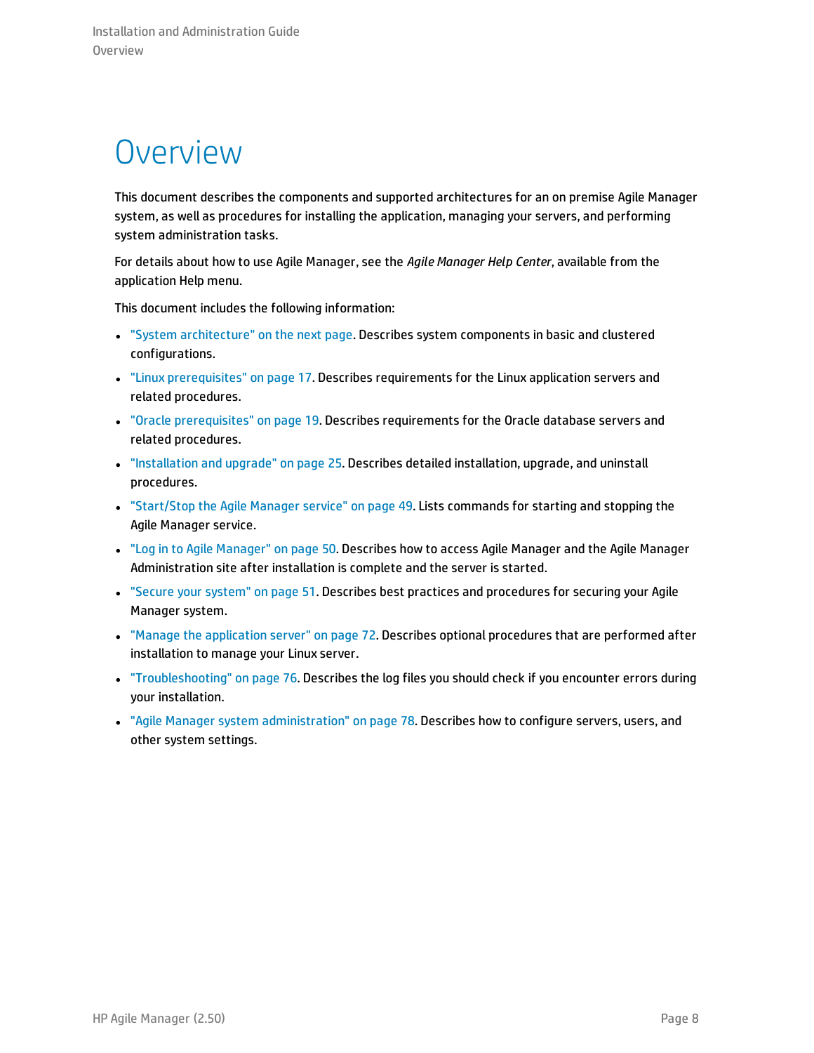# Overview

This document describes the components and supported architectures for an on premise Agile Manager system, as well as procedures for installing the application, managing your servers, and performing system administration tasks.

For details about how to use Agile Manager, see the *Agile Manager Help Center*, available from the application Help menu.

This document includes the following information:

- "System architecture" on the next page. Describes system components in basic and clustered configurations.
- "Linux prerequisites" on page 17. Describes requirements for the Linux application servers and related procedures.
- "Oracle prerequisites" on page 19. Describes requirements for the Oracle database servers and related procedures.
- "Installation and upgrade" on page 25. Describes detailed installation, upgrade, and uninstall procedures.
- "Start/Stop the Agile Manager service" on page 49. Lists commands for starting and stopping the Agile Manager service.
- "Log in to Agile Manager" on page 50. Describes how to access Agile Manager and the Agile Manager Administration site after installation is complete and the server is started.
- "Secure your system" on page 51. Describes best practices and procedures for securing your Agile Manager system.
- "Manage the application server" on page 72. Describes optional procedures that are performed after installation to manage your Linux server.
- "Troubleshooting" on page 76. Describes the log files you should check if you encounter errors during your installation.
- "Agile Manager system administration" on page 78. Describes how to configure servers, users, and other system settings.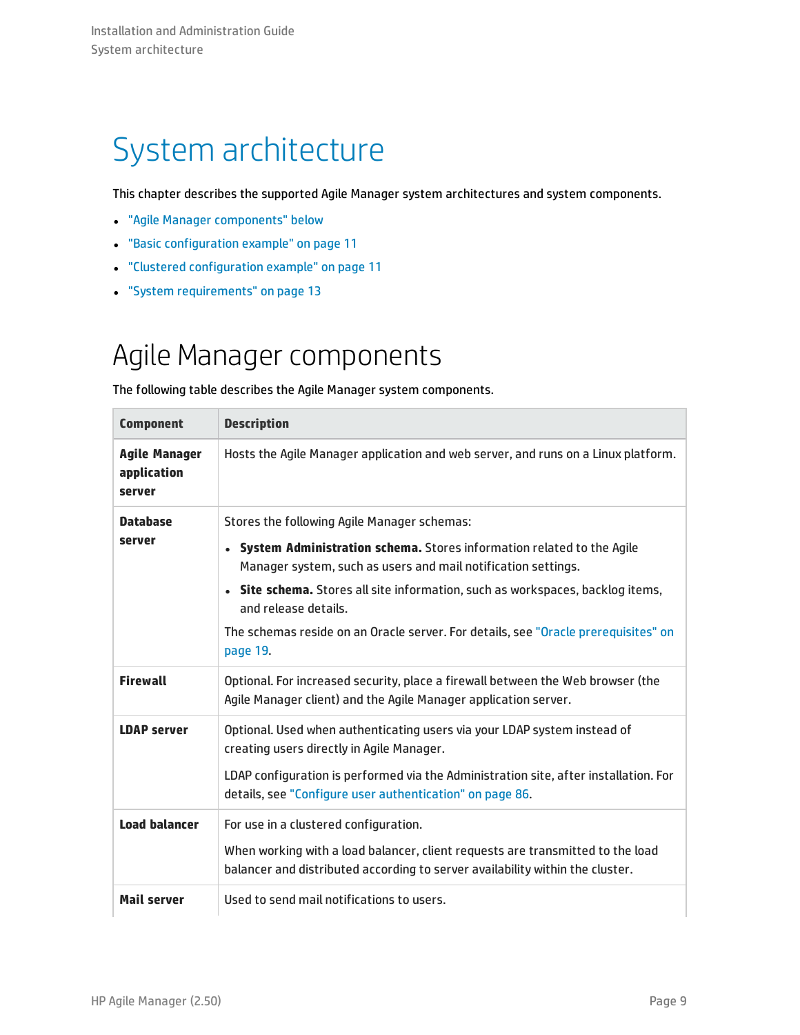# System architecture

This chapter describes the supported Agile Manager system architectures and system components.

- "Agile Manager components" below
- "Basic configuration example" on page 11
- "Clustered configuration example" on page 11
- "System requirements" on page 13

## Agile Manager components

The following table describes the Agile Manager system components.

| Component | Description |
|---|---|
| **Agile Manager application server** | Hosts the Agile Manager application and web server, and runs on a Linux platform. |
| **Database server** | Stores the following Agile Manager schemas:<br>• **System Administration schema.** Stores information related to the Agile Manager system, such as users and mail notification settings.<br>• **Site schema.** Stores all site information, such as workspaces, backlog items, and release details.<br>The schemas reside on an Oracle server. For details, see "Oracle prerequisites" on page 19. |
| **Firewall** | Optional. For increased security, place a firewall between the Web browser (the Agile Manager client) and the Agile Manager application server. |
| **LDAP server** | Optional. Used when authenticating users via your LDAP system instead of creating users directly in Agile Manager.<br>LDAP configuration is performed via the Administration site, after installation. For details, see "Configure user authentication" on page 86. |
| **Load balancer** | For use in a clustered configuration.<br>When working with a load balancer, client requests are transmitted to the load balancer and distributed according to server availability within the cluster. |
| **Mail server** | Used to send mail notifications to users. |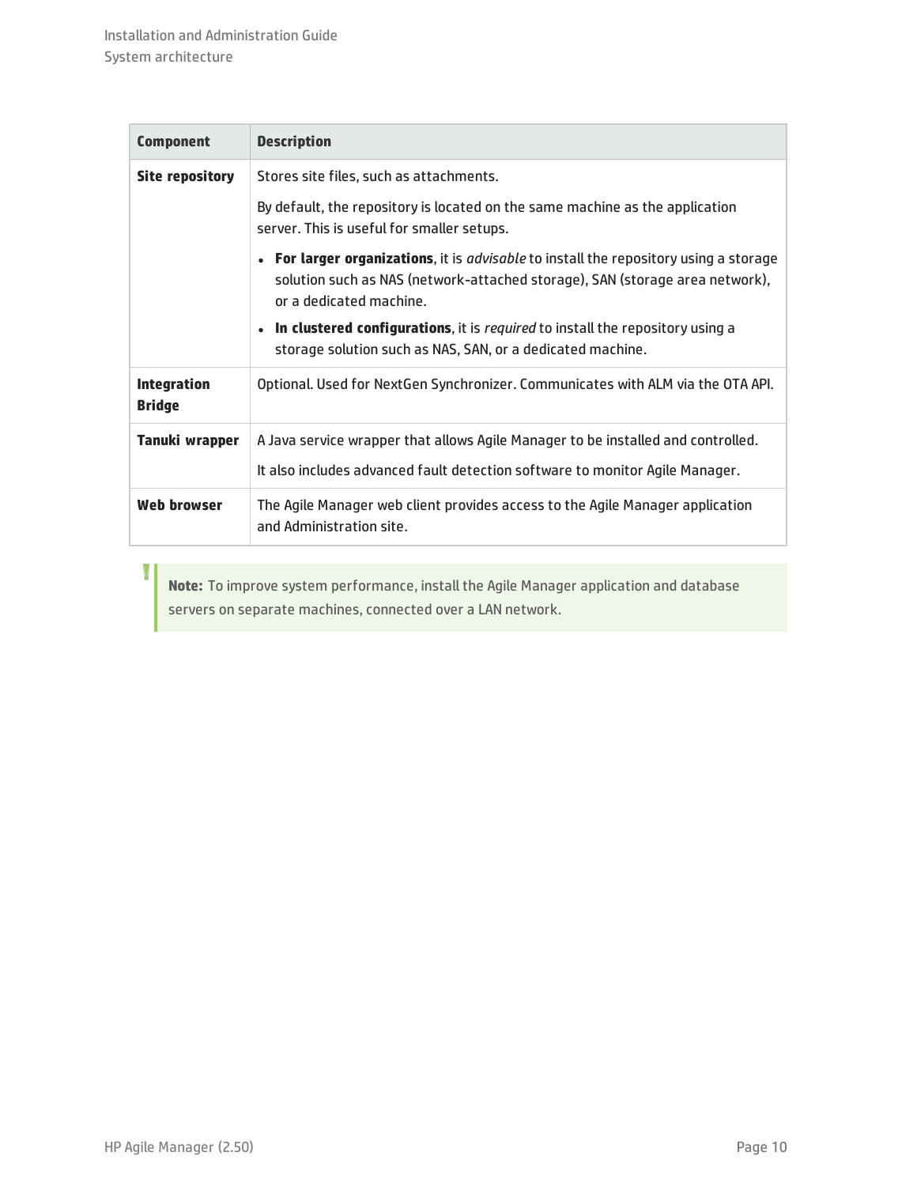| Component | Description |
| --- | --- |
| **Site repository** | Stores site files, such as attachments.<br><br>By default, the repository is located on the same machine as the application server. This is useful for smaller setups.<br><br>• **For larger organizations**, it is *advisable* to install the repository using a storage solution such as NAS (network-attached storage), SAN (storage area network), or a dedicated machine.<br>• **In clustered configurations**, it is *required* to install the repository using a storage solution such as NAS, SAN, or a dedicated machine. |
| **Integration Bridge** | Optional. Used for NextGen Synchronizer. Communicates with ALM via the OTA API. |
| **Tanuki wrapper** | A Java service wrapper that allows Agile Manager to be installed and controlled.<br><br>It also includes advanced fault detection software to monitor Agile Manager. |
| **Web browser** | The Agile Manager web client provides access to the Agile Manager application and Administration site. |

> **Note:** To improve system performance, install the Agile Manager application and database servers on separate machines, connected over a LAN network.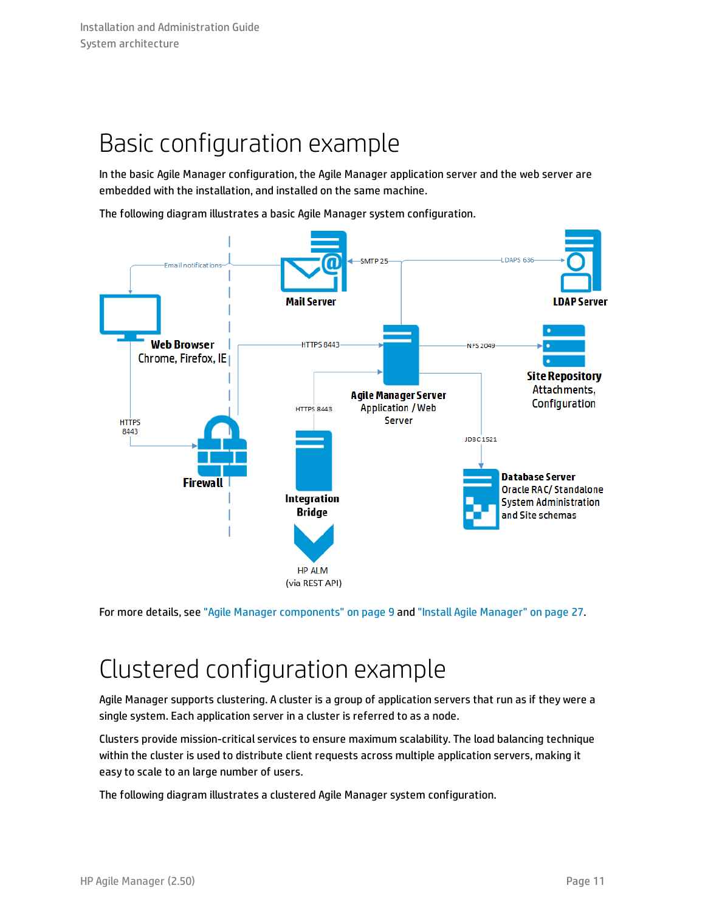# Basic configuration example

In the basic Agile Manager configuration, the Agile Manager application server and the web server are embedded with the installation, and installed on the same machine.

The following diagram illustrates a basic Agile Manager system configuration.

For more details, see "Agile Manager components" on page 9 and "Install Agile Manager" on page 27.

# Clustered configuration example

Agile Manager supports clustering. A cluster is a group of application servers that run as if they were a single system. Each application server in a cluster is referred to as a node.

Clusters provide mission-critical services to ensure maximum scalability. The load balancing technique within the cluster is used to distribute client requests across multiple application servers, making it easy to scale to an large number of users.

The following diagram illustrates a clustered Agile Manager system configuration.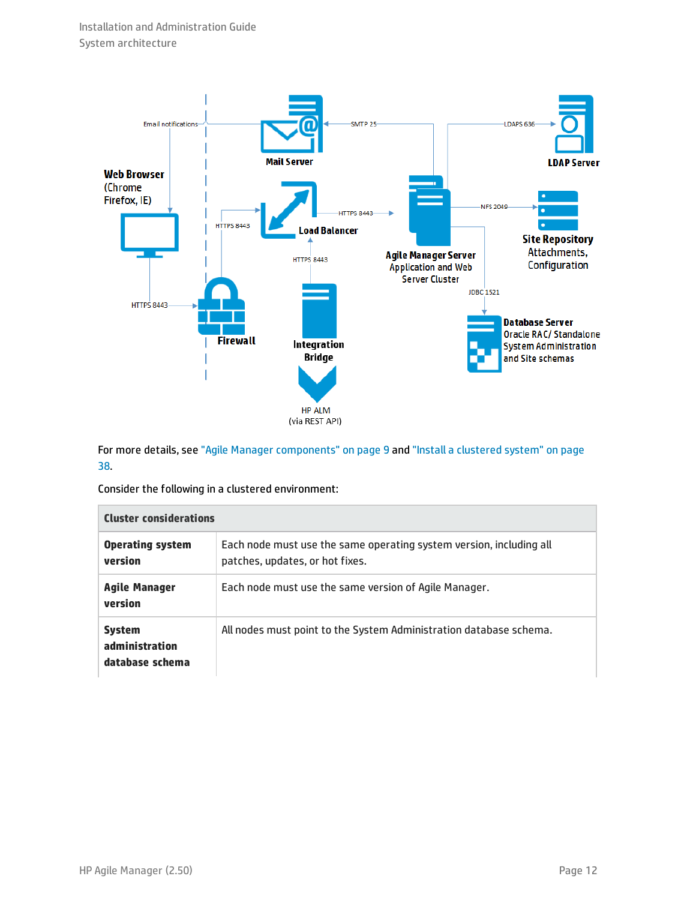For more details, see "Agile Manager components" on page 9 and "Install a clustered system" on page 38.

Consider the following in a clustered environment:

| Cluster considerations | |
| --- | --- |
| **Operating system version** | Each node must use the same operating system version, including all patches, updates, or hot fixes. |
| **Agile Manager version** | Each node must use the same version of Agile Manager. |
| **System administration database schema** | All nodes must point to the System Administration database schema. |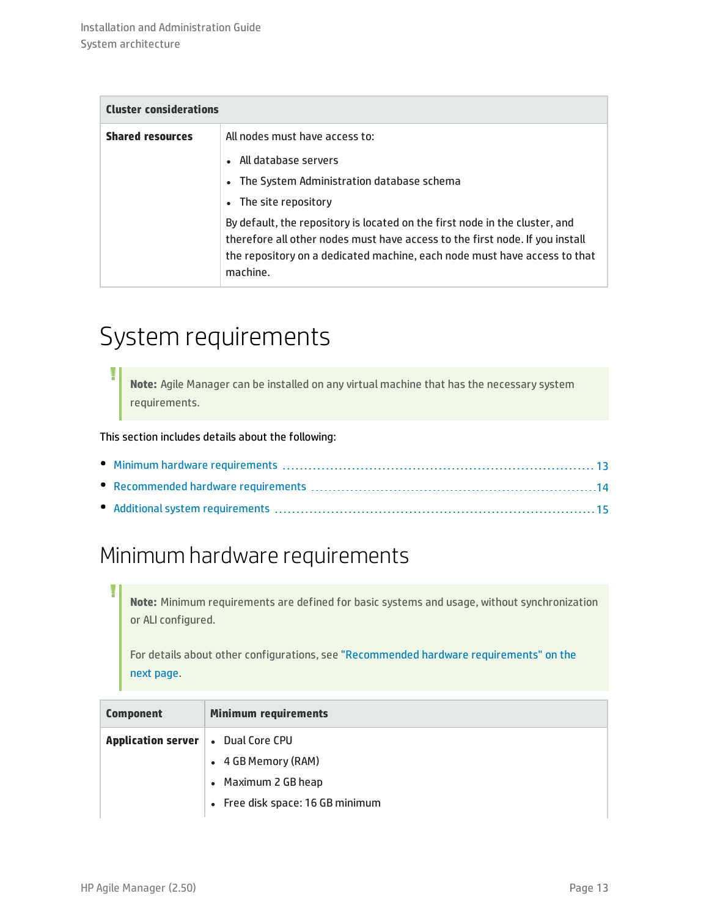| Cluster considerations | |
|---|---|
| **Shared resources** | All nodes must have access to:<br>• All database servers<br>• The System Administration database schema<br>• The site repository<br>By default, the repository is located on the first node in the cluster, and therefore all other nodes must have access to the first node. If you install the repository on a dedicated machine, each node must have access to that machine. |

# System requirements

> **Note:** Agile Manager can be installed on any virtual machine that has the necessary system requirements.

This section includes details about the following:

- Minimum hardware requirements ........ 13
- Recommended hardware requirements ........ 14
- Additional system requirements ........ 15

## Minimum hardware requirements

> **Note:** Minimum requirements are defined for basic systems and usage, without synchronization or ALI configured.
>
> For details about other configurations, see "Recommended hardware requirements" on the next page.

| Component | Minimum requirements |
|---|---|
| **Application server** | • Dual Core CPU<br>• 4 GB Memory (RAM)<br>• Maximum 2 GB heap<br>• Free disk space: 16 GB minimum |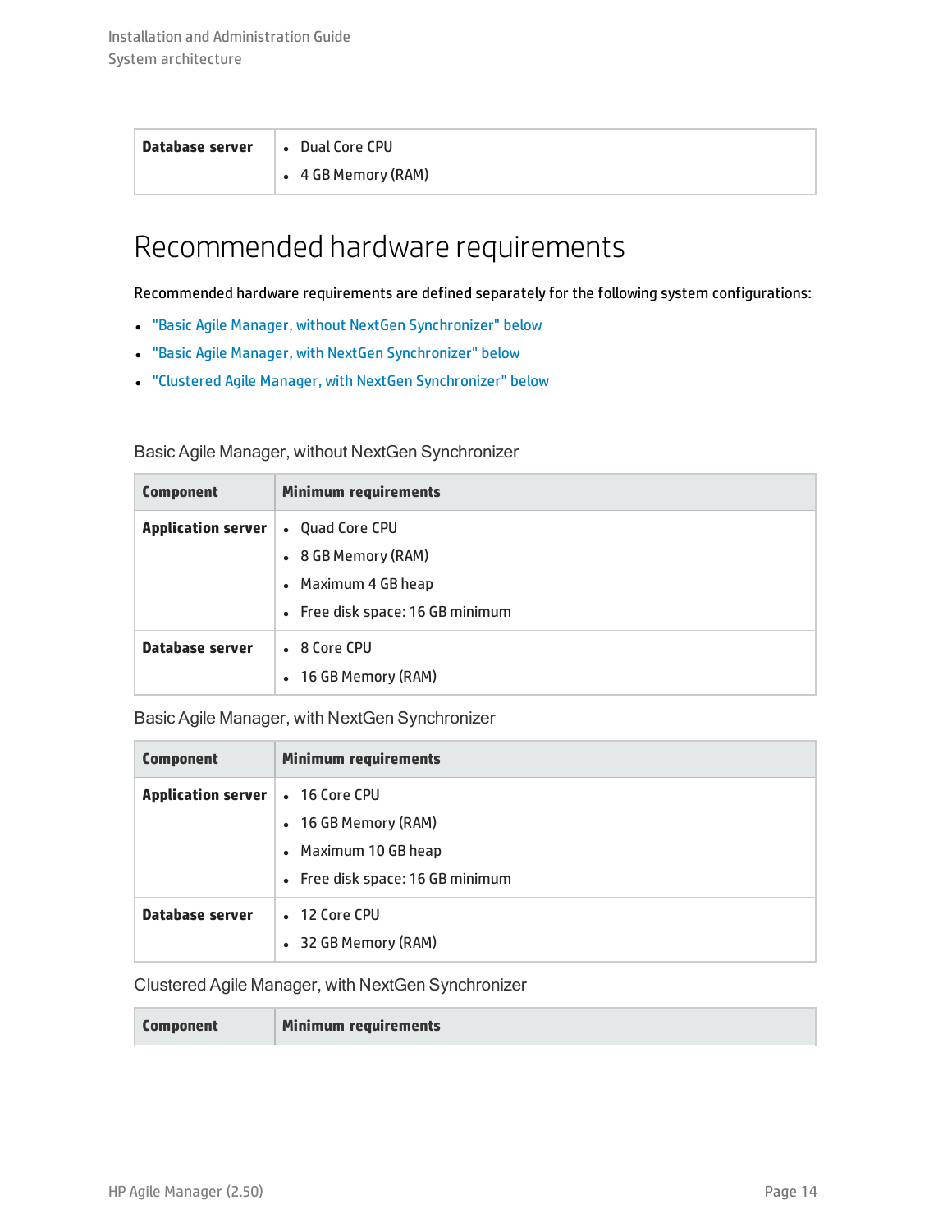| | |
|---|---|
| **Database server** | • Dual Core CPU<br>• 4 GB Memory (RAM) |

# Recommended hardware requirements

Recommended hardware requirements are defined separately for the following system configurations:

- "Basic Agile Manager, without NextGen Synchronizer" below
- "Basic Agile Manager, with NextGen Synchronizer" below
- "Clustered Agile Manager, with NextGen Synchronizer" below

### Basic Agile Manager, without NextGen Synchronizer

| Component | Minimum requirements |
|---|---|
| **Application server** | • Quad Core CPU<br>• 8 GB Memory (RAM)<br>• Maximum 4 GB heap<br>• Free disk space: 16 GB minimum |
| **Database server** | • 8 Core CPU<br>• 16 GB Memory (RAM) |

### Basic Agile Manager, with NextGen Synchronizer

| Component | Minimum requirements |
|---|---|
| **Application server** | • 16 Core CPU<br>• 16 GB Memory (RAM)<br>• Maximum 10 GB heap<br>• Free disk space: 16 GB minimum |
| **Database server** | • 12 Core CPU<br>• 32 GB Memory (RAM) |

### Clustered Agile Manager, with NextGen Synchronizer

| Component | Minimum requirements |
|---|---|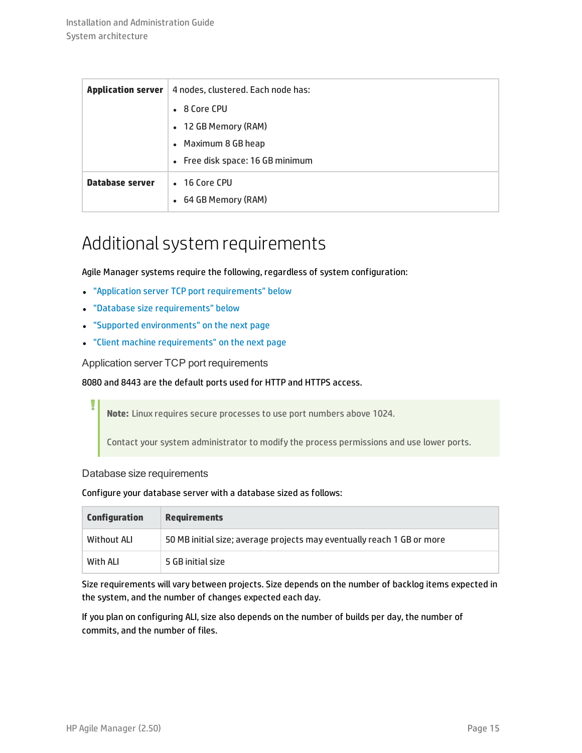| | |
|---|---|
| **Application server** | 4 nodes, clustered. Each node has:<br>• 8 Core CPU<br>• 12 GB Memory (RAM)<br>• Maximum 8 GB heap<br>• Free disk space: 16 GB minimum |
| **Database server** | • 16 Core CPU<br>• 64 GB Memory (RAM) |

# Additional system requirements

Agile Manager systems require the following, regardless of system configuration:

- "Application server TCP port requirements" below
- "Database size requirements" below
- "Supported environments" on the next page
- "Client machine requirements" on the next page

### Application server TCP port requirements

8080 and 8443 are the default ports used for HTTP and HTTPS access.

> **Note:** Linux requires secure processes to use port numbers above 1024.
>
> Contact your system administrator to modify the process permissions and use lower ports.

### Database size requirements

Configure your database server with a database sized as follows:

| Configuration | Requirements |
|---|---|
| Without ALI | 50 MB initial size; average projects may eventually reach 1 GB or more |
| With ALI | 5 GB initial size |

Size requirements will vary between projects. Size depends on the number of backlog items expected in the system, and the number of changes expected each day.

If you plan on configuring ALI, size also depends on the number of builds per day, the number of commits, and the number of files.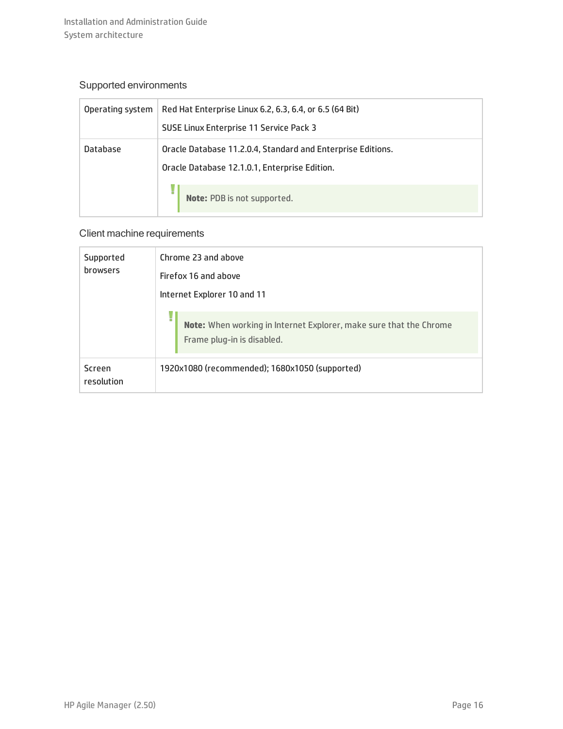### Supported environments

| Operating system | Red Hat Enterprise Linux 6.2, 6.3, 6.4, or 6.5 (64 Bit)<br><br>SUSE Linux Enterprise 11 Service Pack 3 |
|---|---|
| Database | Oracle Database 11.2.0.4, Standard and Enterprise Editions.<br><br>Oracle Database 12.1.0.1, Enterprise Edition.<br><br>**Note:** PDB is not supported. |

### Client machine requirements

| Supported browsers | Chrome 23 and above<br><br>Firefox 16 and above<br><br>Internet Explorer 10 and 11<br><br>**Note:** When working in Internet Explorer, make sure that the Chrome Frame plug-in is disabled. |
|---|---|
| Screen resolution | 1920x1080 (recommended); 1680x1050 (supported) |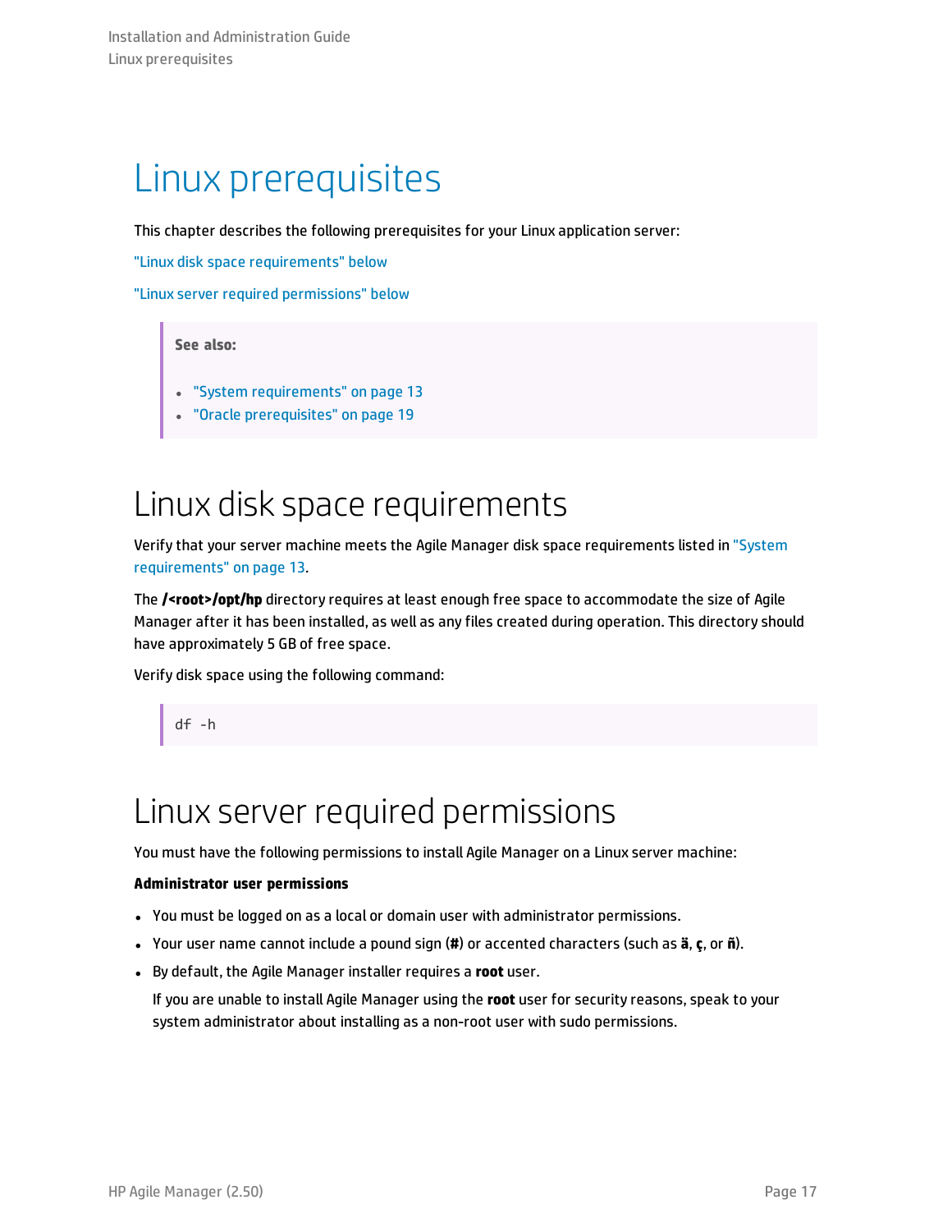# Linux prerequisites

This chapter describes the following prerequisites for your Linux application server:

"Linux disk space requirements" below

"Linux server required permissions" below

> **See also:**
>
> - "System requirements" on page 13
> - "Oracle prerequisites" on page 19

## Linux disk space requirements

Verify that your server machine meets the Agile Manager disk space requirements listed in "System requirements" on page 13.

The **/<root>/opt/hp** directory requires at least enough free space to accommodate the size of Agile Manager after it has been installed, as well as any files created during operation. This directory should have approximately 5 GB of free space.

Verify disk space using the following command:

```
df -h
```

## Linux server required permissions

You must have the following permissions to install Agile Manager on a Linux server machine:

**Administrator user permissions**

- You must be logged on as a local or domain user with administrator permissions.
- Your user name cannot include a pound sign (**#**) or accented characters (such as **ä**, **ç**, or **ñ**).
- By default, the Agile Manager installer requires a **root** user.

  If you are unable to install Agile Manager using the **root** user for security reasons, speak to your system administrator about installing as a non-root user with sudo permissions.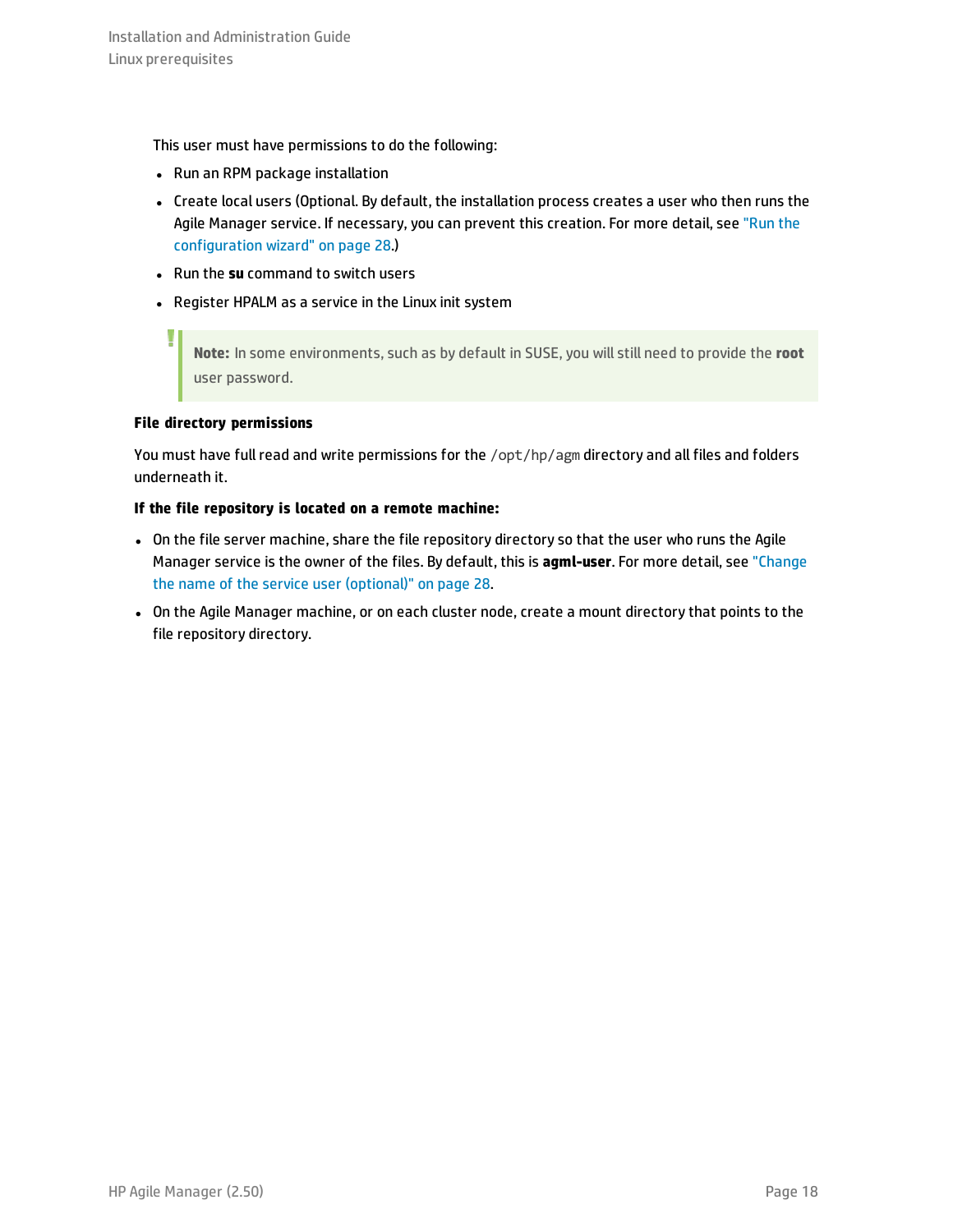This user must have permissions to do the following:

- Run an RPM package installation
- Create local users (Optional. By default, the installation process creates a user who then runs the Agile Manager service. If necessary, you can prevent this creation. For more detail, see "Run the configuration wizard" on page 28.)
- Run the **su** command to switch users
- Register HPALM as a service in the Linux init system

> **Note:** In some environments, such as by default in SUSE, you will still need to provide the **root** user password.

**File directory permissions**

You must have full read and write permissions for the `/opt/hp/agm` directory and all files and folders underneath it.

**If the file repository is located on a remote machine:**

- On the file server machine, share the file repository directory so that the user who runs the Agile Manager service is the owner of the files. By default, this is **agml-user**. For more detail, see "Change the name of the service user (optional)" on page 28.
- On the Agile Manager machine, or on each cluster node, create a mount directory that points to the file repository directory.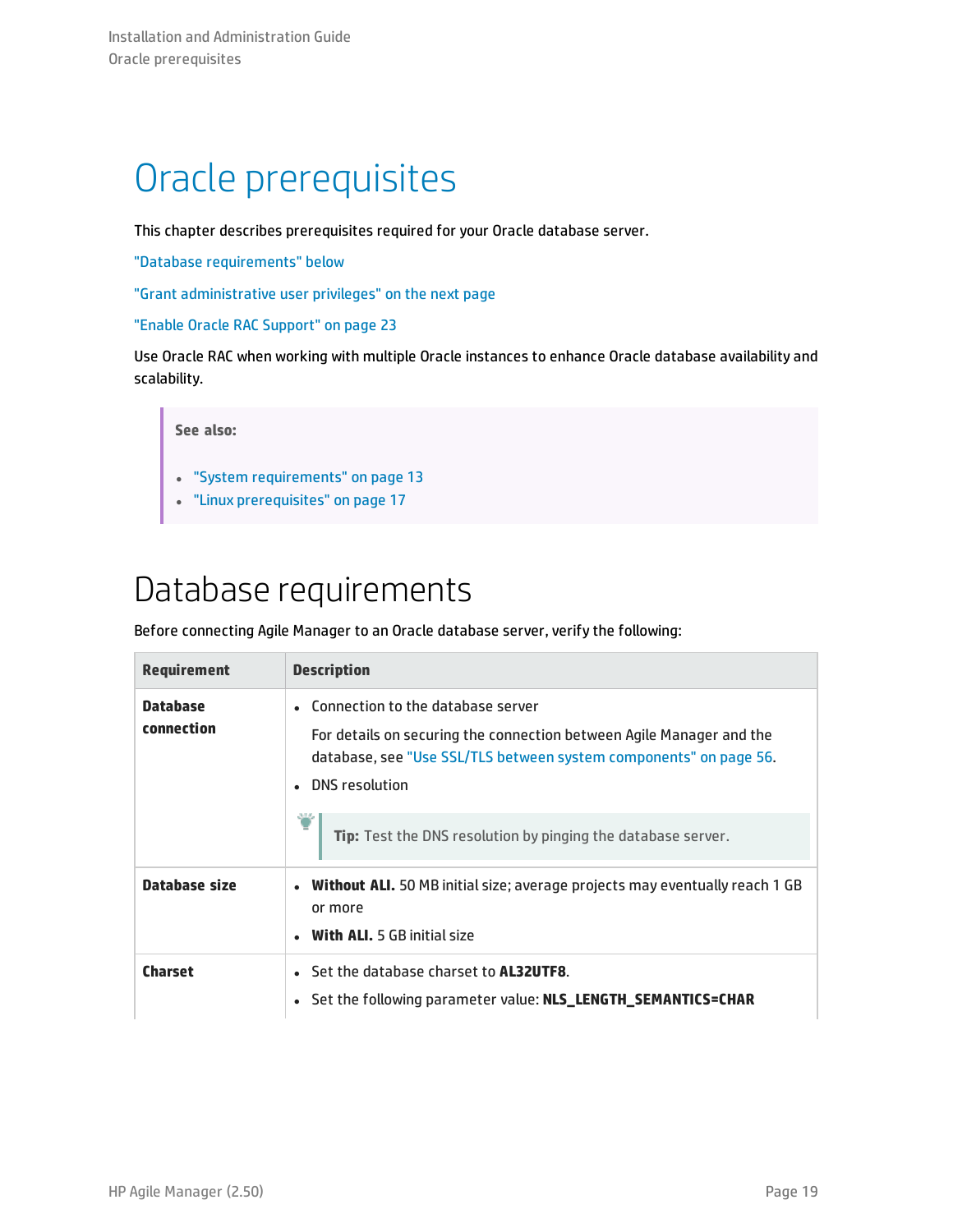# Oracle prerequisites

This chapter describes prerequisites required for your Oracle database server.

"Database requirements" below

"Grant administrative user privileges" on the next page

"Enable Oracle RAC Support" on page 23

Use Oracle RAC when working with multiple Oracle instances to enhance Oracle database availability and scalability.

> **See also:**
>
> - "System requirements" on page 13
> - "Linux prerequisites" on page 17

## Database requirements

Before connecting Agile Manager to an Oracle database server, verify the following:

| Requirement | Description |
| --- | --- |
| **Database connection** | • Connection to the database server<br>For details on securing the connection between Agile Manager and the database, see "Use SSL/TLS between system components" on page 56.<br>• DNS resolution<br>**Tip:** Test the DNS resolution by pinging the database server. |
| **Database size** | • **Without ALI.** 50 MB initial size; average projects may eventually reach 1 GB or more<br>• **With ALI.** 5 GB initial size |
| **Charset** | • Set the database charset to **AL32UTF8**.<br>• Set the following parameter value: **NLS_LENGTH_SEMANTICS=CHAR** |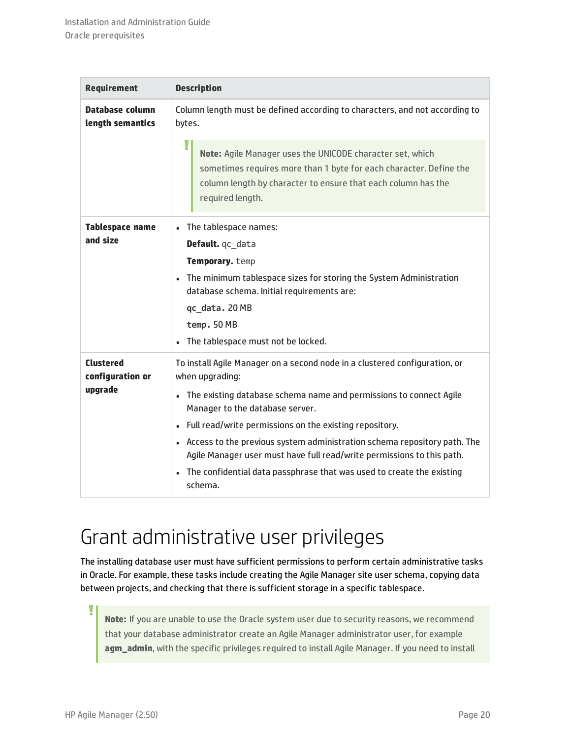| Requirement | Description |
|---|---|
| **Database column length semantics** | Column length must be defined according to characters, and not according to bytes.<br><br>**Note:** Agile Manager uses the UNICODE character set, which sometimes requires more than 1 byte for each character. Define the column length by character to ensure that each column has the required length. |
| **Tablespace name and size** | • The tablespace names:<br>**Default.** qc_data<br>**Temporary.** temp<br>• The minimum tablespace sizes for storing the System Administration database schema. Initial requirements are:<br>**qc_data.** 20 MB<br>**temp.** 50 MB<br>• The tablespace must not be locked. |
| **Clustered configuration or upgrade** | To install Agile Manager on a second node in a clustered configuration, or when upgrading:<br>• The existing database schema name and permissions to connect Agile Manager to the database server.<br>• Full read/write permissions on the existing repository.<br>• Access to the previous system administration schema repository path. The Agile Manager user must have full read/write permissions to this path.<br>• The confidential data passphrase that was used to create the existing schema. |

# Grant administrative user privileges

The installing database user must have sufficient permissions to perform certain administrative tasks in Oracle. For example, these tasks include creating the Agile Manager site user schema, copying data between projects, and checking that there is sufficient storage in a specific tablespace.

> **Note:** If you are unable to use the Oracle system user due to security reasons, we recommend that your database administrator create an Agile Manager administrator user, for example **agm_admin**, with the specific privileges required to install Agile Manager. If you need to install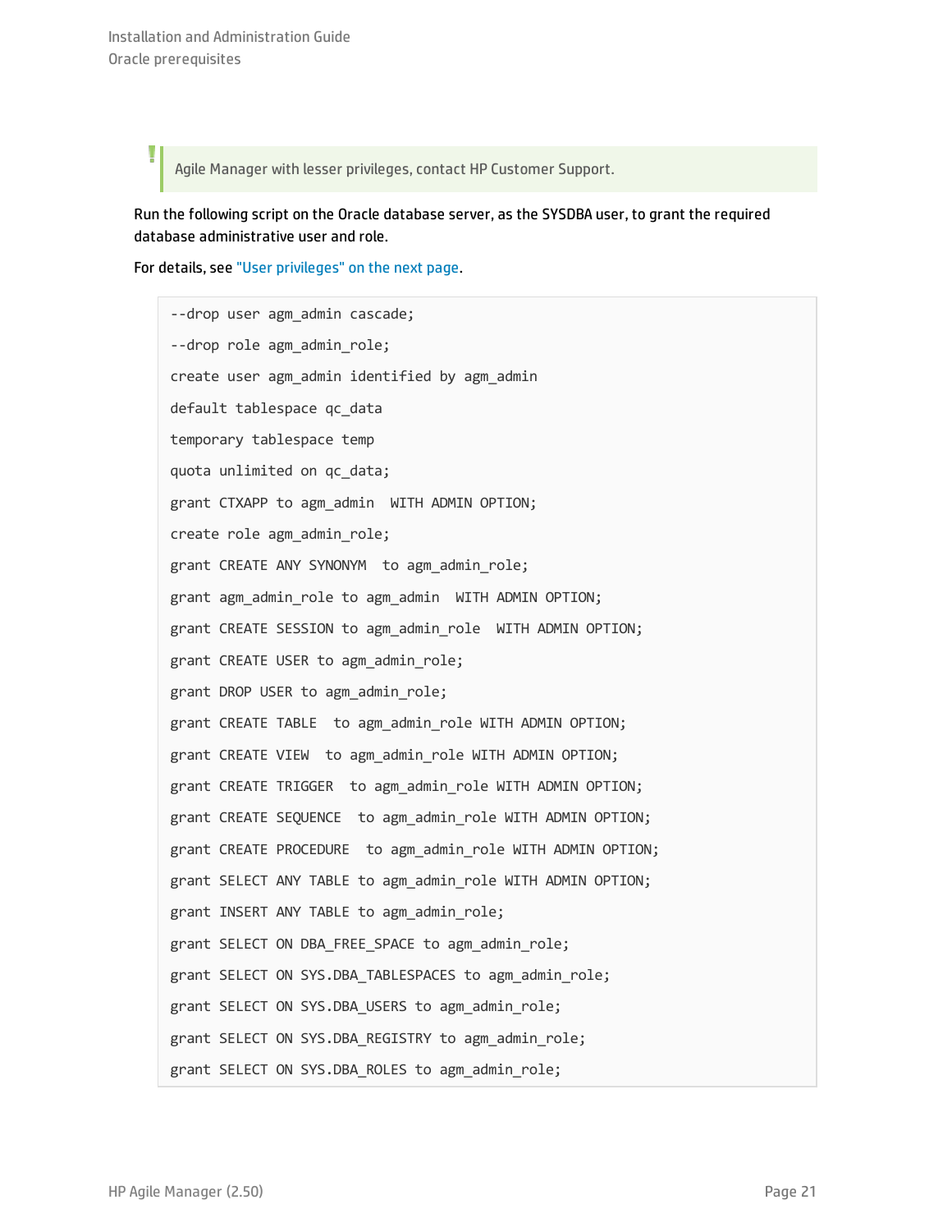> Agile Manager with lesser privileges, contact HP Customer Support.

Run the following script on the Oracle database server, as the SYSDBA user, to grant the required database administrative user and role.

For details, see "User privileges" on the next page.

```
--drop user agm_admin cascade;
--drop role agm_admin_role;
create user agm_admin identified by agm_admin
default tablespace qc_data
temporary tablespace temp
quota unlimited on qc_data;
grant CTXAPP to agm_admin  WITH ADMIN OPTION;
create role agm_admin_role;
grant CREATE ANY SYNONYM  to agm_admin_role;
grant agm_admin_role to agm_admin  WITH ADMIN OPTION;
grant CREATE SESSION to agm_admin_role  WITH ADMIN OPTION;
grant CREATE USER to agm_admin_role;
grant DROP USER to agm_admin_role;
grant CREATE TABLE  to agm_admin_role WITH ADMIN OPTION;
grant CREATE VIEW  to agm_admin_role WITH ADMIN OPTION;
grant CREATE TRIGGER  to agm_admin_role WITH ADMIN OPTION;
grant CREATE SEQUENCE  to agm_admin_role WITH ADMIN OPTION;
grant CREATE PROCEDURE  to agm_admin_role WITH ADMIN OPTION;
grant SELECT ANY TABLE to agm_admin_role WITH ADMIN OPTION;
grant INSERT ANY TABLE to agm_admin_role;
grant SELECT ON DBA_FREE_SPACE to agm_admin_role;
grant SELECT ON SYS.DBA_TABLESPACES to agm_admin_role;
grant SELECT ON SYS.DBA_USERS to agm_admin_role;
grant SELECT ON SYS.DBA_REGISTRY to agm_admin_role;
grant SELECT ON SYS.DBA_ROLES to agm_admin_role;
```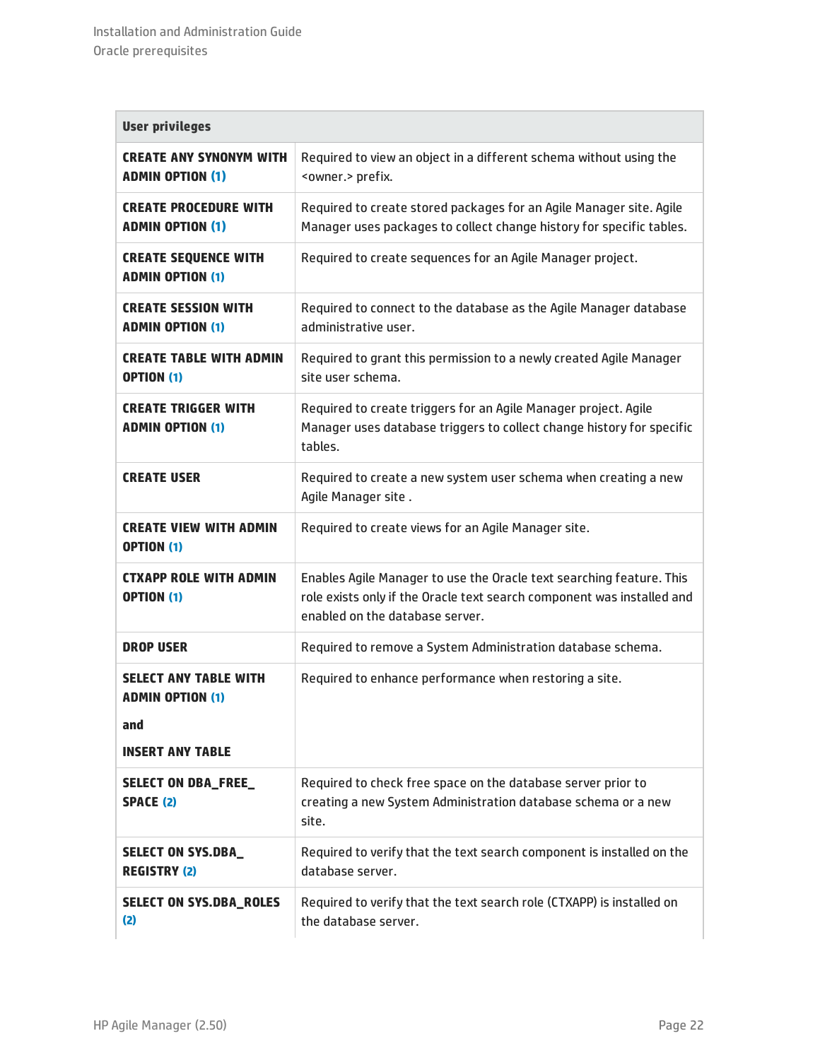| User privileges | |
|---|---|
| **CREATE ANY SYNONYM WITH ADMIN OPTION (1)** | Required to view an object in a different schema without using the <owner.> prefix. |
| **CREATE PROCEDURE WITH ADMIN OPTION (1)** | Required to create stored packages for an Agile Manager site. Agile Manager uses packages to collect change history for specific tables. |
| **CREATE SEQUENCE WITH ADMIN OPTION (1)** | Required to create sequences for an Agile Manager project. |
| **CREATE SESSION WITH ADMIN OPTION (1)** | Required to connect to the database as the Agile Manager database administrative user. |
| **CREATE TABLE WITH ADMIN OPTION (1)** | Required to grant this permission to a newly created Agile Manager site user schema. |
| **CREATE TRIGGER WITH ADMIN OPTION (1)** | Required to create triggers for an Agile Manager project. Agile Manager uses database triggers to collect change history for specific tables. |
| **CREATE USER** | Required to create a new system user schema when creating a new Agile Manager site . |
| **CREATE VIEW WITH ADMIN OPTION (1)** | Required to create views for an Agile Manager site. |
| **CTXAPP ROLE WITH ADMIN OPTION (1)** | Enables Agile Manager to use the Oracle text searching feature. This role exists only if the Oracle text search component was installed and enabled on the database server. |
| **DROP USER** | Required to remove a System Administration database schema. |
| **SELECT ANY TABLE WITH ADMIN OPTION (1)** and **INSERT ANY TABLE** | Required to enhance performance when restoring a site. |
| **SELECT ON DBA_FREE_SPACE (2)** | Required to check free space on the database server prior to creating a new System Administration database schema or a new site. |
| **SELECT ON SYS.DBA_REGISTRY (2)** | Required to verify that the text search component is installed on the database server. |
| **SELECT ON SYS.DBA_ROLES (2)** | Required to verify that the text search role (CTXAPP) is installed on the database server. |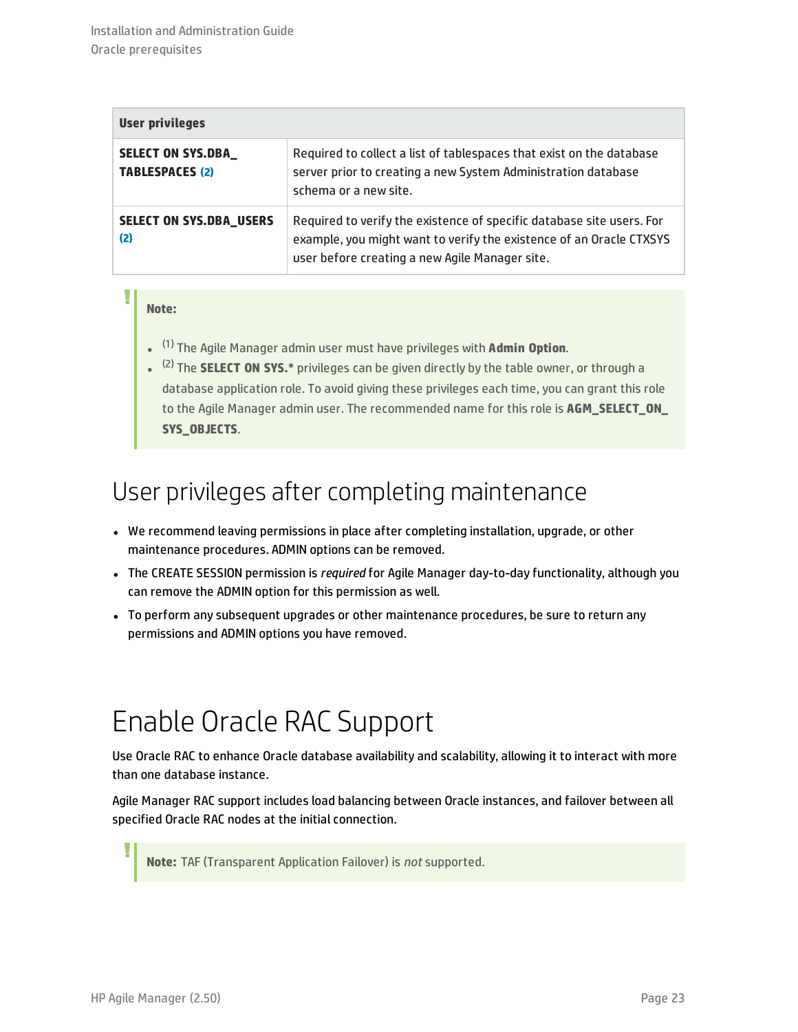| User privileges | |
|---|---|
| **SELECT ON SYS.DBA_TABLESPACES (2)** | Required to collect a list of tablespaces that exist on the database server prior to creating a new System Administration database schema or a new site. |
| **SELECT ON SYS.DBA_USERS (2)** | Required to verify the existence of specific database site users. For example, you might want to verify the existence of an Oracle CTXSYS user before creating a new Agile Manager site. |

> **Note:**
>
> - (1) The Agile Manager admin user must have privileges with **Admin Option**.
> - (2) The **SELECT ON SYS.*** privileges can be given directly by the table owner, or through a database application role. To avoid giving these privileges each time, you can grant this role to the Agile Manager admin user. The recommended name for this role is **AGM_SELECT_ON_SYS_OBJECTS**.

## User privileges after completing maintenance

- We recommend leaving permissions in place after completing installation, upgrade, or other maintenance procedures. ADMIN options can be removed.
- The CREATE SESSION permission is *required* for Agile Manager day-to-day functionality, although you can remove the ADMIN option for this permission as well.
- To perform any subsequent upgrades or other maintenance procedures, be sure to return any permissions and ADMIN options you have removed.

# Enable Oracle RAC Support

Use Oracle RAC to enhance Oracle database availability and scalability, allowing it to interact with more than one database instance.

Agile Manager RAC support includes load balancing between Oracle instances, and failover between all specified Oracle RAC nodes at the initial connection.

> **Note:** TAF (Transparent Application Failover) is *not* supported.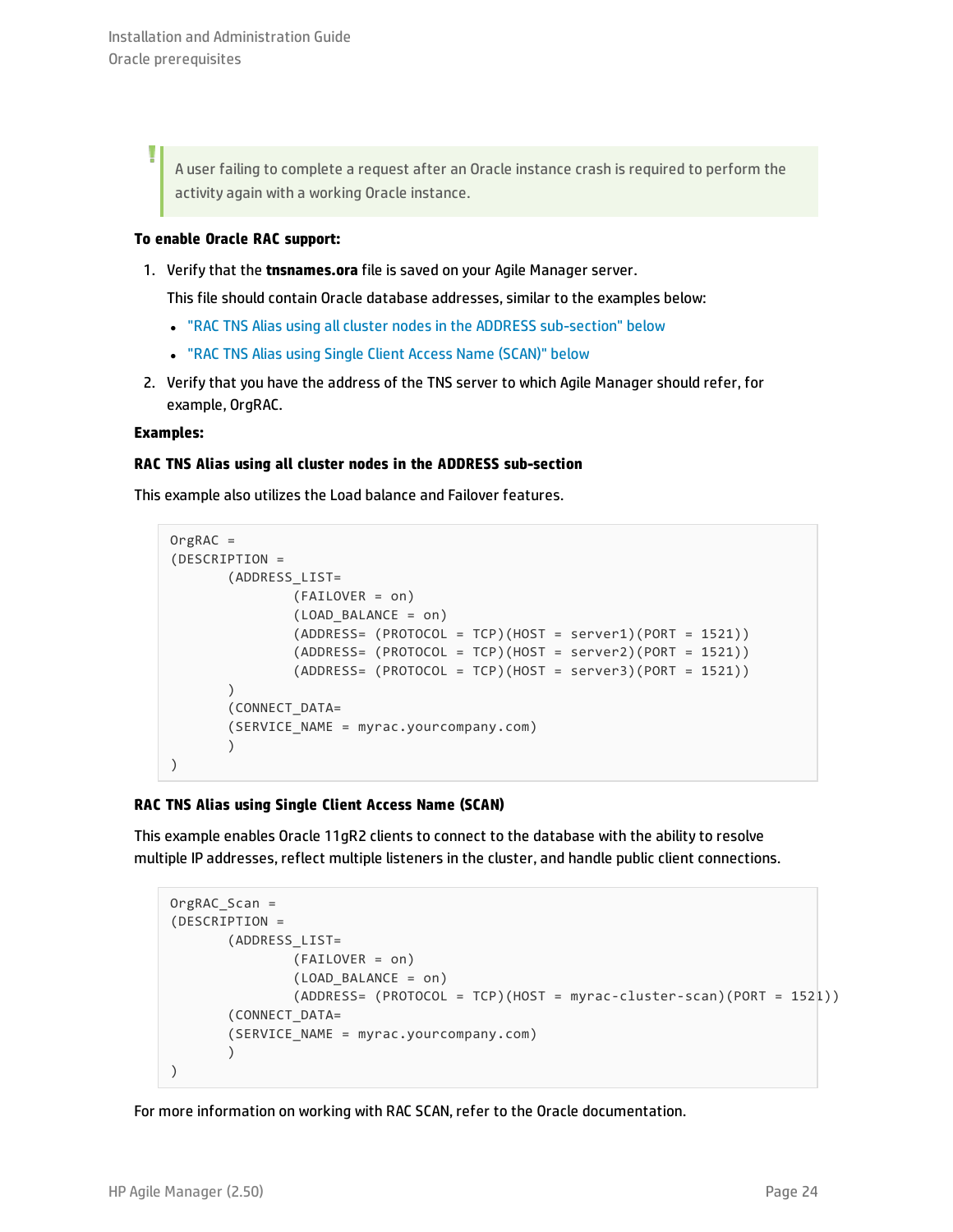> A user failing to complete a request after an Oracle instance crash is required to perform the activity again with a working Oracle instance.

**To enable Oracle RAC support:**

1. Verify that the **tnsnames.ora** file is saved on your Agile Manager server.

   This file should contain Oracle database addresses, similar to the examples below:

   - "RAC TNS Alias using all cluster nodes in the ADDRESS sub-section" below
   - "RAC TNS Alias using Single Client Access Name (SCAN)" below

2. Verify that you have the address of the TNS server to which Agile Manager should refer, for example, OrgRAC.

**Examples:**

**RAC TNS Alias using all cluster nodes in the ADDRESS sub-section**

This example also utilizes the Load balance and Failover features.

```
OrgRAC =
(DESCRIPTION =
       (ADDRESS_LIST=
               (FAILOVER = on)
               (LOAD_BALANCE = on)
               (ADDRESS= (PROTOCOL = TCP)(HOST = server1)(PORT = 1521))
               (ADDRESS= (PROTOCOL = TCP)(HOST = server2)(PORT = 1521))
               (ADDRESS= (PROTOCOL = TCP)(HOST = server3)(PORT = 1521))
       )
       (CONNECT_DATA=
       (SERVICE_NAME = myrac.yourcompany.com)
       )
)
```

**RAC TNS Alias using Single Client Access Name (SCAN)**

This example enables Oracle 11gR2 clients to connect to the database with the ability to resolve multiple IP addresses, reflect multiple listeners in the cluster, and handle public client connections.

```
OrgRAC_Scan =
(DESCRIPTION =
       (ADDRESS_LIST=
               (FAILOVER = on)
               (LOAD_BALANCE = on)
               (ADDRESS= (PROTOCOL = TCP)(HOST = myrac-cluster-scan)(PORT = 1521))
       (CONNECT_DATA=
       (SERVICE_NAME = myrac.yourcompany.com)
       )
)
```

For more information on working with RAC SCAN, refer to the Oracle documentation.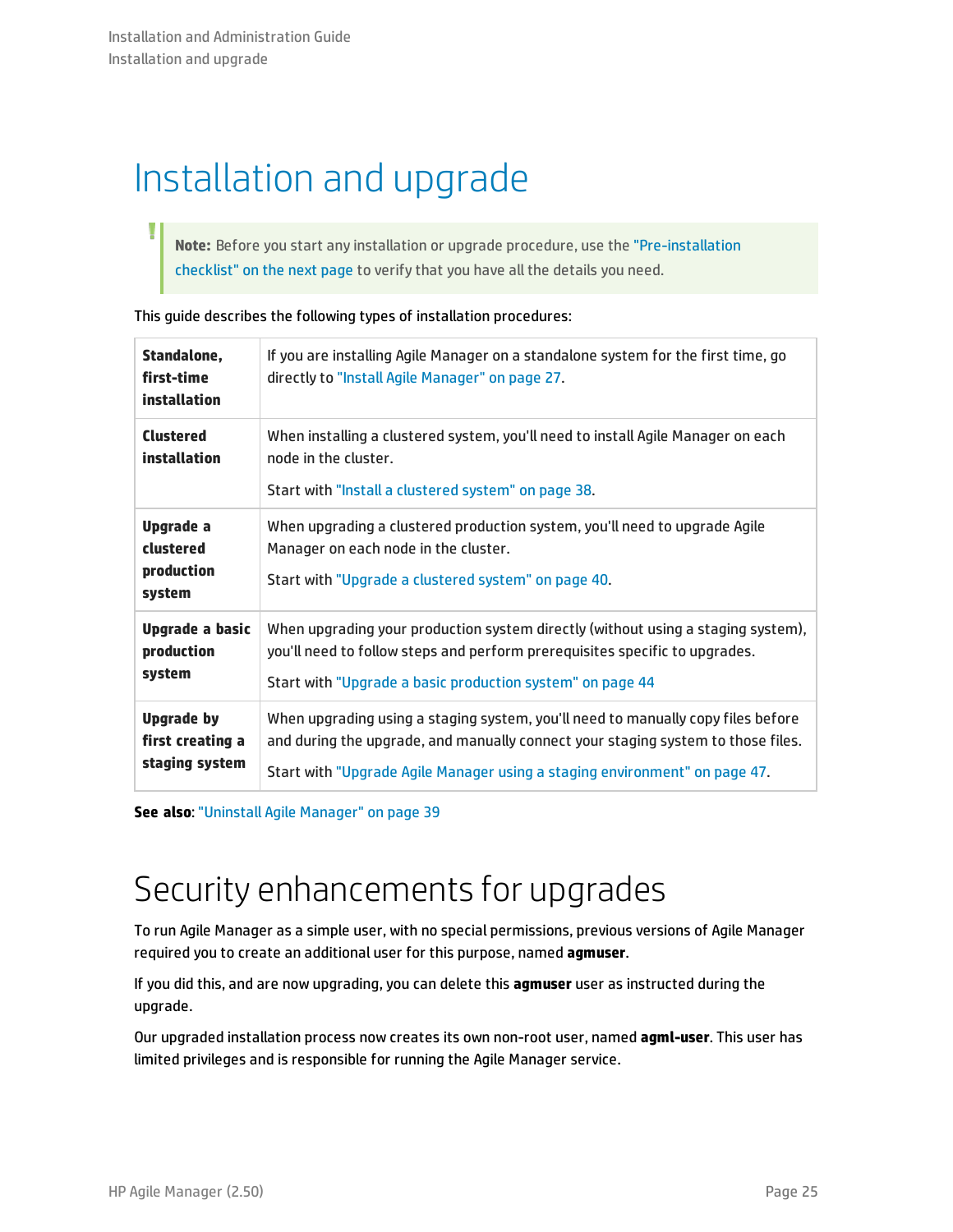# Installation and upgrade

> **Note:** Before you start any installation or upgrade procedure, use the "Pre-installation checklist" on the next page to verify that you have all the details you need.

This guide describes the following types of installation procedures:

| | |
|---|---|
| **Standalone, first-time installation** | If you are installing Agile Manager on a standalone system for the first time, go directly to "Install Agile Manager" on page 27. |
| **Clustered installation** | When installing a clustered system, you'll need to install Agile Manager on each node in the cluster.<br><br>Start with "Install a clustered system" on page 38. |
| **Upgrade a clustered production system** | When upgrading a clustered production system, you'll need to upgrade Agile Manager on each node in the cluster.<br><br>Start with "Upgrade a clustered system" on page 40. |
| **Upgrade a basic production system** | When upgrading your production system directly (without using a staging system), you'll need to follow steps and perform prerequisites specific to upgrades.<br><br>Start with "Upgrade a basic production system" on page 44 |
| **Upgrade by first creating a staging system** | When upgrading using a staging system, you'll need to manually copy files before and during the upgrade, and manually connect your staging system to those files.<br><br>Start with "Upgrade Agile Manager using a staging environment" on page 47. |

**See also**: "Uninstall Agile Manager" on page 39

# Security enhancements for upgrades

To run Agile Manager as a simple user, with no special permissions, previous versions of Agile Manager required you to create an additional user for this purpose, named **agmuser**.

If you did this, and are now upgrading, you can delete this **agmuser** user as instructed during the upgrade.

Our upgraded installation process now creates its own non-root user, named **agml-user**. This user has limited privileges and is responsible for running the Agile Manager service.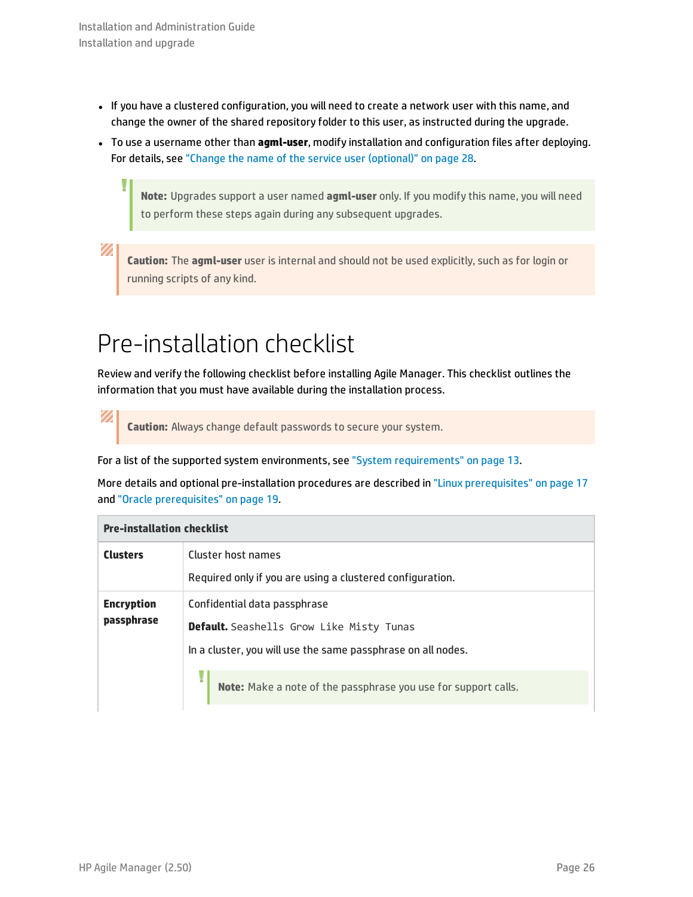- If you have a clustered configuration, you will need to create a network user with this name, and change the owner of the shared repository folder to this user, as instructed during the upgrade.
- To use a username other than **agml-user**, modify installation and configuration files after deploying. For details, see "Change the name of the service user (optional)" on page 28.

> **Note:** Upgrades support a user named **agml-user** only. If you modify this name, you will need to perform these steps again during any subsequent upgrades.

> **Caution:** The **agml-user** user is internal and should not be used explicitly, such as for login or running scripts of any kind.

# Pre-installation checklist

Review and verify the following checklist before installing Agile Manager. This checklist outlines the information that you must have available during the installation process.

> **Caution:** Always change default passwords to secure your system.

For a list of the supported system environments, see "System requirements" on page 13.

More details and optional pre-installation procedures are described in "Linux prerequisites" on page 17 and "Oracle prerequisites" on page 19.

| **Pre-installation checklist** | |
|---|---|
| **Clusters** | Cluster host names<br><br>Required only if you are using a clustered configuration. |
| **Encryption passphrase** | Confidential data passphrase<br><br>**Default.** `Seashells Grow Like Misty Tunas`<br><br>In a cluster, you will use the same passphrase on all nodes.<br><br>**Note:** Make a note of the passphrase you use for support calls. |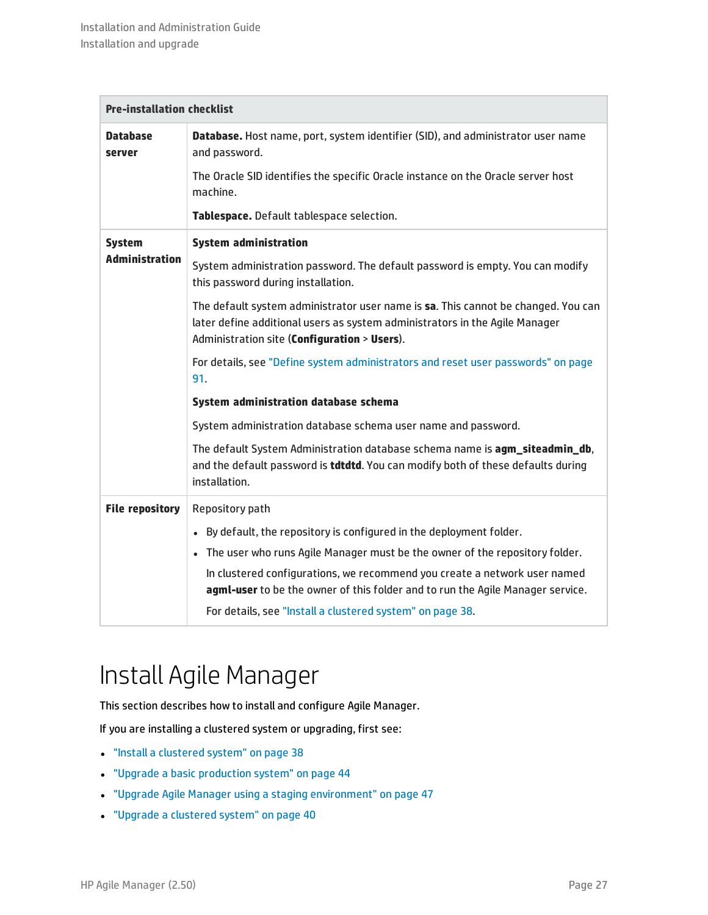| Pre-installation checklist | |
|---|---|
| **Database server** | **Database.** Host name, port, system identifier (SID), and administrator user name and password.<br><br>The Oracle SID identifies the specific Oracle instance on the Oracle server host machine.<br><br>**Tablespace.** Default tablespace selection. |
| **System Administration** | **System administration**<br><br>System administration password. The default password is empty. You can modify this password during installation.<br><br>The default system administrator user name is **sa**. This cannot be changed. You can later define additional users as system administrators in the Agile Manager Administration site (**Configuration** > **Users**).<br><br>For details, see "Define system administrators and reset user passwords" on page 91.<br><br>**System administration database schema**<br><br>System administration database schema user name and password.<br><br>The default System Administration database schema name is **agm_siteadmin_db**, and the default password is **tdtdtd**. You can modify both of these defaults during installation. |
| **File repository** | Repository path<br><br>• By default, the repository is configured in the deployment folder.<br>• The user who runs Agile Manager must be the owner of the repository folder.<br>In clustered configurations, we recommend you create a network user named **agml-user** to be the owner of this folder and to run the Agile Manager service.<br>For details, see "Install a clustered system" on page 38. |

# Install Agile Manager

This section describes how to install and configure Agile Manager.

If you are installing a clustered system or upgrading, first see:

- "Install a clustered system" on page 38
- "Upgrade a basic production system" on page 44
- "Upgrade Agile Manager using a staging environment" on page 47
- "Upgrade a clustered system" on page 40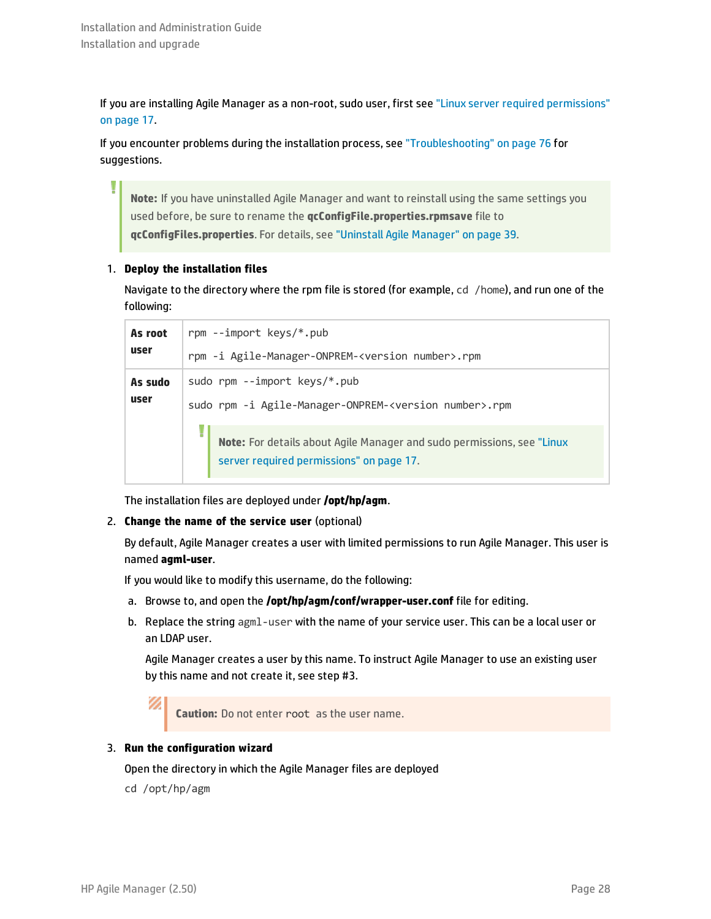If you are installing Agile Manager as a non-root, sudo user, first see "Linux server required permissions" on page 17.

If you encounter problems during the installation process, see "Troubleshooting" on page 76 for suggestions.

> **Note:** If you have uninstalled Agile Manager and want to reinstall using the same settings you used before, be sure to rename the **qcConfigFile.properties.rpmsave** file to **qcConfigFiles.properties**. For details, see "Uninstall Agile Manager" on page 39.

1. **Deploy the installation files**

   Navigate to the directory where the rpm file is stored (for example, `cd /home`), and run one of the following:

   | | |
   |---|---|
   | **As root user** | `rpm --import keys/*.pub`<br><br>`rpm -i Agile-Manager-ONPREM-<version number>.rpm` |
   | **As sudo user** | `sudo rpm --import keys/*.pub`<br><br>`sudo rpm -i Agile-Manager-ONPREM-<version number>.rpm`<br><br>**Note:** For details about Agile Manager and sudo permissions, see "Linux server required permissions" on page 17. |

   The installation files are deployed under **/opt/hp/agm**.

2. **Change the name of the service user** (optional)

   By default, Agile Manager creates a user with limited permissions to run Agile Manager. This user is named **agml-user**.

   If you would like to modify this username, do the following:

   a. Browse to, and open the **/opt/hp/agm/conf/wrapper-user.conf** file for editing.

   b. Replace the string `agml-user` with the name of your service user. This can be a local user or an LDAP user.

      Agile Manager creates a user by this name. To instruct Agile Manager to use an existing user by this name and not create it, see step #3.

   > **Caution:** Do not enter `root` as the user name.

3. **Run the configuration wizard**

   Open the directory in which the Agile Manager files are deployed

   ```
   cd /opt/hp/agm
   ```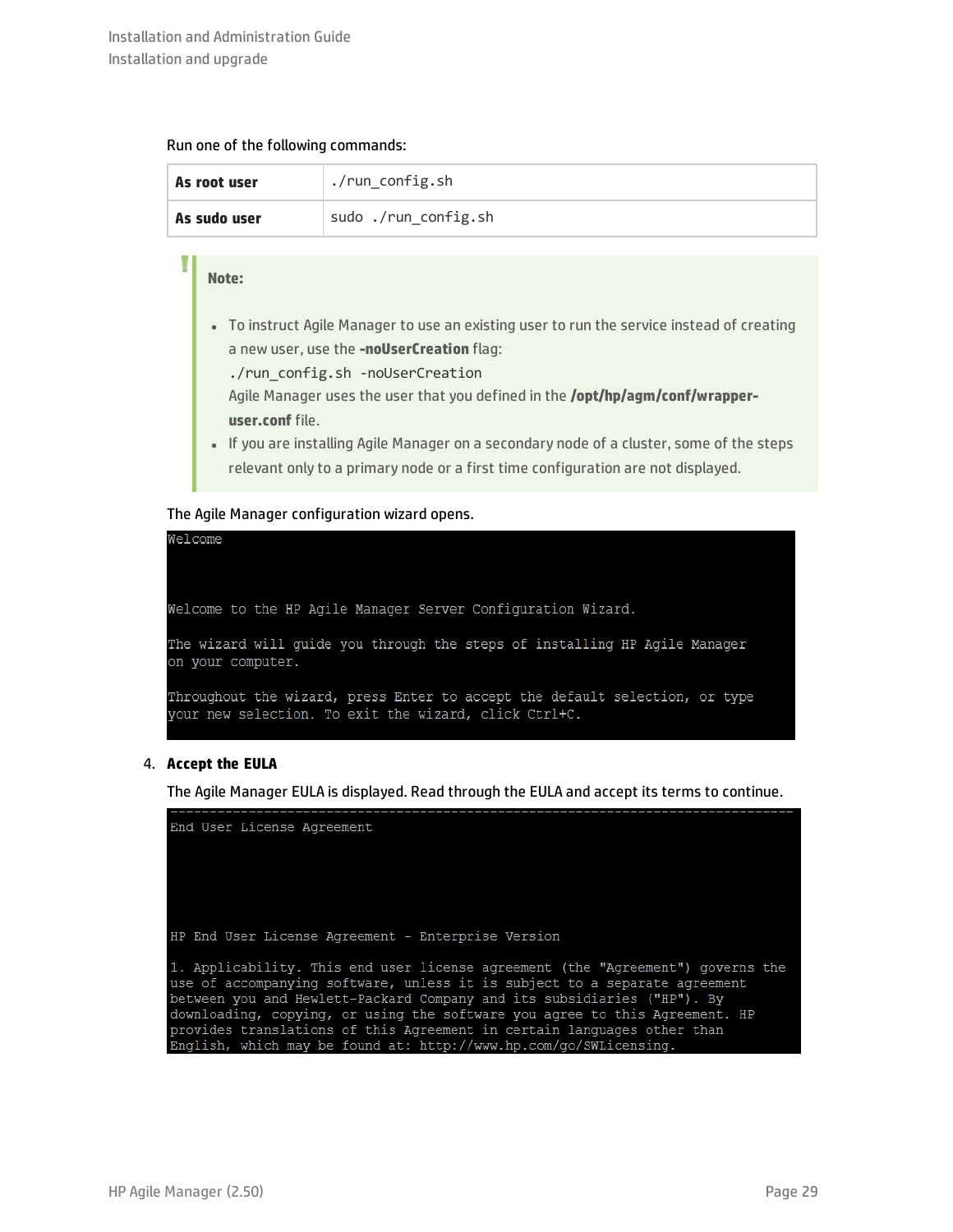Run one of the following commands:

| As root user | ./run_config.sh |
| --- | --- |
| **As sudo user** | sudo ./run_config.sh |

> **Note:**
>
> - To instruct Agile Manager to use an existing user to run the service instead of creating a new user, use the **-noUserCreation** flag:
>   `./run_config.sh -noUserCreation`
>   Agile Manager uses the user that you defined in the **/opt/hp/agm/conf/wrapper-user.conf** file.
> - If you are installing Agile Manager on a secondary node of a cluster, some of the steps relevant only to a primary node or a first time configuration are not displayed.

The Agile Manager configuration wizard opens.

```
Welcome


Welcome to the HP Agile Manager Server Configuration Wizard.

The wizard will guide you through the steps of installing HP Agile Manager
on your computer.

Throughout the wizard, press Enter to accept the default selection, or type
your new selection. To exit the wizard, click Ctrl+C.
```

4. **Accept the EULA**

   The Agile Manager EULA is displayed. Read through the EULA and accept its terms to continue.

```
-------------------------------------------------------------------------------
End User License Agreement




HP End User License Agreement - Enterprise Version

1. Applicability. This end user license agreement (the "Agreement") governs the
use of accompanying software, unless it is subject to a separate agreement
between you and Hewlett-Packard Company and its subsidiaries ("HP"). By
downloading, copying, or using the software you agree to this Agreement. HP
provides translations of this Agreement in certain languages other than
English, which may be found at: http://www.hp.com/go/SWLicensing.
```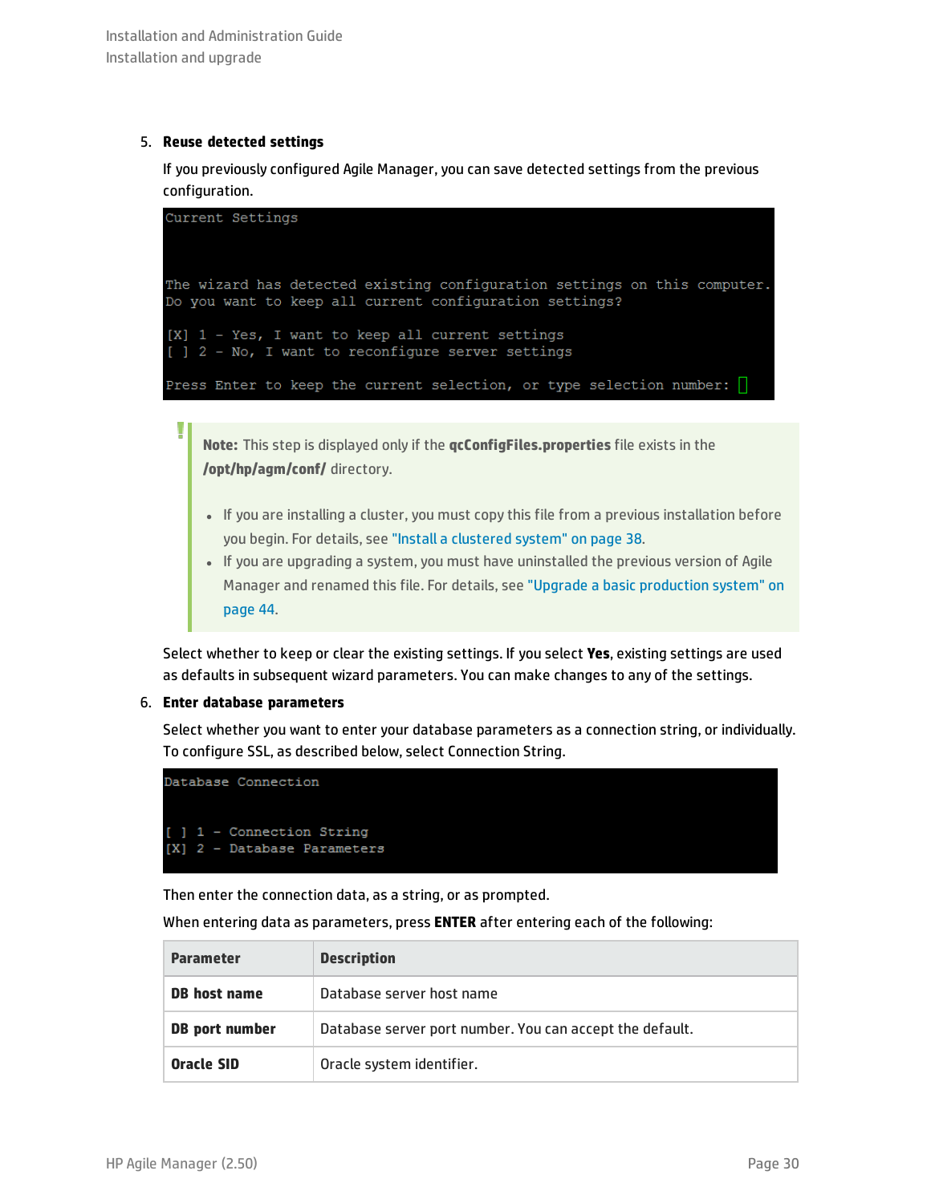5. **Reuse detected settings**

   If you previously configured Agile Manager, you can save detected settings from the previous configuration.

   ```
   Current Settings


   The wizard has detected existing configuration settings on this computer.
   Do you want to keep all current configuration settings?

   [X] 1 - Yes, I want to keep all current settings
   [ ] 2 - No, I want to reconfigure server settings

   Press Enter to keep the current selection, or type selection number:
   ```

   > **Note:** This step is displayed only if the **qcConfigFiles.properties** file exists in the ***/opt/hp/agm/conf/*** directory.
   >
   > - If you are installing a cluster, you must copy this file from a previous installation before you begin. For details, see "Install a clustered system" on page 38.
   > - If you are upgrading a system, you must have uninstalled the previous version of Agile Manager and renamed this file. For details, see "Upgrade a basic production system" on page 44.

   Select whether to keep or clear the existing settings. If you select **Yes**, existing settings are used as defaults in subsequent wizard parameters. You can make changes to any of the settings.

6. **Enter database parameters**

   Select whether you want to enter your database parameters as a connection string, or individually. To configure SSL, as described below, select Connection String.

   ```
   Database Connection


   [ ] 1 - Connection String
   [X] 2 - Database Parameters
   ```

   Then enter the connection data, as a string, or as prompted.

   When entering data as parameters, press **ENTER** after entering each of the following:

   | Parameter | Description |
   |---|---|
   | **DB host name** | Database server host name |
   | **DB port number** | Database server port number. You can accept the default. |
   | **Oracle SID** | Oracle system identifier. |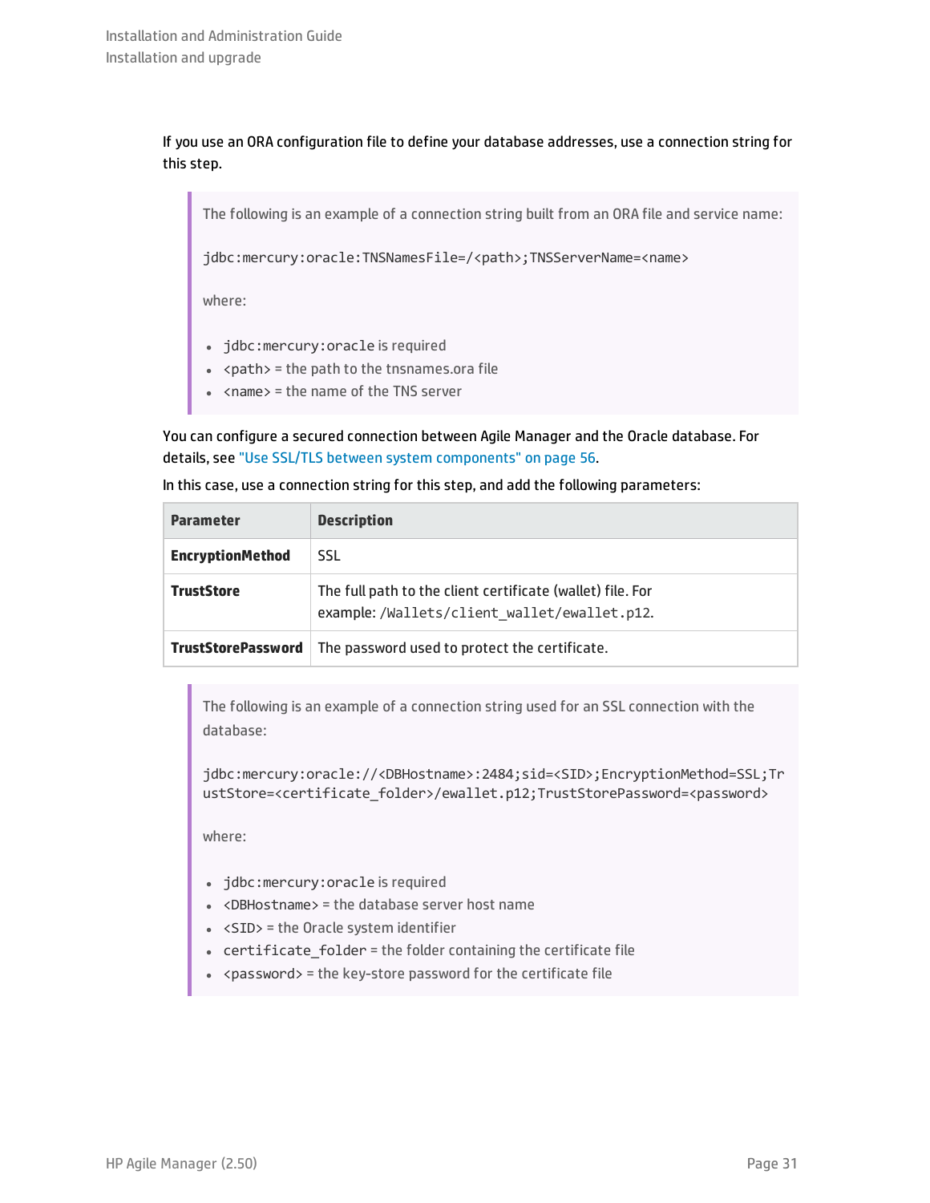If you use an ORA configuration file to define your database addresses, use a connection string for this step.

> The following is an example of a connection string built from an ORA file and service name:
>
> `jdbc:mercury:oracle:TNSNamesFile=/<path>;TNSServerName=<name>`
>
> where:
>
> - `jdbc:mercury:oracle` is required
> - `<path>` = the path to the tnsnames.ora file
> - `<name>` = the name of the TNS server

You can configure a secured connection between Agile Manager and the Oracle database. For details, see "Use SSL/TLS between system components" on page 56.

In this case, use a connection string for this step, and add the following parameters:

| Parameter | Description |
|---|---|
| **EncryptionMethod** | SSL |
| **TrustStore** | The full path to the client certificate (wallet) file. For example: `/Wallets/client_wallet/ewallet.p12`. |
| **TrustStorePassword** | The password used to protect the certificate. |

> The following is an example of a connection string used for an SSL connection with the database:
>
> `jdbc:mercury:oracle://<DBHostname>:2484;sid=<SID>;EncryptionMethod=SSL;TrustStore=<certificate_folder>/ewallet.p12;TrustStorePassword=<password>`
>
> where:
>
> - `jdbc:mercury:oracle` is required
> - `<DBHostname>` = the database server host name
> - `<SID>` = the Oracle system identifier
> - `certificate_folder` = the folder containing the certificate file
> - `<password>` = the key-store password for the certificate file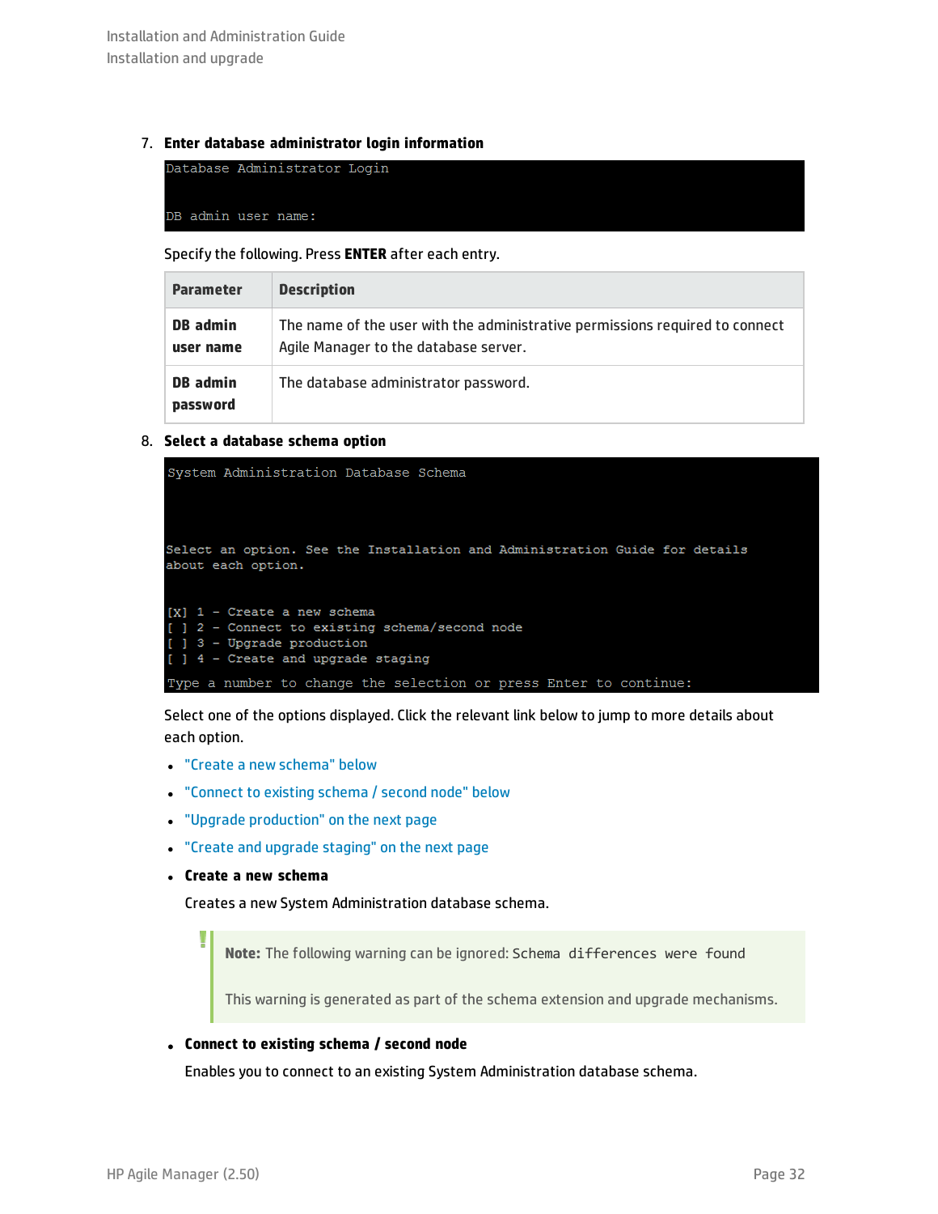7. **Enter database administrator login information**

```
Database Administrator Login


DB admin user name:
```

Specify the following. Press **ENTER** after each entry.

| Parameter | Description |
|---|---|
| **DB admin user name** | The name of the user with the administrative permissions required to connect Agile Manager to the database server. |
| **DB admin password** | The database administrator password. |

8. **Select a database schema option**

```
System Administration Database Schema



Select an option. See the Installation and Administration Guide for details
about each option.


[X] 1 - Create a new schema
[ ] 2 - Connect to existing schema/second node
[ ] 3 - Upgrade production
[ ] 4 - Create and upgrade staging
Type a number to change the selection or press Enter to continue:
```

Select one of the options displayed. Click the relevant link below to jump to more details about each option.

- "Create a new schema" below
- "Connect to existing schema / second node" below
- "Upgrade production" on the next page
- "Create and upgrade staging" on the next page

- **Create a new schema**

  Creates a new System Administration database schema.

  > **Note:** The following warning can be ignored: `Schema differences were found`
  >
  > This warning is generated as part of the schema extension and upgrade mechanisms.

- **Connect to existing schema / second node**

  Enables you to connect to an existing System Administration database schema.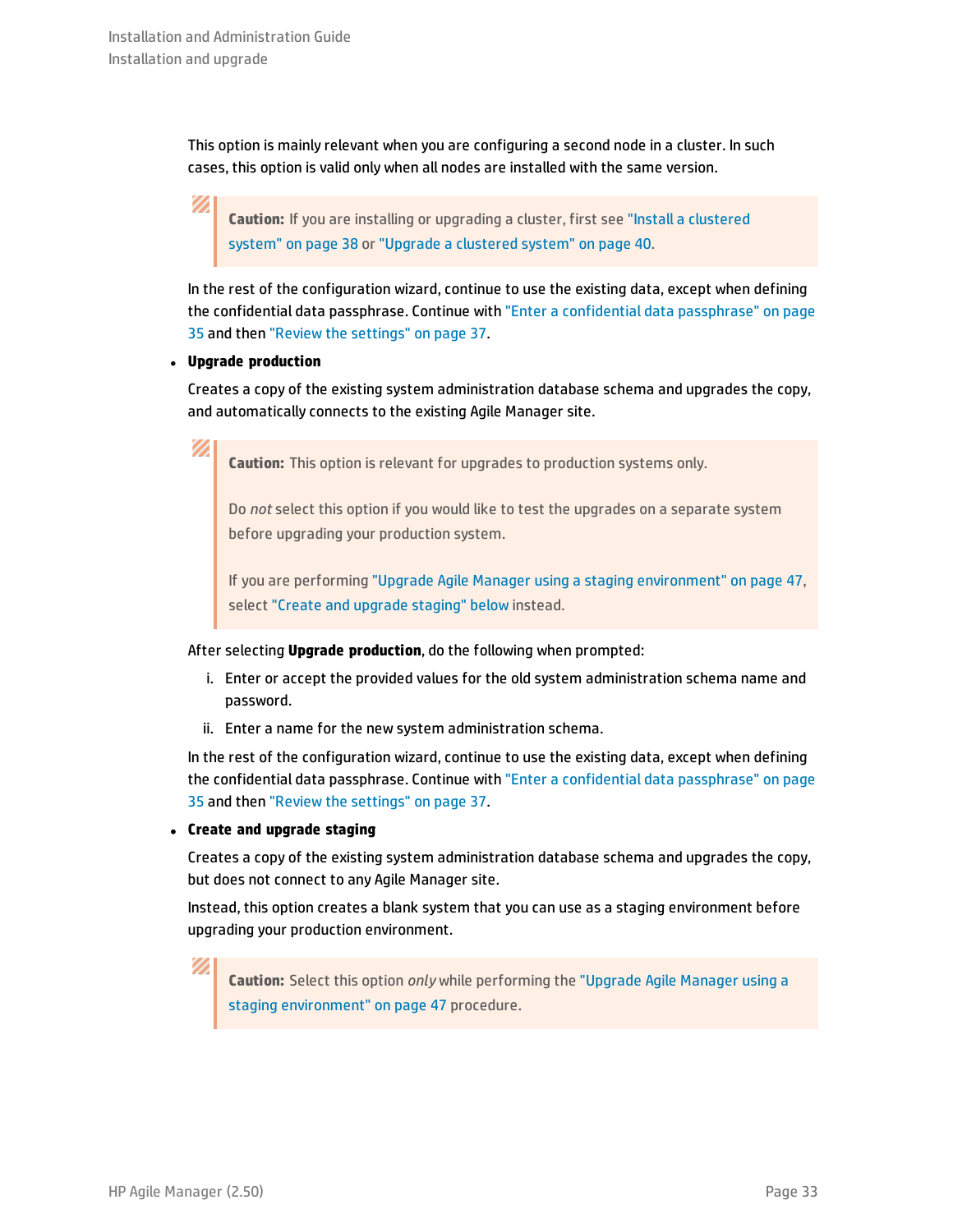This option is mainly relevant when you are configuring a second node in a cluster. In such cases, this option is valid only when all nodes are installed with the same version.

> **Caution:** If you are installing or upgrading a cluster, first see "Install a clustered system" on page 38 or "Upgrade a clustered system" on page 40.

In the rest of the configuration wizard, continue to use the existing data, except when defining the confidential data passphrase. Continue with "Enter a confidential data passphrase" on page 35 and then "Review the settings" on page 37.

- **Upgrade production**

  Creates a copy of the existing system administration database schema and upgrades the copy, and automatically connects to the existing Agile Manager site.

  > **Caution:** This option is relevant for upgrades to production systems only.
  >
  > Do *not* select this option if you would like to test the upgrades on a separate system before upgrading your production system.
  >
  > If you are performing "Upgrade Agile Manager using a staging environment" on page 47, select "Create and upgrade staging" below instead.

  After selecting **Upgrade production**, do the following when prompted:

  i. Enter or accept the provided values for the old system administration schema name and password.

  ii. Enter a name for the new system administration schema.

  In the rest of the configuration wizard, continue to use the existing data, except when defining the confidential data passphrase. Continue with "Enter a confidential data passphrase" on page 35 and then "Review the settings" on page 37.

- **Create and upgrade staging**

  Creates a copy of the existing system administration database schema and upgrades the copy, but does not connect to any Agile Manager site.

  Instead, this option creates a blank system that you can use as a staging environment before upgrading your production environment.

  > **Caution:** Select this option *only* while performing the "Upgrade Agile Manager using a staging environment" on page 47 procedure.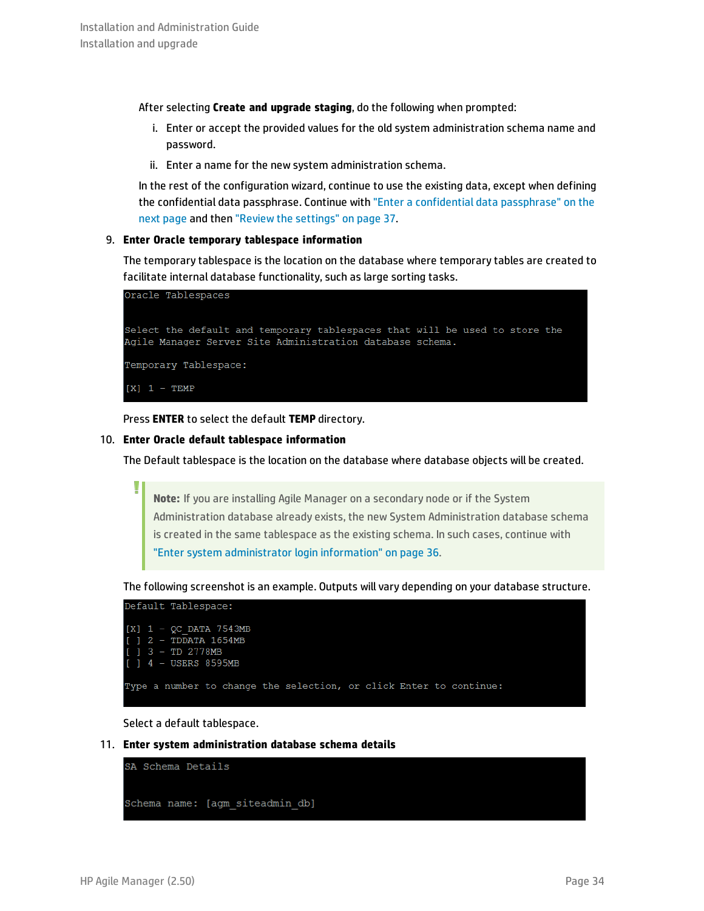After selecting **Create and upgrade staging**, do the following when prompted:

i. Enter or accept the provided values for the old system administration schema name and password.

ii. Enter a name for the new system administration schema.

In the rest of the configuration wizard, continue to use the existing data, except when defining the confidential data passphrase. Continue with "Enter a confidential data passphrase" on the next page and then "Review the settings" on page 37.

9. **Enter Oracle temporary tablespace information**

   The temporary tablespace is the location on the database where temporary tables are created to facilitate internal database functionality, such as large sorting tasks.

   ```
   Oracle Tablespaces

   Select the default and temporary tablespaces that will be used to store the
   Agile Manager Server Site Administration database schema.

   Temporary Tablespace:

   [X] 1 - TEMP
   ```

   Press **ENTER** to select the default **TEMP** directory.

10. **Enter Oracle default tablespace information**

    The Default tablespace is the location on the database where database objects will be created.

    > **Note:** If you are installing Agile Manager on a secondary node or if the System Administration database already exists, the new System Administration database schema is created in the same tablespace as the existing schema. In such cases, continue with "Enter system administrator login information" on page 36.

    The following screenshot is an example. Outputs will vary depending on your database structure.

    ```
    Default Tablespace:

    [X] 1 - QC_DATA 7543MB
    [ ] 2 - TDDATA 1654MB
    [ ] 3 - TD 2778MB
    [ ] 4 - USERS 8595MB

    Type a number to change the selection, or click Enter to continue:
    ```

    Select a default tablespace.

11. **Enter system administration database schema details**

    ```
    SA Schema Details


    Schema name: [agm_siteadmin_db]
    ```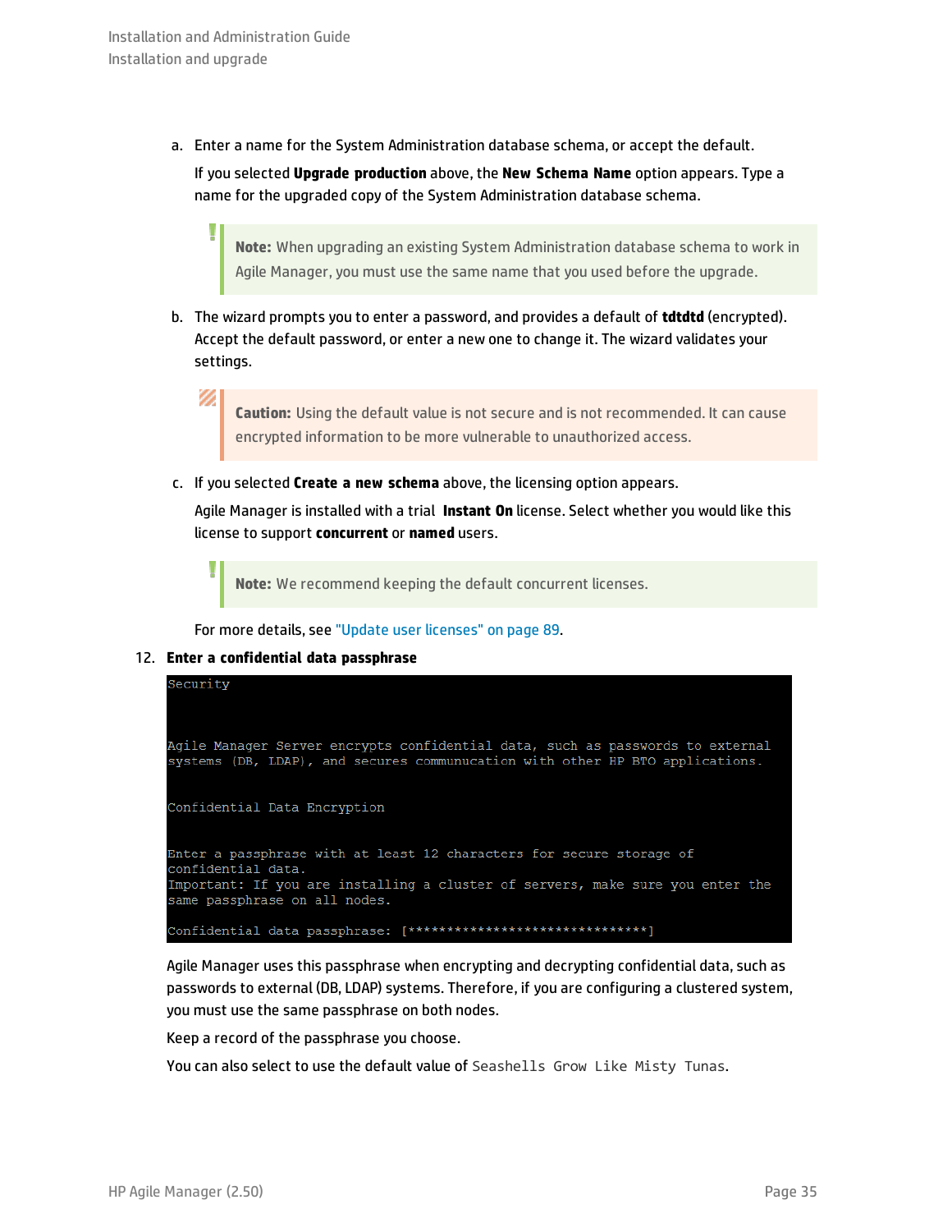a. Enter a name for the System Administration database schema, or accept the default.

   If you selected **Upgrade production** above, the **New Schema Name** option appears. Type a name for the upgraded copy of the System Administration database schema.

   > **Note:** When upgrading an existing System Administration database schema to work in Agile Manager, you must use the same name that you used before the upgrade.

b. The wizard prompts you to enter a password, and provides a default of **tdtdtd** (encrypted). Accept the default password, or enter a new one to change it. The wizard validates your settings.

   > **Caution:** Using the default value is not secure and is not recommended. It can cause encrypted information to be more vulnerable to unauthorized access.

c. If you selected **Create a new schema** above, the licensing option appears.

   Agile Manager is installed with a trial **Instant On** license. Select whether you would like this license to support **concurrent** or **named** users.

   > **Note:** We recommend keeping the default concurrent licenses.

   For more details, see "Update user licenses" on page 89.

12. **Enter a confidential data passphrase**

```
Security


Agile Manager Server encrypts confidential data, such as passwords to external
systems (DB, LDAP), and secures communucation with other HP BTO applications.


Confidential Data Encryption


Enter a passphrase with at least 12 characters for secure storage of
confidential data.
Important: If you are installing a cluster of servers, make sure you enter the
same passphrase on all nodes.

Confidential data passphrase: [******************************]
```

Agile Manager uses this passphrase when encrypting and decrypting confidential data, such as passwords to external (DB, LDAP) systems. Therefore, if you are configuring a clustered system, you must use the same passphrase on both nodes.

Keep a record of the passphrase you choose.

You can also select to use the default value of `Seashells Grow Like Misty Tunas`.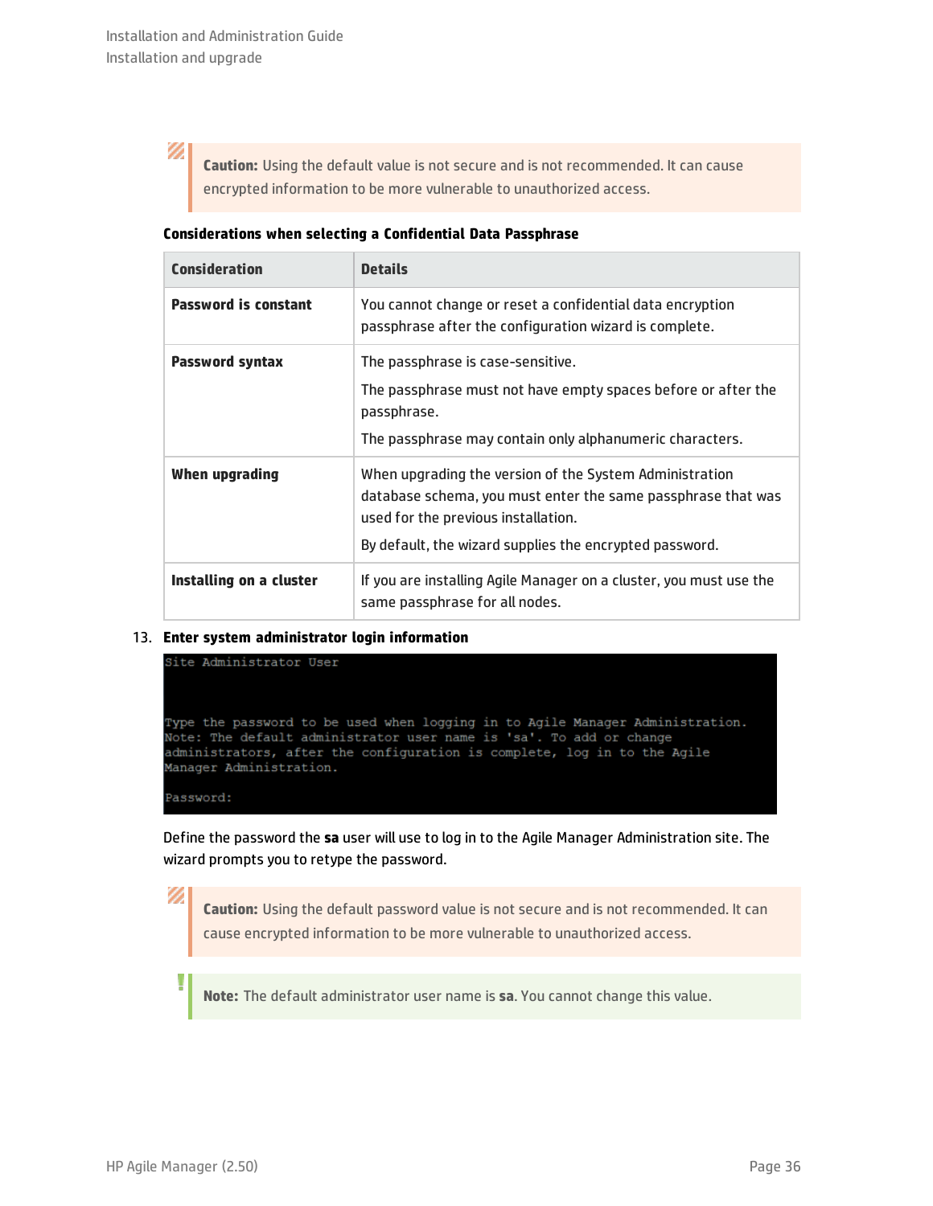> **Caution:** Using the default value is not secure and is not recommended. It can cause encrypted information to be more vulnerable to unauthorized access.

**Considerations when selecting a Confidential Data Passphrase**

| Consideration | Details |
| --- | --- |
| **Password is constant** | You cannot change or reset a confidential data encryption passphrase after the configuration wizard is complete. |
| **Password syntax** | The passphrase is case-sensitive.<br><br>The passphrase must not have empty spaces before or after the passphrase.<br><br>The passphrase may contain only alphanumeric characters. |
| **When upgrading** | When upgrading the version of the System Administration database schema, you must enter the same passphrase that was used for the previous installation.<br><br>By default, the wizard supplies the encrypted password. |
| **Installing on a cluster** | If you are installing Agile Manager on a cluster, you must use the same passphrase for all nodes. |

13. **Enter system administrator login information**

```
Site Administrator User


Type the password to be used when logging in to Agile Manager Administration.
Note: The default administrator user name is 'sa'. To add or change
administrators, after the configuration is complete, log in to the Agile
Manager Administration.

Password:
```

Define the password the **sa** user will use to log in to the Agile Manager Administration site. The wizard prompts you to retype the password.

> **Caution:** Using the default password value is not secure and is not recommended. It can cause encrypted information to be more vulnerable to unauthorized access.

> **Note:** The default administrator user name is **sa**. You cannot change this value.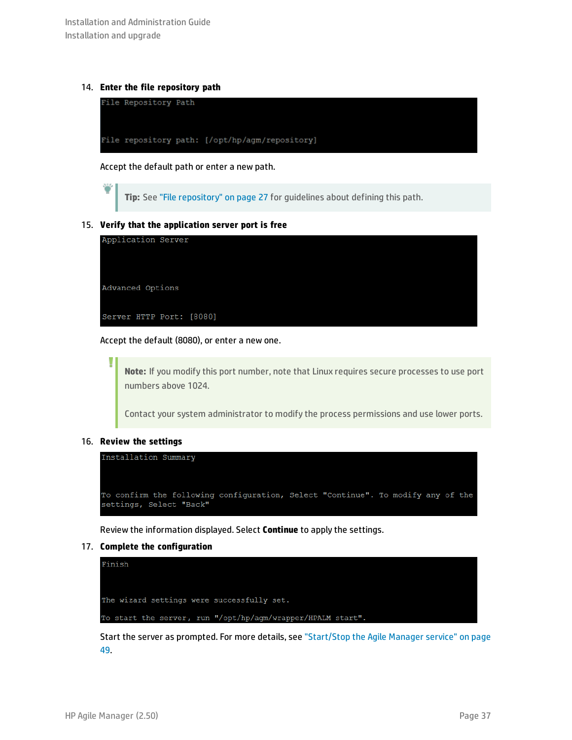14. **Enter the file repository path**

    ```
    File Repository Path

    File repository path: [/opt/hp/agm/repository]
    ```

    Accept the default path or enter a new path.

    > **Tip:** See "File repository" on page 27 for guidelines about defining this path.

15. **Verify that the application server port is free**

    ```
    Application Server

    Advanced Options

    Server HTTP Port: [8080]
    ```

    Accept the default (8080), or enter a new one.

    > **Note:** If you modify this port number, note that Linux requires secure processes to use port numbers above 1024.
    >
    > Contact your system administrator to modify the process permissions and use lower ports.

16. **Review the settings**

    ```
    Installation Summary

    To confirm the following configuration, Select "Continue". To modify any of the
    settings, Select "Back"
    ```

    Review the information displayed. Select **Continue** to apply the settings.

17. **Complete the configuration**

    ```
    Finish

    The wizard settings were successfully set.
    To start the server, run "/opt/hp/agm/wrapper/HPALM start".
    ```

    Start the server as prompted. For more details, see "Start/Stop the Agile Manager service" on page 49.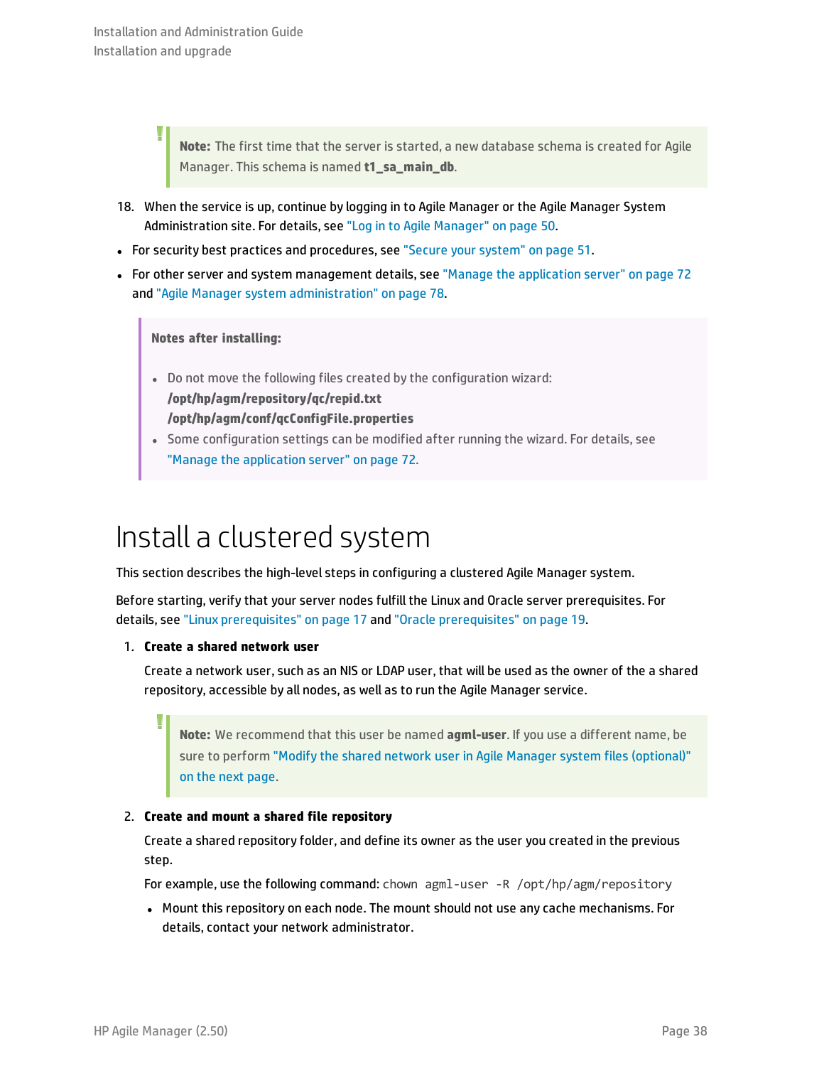> **Note:** The first time that the server is started, a new database schema is created for Agile Manager. This schema is named **t1_sa_main_db**.

18. When the service is up, continue by logging in to Agile Manager or the Agile Manager System Administration site. For details, see "Log in to Agile Manager" on page 50.

- For security best practices and procedures, see "Secure your system" on page 51.
- For other server and system management details, see "Manage the application server" on page 72 and "Agile Manager system administration" on page 78.

> **Notes after installing:**
>
> - Do not move the following files created by the configuration wizard:
>   **/opt/hp/agm/repository/qc/repid.txt**
>   **/opt/hp/agm/conf/qcConfigFile.properties**
> - Some configuration settings can be modified after running the wizard. For details, see "Manage the application server" on page 72.

# Install a clustered system

This section describes the high-level steps in configuring a clustered Agile Manager system.

Before starting, verify that your server nodes fulfill the Linux and Oracle server prerequisites. For details, see "Linux prerequisites" on page 17 and "Oracle prerequisites" on page 19.

1. **Create a shared network user**

   Create a network user, such as an NIS or LDAP user, that will be used as the owner of the a shared repository, accessible by all nodes, as well as to run the Agile Manager service.

   > **Note:** We recommend that this user be named **agml-user**. If you use a different name, be sure to perform "Modify the shared network user in Agile Manager system files (optional)" on the next page.

2. **Create and mount a shared file repository**

   Create a shared repository folder, and define its owner as the user you created in the previous step.

   For example, use the following command: `chown agml-user -R /opt/hp/agm/repository`

   - Mount this repository on each node. The mount should not use any cache mechanisms. For details, contact your network administrator.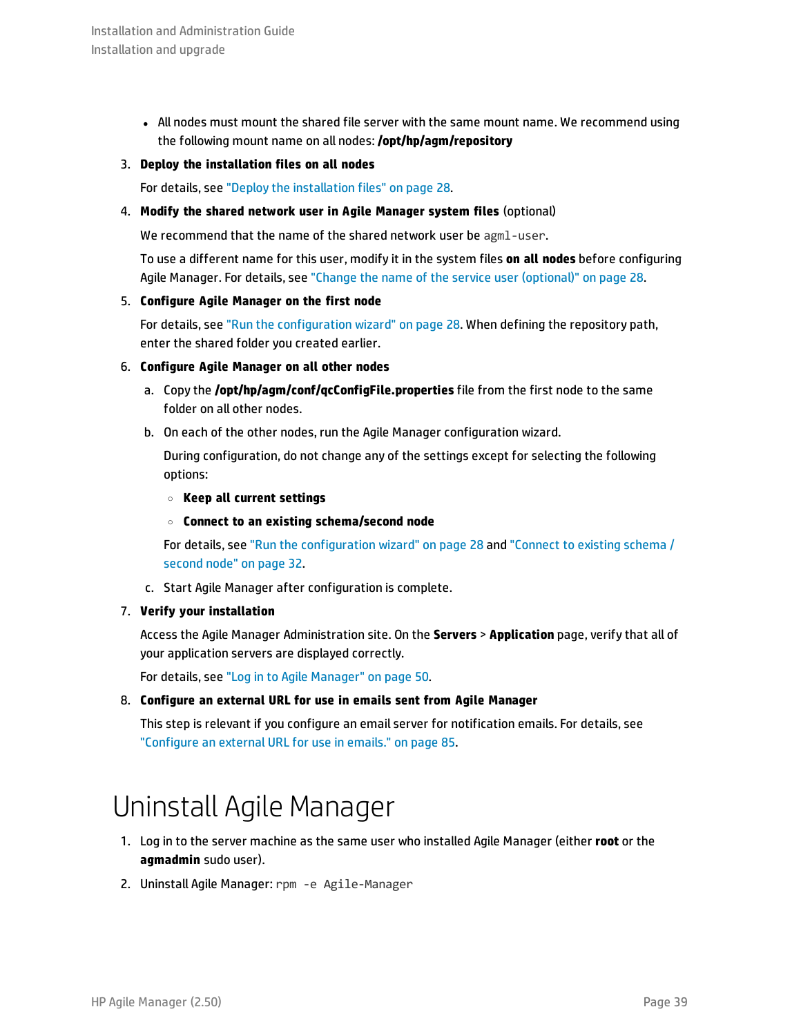- All nodes must mount the shared file server with the same mount name. We recommend using the following mount name on all nodes: **/opt/hp/agm/repository**

3. **Deploy the installation files on all nodes**

   For details, see "Deploy the installation files" on page 28.

4. **Modify the shared network user in Agile Manager system files** (optional)

   We recommend that the name of the shared network user be `agml-user`.

   To use a different name for this user, modify it in the system files **on all nodes** before configuring Agile Manager. For details, see "Change the name of the service user (optional)" on page 28.

5. **Configure Agile Manager on the first node**

   For details, see "Run the configuration wizard" on page 28. When defining the repository path, enter the shared folder you created earlier.

6. **Configure Agile Manager on all other nodes**

   a. Copy the **/opt/hp/agm/conf/qcConfigFile.properties** file from the first node to the same folder on all other nodes.

   b. On each of the other nodes, run the Agile Manager configuration wizard.

      During configuration, do not change any of the settings except for selecting the following options:

      - **Keep all current settings**
      - **Connect to an existing schema/second node**

      For details, see "Run the configuration wizard" on page 28 and "Connect to existing schema / second node" on page 32.

   c. Start Agile Manager after configuration is complete.

7. **Verify your installation**

   Access the Agile Manager Administration site. On the **Servers** > **Application** page, verify that all of your application servers are displayed correctly.

   For details, see "Log in to Agile Manager" on page 50.

8. **Configure an external URL for use in emails sent from Agile Manager**

   This step is relevant if you configure an email server for notification emails. For details, see "Configure an external URL for use in emails." on page 85.

# Uninstall Agile Manager

1. Log in to the server machine as the same user who installed Agile Manager (either **root** or the **agmadmin** sudo user).
2. Uninstall Agile Manager: `rpm -e Agile-Manager`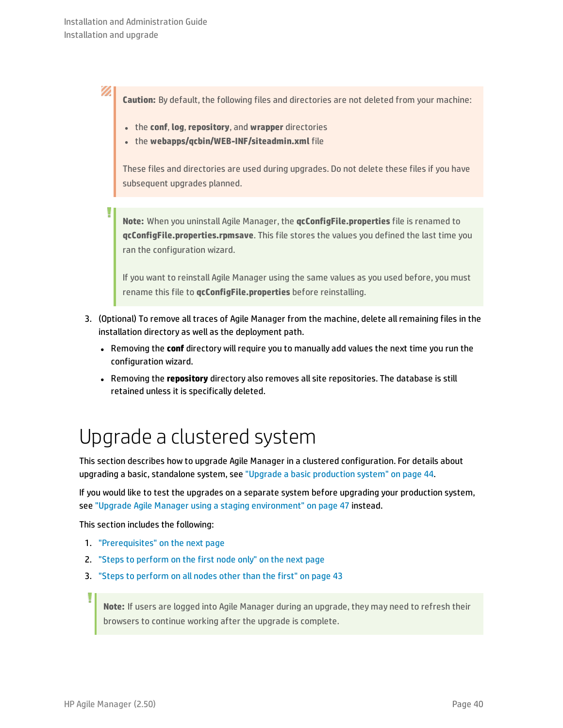> **Caution:** By default, the following files and directories are not deleted from your machine:
>
> - the **conf**, **log**, **repository**, and **wrapper** directories
> - the **webapps/qcbin/WEB-INF/siteadmin.xml** file
>
> These files and directories are used during upgrades. Do not delete these files if you have subsequent upgrades planned.

> **Note:** When you uninstall Agile Manager, the **qcConfigFile.properties** file is renamed to **qcConfigFile.properties.rpmsave**. This file stores the values you defined the last time you ran the configuration wizard.
>
> If you want to reinstall Agile Manager using the same values as you used before, you must rename this file to **qcConfigFile.properties** before reinstalling.

3. (Optional) To remove all traces of Agile Manager from the machine, delete all remaining files in the installation directory as well as the deployment path.
   - Removing the **conf** directory will require you to manually add values the next time you run the configuration wizard.
   - Removing the **repository** directory also removes all site repositories. The database is still retained unless it is specifically deleted.

# Upgrade a clustered system

This section describes how to upgrade Agile Manager in a clustered configuration. For details about upgrading a basic, standalone system, see "Upgrade a basic production system" on page 44.

If you would like to test the upgrades on a separate system before upgrading your production system, see "Upgrade Agile Manager using a staging environment" on page 47 instead.

This section includes the following:

1. "Prerequisites" on the next page
2. "Steps to perform on the first node only" on the next page
3. "Steps to perform on all nodes other than the first" on page 43

> **Note:** If users are logged into Agile Manager during an upgrade, they may need to refresh their browsers to continue working after the upgrade is complete.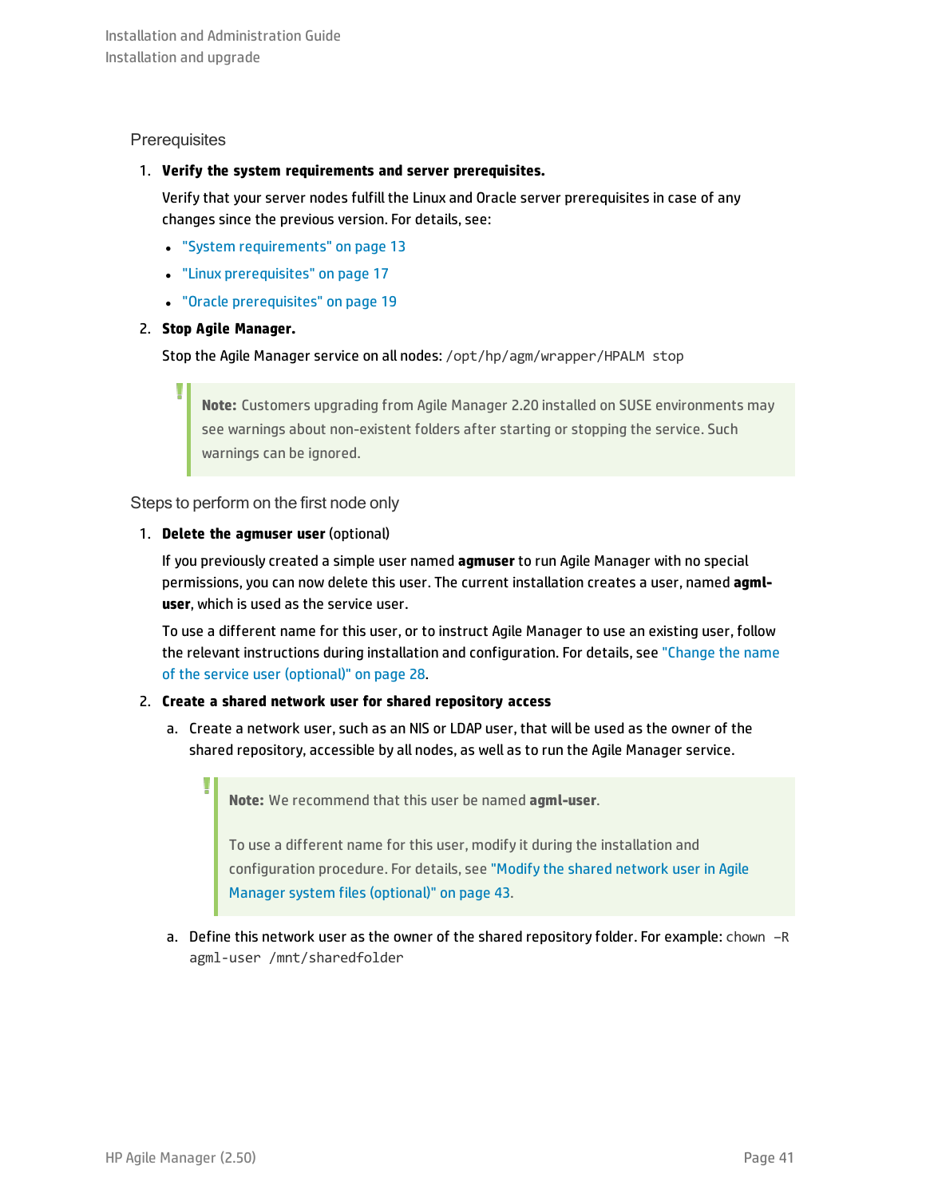### Prerequisites

1. **Verify the system requirements and server prerequisites.**

   Verify that your server nodes fulfill the Linux and Oracle server prerequisites in case of any changes since the previous version. For details, see:

   - "System requirements" on page 13
   - "Linux prerequisites" on page 17
   - "Oracle prerequisites" on page 19

2. **Stop Agile Manager.**

   Stop the Agile Manager service on all nodes: `/opt/hp/agm/wrapper/HPALM stop`

   > **Note:** Customers upgrading from Agile Manager 2.20 installed on SUSE environments may see warnings about non-existent folders after starting or stopping the service. Such warnings can be ignored.

### Steps to perform on the first node only

1. **Delete the agmuser user** (optional)

   If you previously created a simple user named **agmuser** to run Agile Manager with no special permissions, you can now delete this user. The current installation creates a user, named **agml-user**, which is used as the service user.

   To use a different name for this user, or to instruct Agile Manager to use an existing user, follow the relevant instructions during installation and configuration. For details, see "Change the name of the service user (optional)" on page 28.

2. **Create a shared network user for shared repository access**

   a. Create a network user, such as an NIS or LDAP user, that will be used as the owner of the shared repository, accessible by all nodes, as well as to run the Agile Manager service.

      > **Note:** We recommend that this user be named **agml-user**.
      >
      > To use a different name for this user, modify it during the installation and configuration procedure. For details, see "Modify the shared network user in Agile Manager system files (optional)" on page 43.

   a. Define this network user as the owner of the shared repository folder. For example: `chown -R agml-user /mnt/sharedfolder`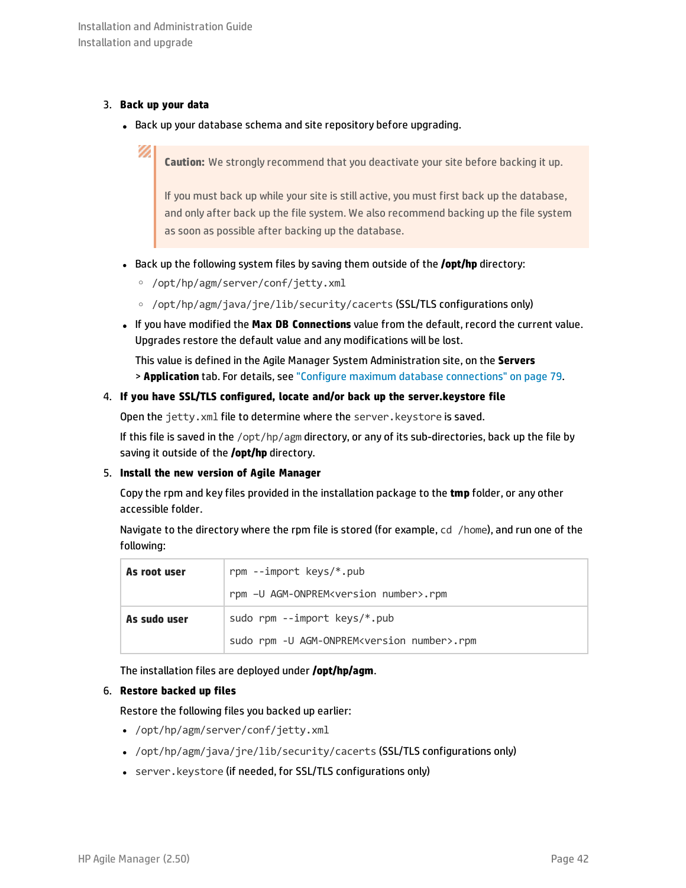3. **Back up your data**

   - Back up your database schema and site repository before upgrading.

     > **Caution:** We strongly recommend that you deactivate your site before backing it up.
     >
     > If you must back up while your site is still active, you must first back up the database, and only after back up the file system. We also recommend backing up the file system as soon as possible after backing up the database.

   - Back up the following system files by saving them outside of the **/opt/hp** directory:
     - `/opt/hp/agm/server/conf/jetty.xml`
     - `/opt/hp/agm/java/jre/lib/security/cacerts` (SSL/TLS configurations only)
   - If you have modified the **Max DB Connections** value from the default, record the current value. Upgrades restore the default value and any modifications will be lost.

     This value is defined in the Agile Manager System Administration site, on the **Servers** > **Application** tab. For details, see "Configure maximum database connections" on page 79.

4. **If you have SSL/TLS configured, locate and/or back up the server.keystore file**

   Open the `jetty.xml` file to determine where the `server.keystore` is saved.

   If this file is saved in the `/opt/hp/agm` directory, or any of its sub-directories, back up the file by saving it outside of the **/opt/hp** directory.

5. **Install the new version of Agile Manager**

   Copy the rpm and key files provided in the installation package to the **tmp** folder, or any other accessible folder.

   Navigate to the directory where the rpm file is stored (for example, `cd /home`), and run one of the following:

   | | |
   |---|---|
   | **As root user** | `rpm --import keys/*.pub`<br>`rpm –U AGM-ONPREM<version number>.rpm` |
   | **As sudo user** | `sudo rpm --import keys/*.pub`<br>`sudo rpm -U AGM-ONPREM<version number>.rpm` |

   The installation files are deployed under **/opt/hp/agm**.

6. **Restore backed up files**

   Restore the following files you backed up earlier:

   - `/opt/hp/agm/server/conf/jetty.xml`
   - `/opt/hp/agm/java/jre/lib/security/cacerts` (SSL/TLS configurations only)
   - `server.keystore` (if needed, for SSL/TLS configurations only)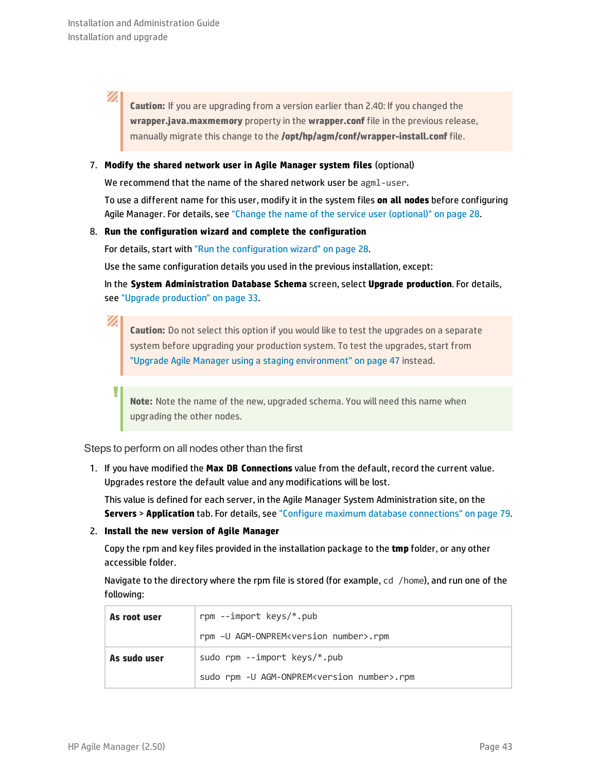> **Caution:** If you are upgrading from a version earlier than 2.40: If you changed the **wrapper.java.maxmemory** property in the **wrapper.conf** file in the previous release, manually migrate this change to the **/opt/hp/agm/conf/wrapper-install.conf** file.

7. **Modify the shared network user in Agile Manager system files** (optional)

   We recommend that the name of the shared network user be `agml-user`.

   To use a different name for this user, modify it in the system files **on all nodes** before configuring Agile Manager. For details, see "Change the name of the service user (optional)" on page 28.

8. **Run the configuration wizard and complete the configuration**

   For details, start with "Run the configuration wizard" on page 28.

   Use the same configuration details you used in the previous installation, except:

   In the **System Administration Database Schema** screen, select **Upgrade production**. For details, see "Upgrade production" on page 33.

   > **Caution:** Do not select this option if you would like to test the upgrades on a separate system before upgrading your production system. To test the upgrades, start from "Upgrade Agile Manager using a staging environment" on page 47 instead.

   > **Note:** Note the name of the new, upgraded schema. You will need this name when upgrading the other nodes.

### Steps to perform on all nodes other than the first

1. If you have modified the **Max DB Connections** value from the default, record the current value. Upgrades restore the default value and any modifications will be lost.

   This value is defined for each server, in the Agile Manager System Administration site, on the **Servers** > **Application** tab. For details, see "Configure maximum database connections" on page 79.

2. **Install the new version of Agile Manager**

   Copy the rpm and key files provided in the installation package to the **tmp** folder, or any other accessible folder.

   Navigate to the directory where the rpm file is stored (for example, `cd /home`), and run one of the following:

| | |
|---|---|
| **As root user** | `rpm --import keys/*.pub`<br>`rpm –U AGM-ONPREM<version number>.rpm` |
| **As sudo user** | `sudo rpm --import keys/*.pub`<br>`sudo rpm -U AGM-ONPREM<version number>.rpm` |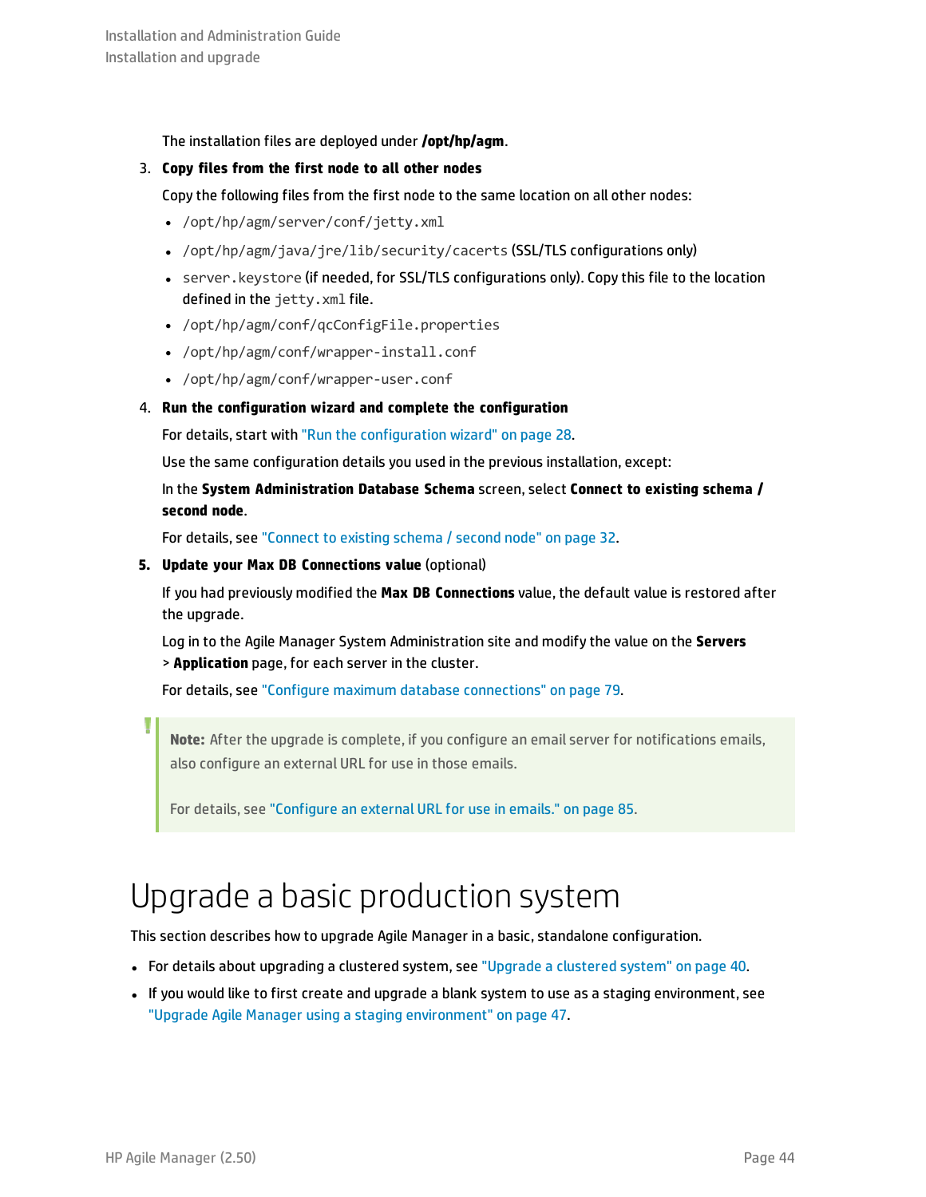The installation files are deployed under **/opt/hp/agm**.

3. **Copy files from the first node to all other nodes**

   Copy the following files from the first node to the same location on all other nodes:

   - `/opt/hp/agm/server/conf/jetty.xml`
   - `/opt/hp/agm/java/jre/lib/security/cacerts` (SSL/TLS configurations only)
   - `server.keystore` (if needed, for SSL/TLS configurations only). Copy this file to the location defined in the `jetty.xml` file.
   - `/opt/hp/agm/conf/qcConfigFile.properties`
   - `/opt/hp/agm/conf/wrapper-install.conf`
   - `/opt/hp/agm/conf/wrapper-user.conf`

4. **Run the configuration wizard and complete the configuration**

   For details, start with "Run the configuration wizard" on page 28.

   Use the same configuration details you used in the previous installation, except:

   In the **System Administration Database Schema** screen, select **Connect to existing schema / second node**.

   For details, see "Connect to existing schema / second node" on page 32.

5. **Update your Max DB Connections value** (optional)

   If you had previously modified the **Max DB Connections** value, the default value is restored after the upgrade.

   Log in to the Agile Manager System Administration site and modify the value on the **Servers** > **Application** page, for each server in the cluster.

   For details, see "Configure maximum database connections" on page 79.

> **Note:** After the upgrade is complete, if you configure an email server for notifications emails, also configure an external URL for use in those emails.
>
> For details, see "Configure an external URL for use in emails." on page 85.

# Upgrade a basic production system

This section describes how to upgrade Agile Manager in a basic, standalone configuration.

- For details about upgrading a clustered system, see "Upgrade a clustered system" on page 40.
- If you would like to first create and upgrade a blank system to use as a staging environment, see "Upgrade Agile Manager using a staging environment" on page 47.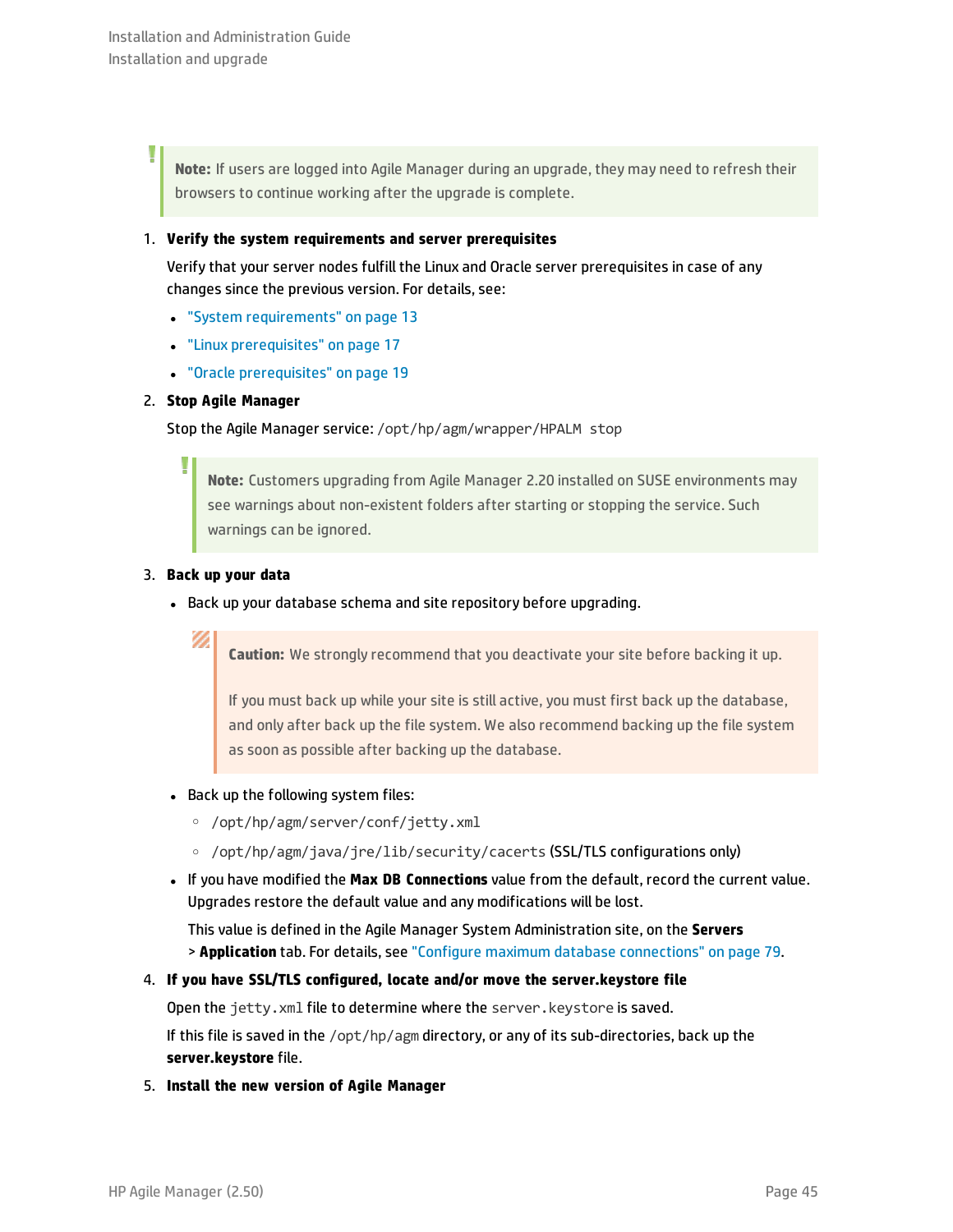> **Note:** If users are logged into Agile Manager during an upgrade, they may need to refresh their browsers to continue working after the upgrade is complete.

1. **Verify the system requirements and server prerequisites**

   Verify that your server nodes fulfill the Linux and Oracle server prerequisites in case of any changes since the previous version. For details, see:

   - "System requirements" on page 13
   - "Linux prerequisites" on page 17
   - "Oracle prerequisites" on page 19

2. **Stop Agile Manager**

   Stop the Agile Manager service: `/opt/hp/agm/wrapper/HPALM stop`

   > **Note:** Customers upgrading from Agile Manager 2.20 installed on SUSE environments may see warnings about non-existent folders after starting or stopping the service. Such warnings can be ignored.

3. **Back up your data**

   - Back up your database schema and site repository before upgrading.

     > **Caution:** We strongly recommend that you deactivate your site before backing it up.
     >
     > If you must back up while your site is still active, you must first back up the database, and only after back up the file system. We also recommend backing up the file system as soon as possible after backing up the database.

   - Back up the following system files:
     - `/opt/hp/agm/server/conf/jetty.xml`
     - `/opt/hp/agm/java/jre/lib/security/cacerts` (SSL/TLS configurations only)
   - If you have modified the **Max DB Connections** value from the default, record the current value. Upgrades restore the default value and any modifications will be lost.

     This value is defined in the Agile Manager System Administration site, on the **Servers > Application** tab. For details, see "Configure maximum database connections" on page 79.

4. **If you have SSL/TLS configured, locate and/or move the server.keystore file**

   Open the `jetty.xml` file to determine where the `server.keystore` is saved.

   If this file is saved in the `/opt/hp/agm` directory, or any of its sub-directories, back up the **server.keystore** file.

5. **Install the new version of Agile Manager**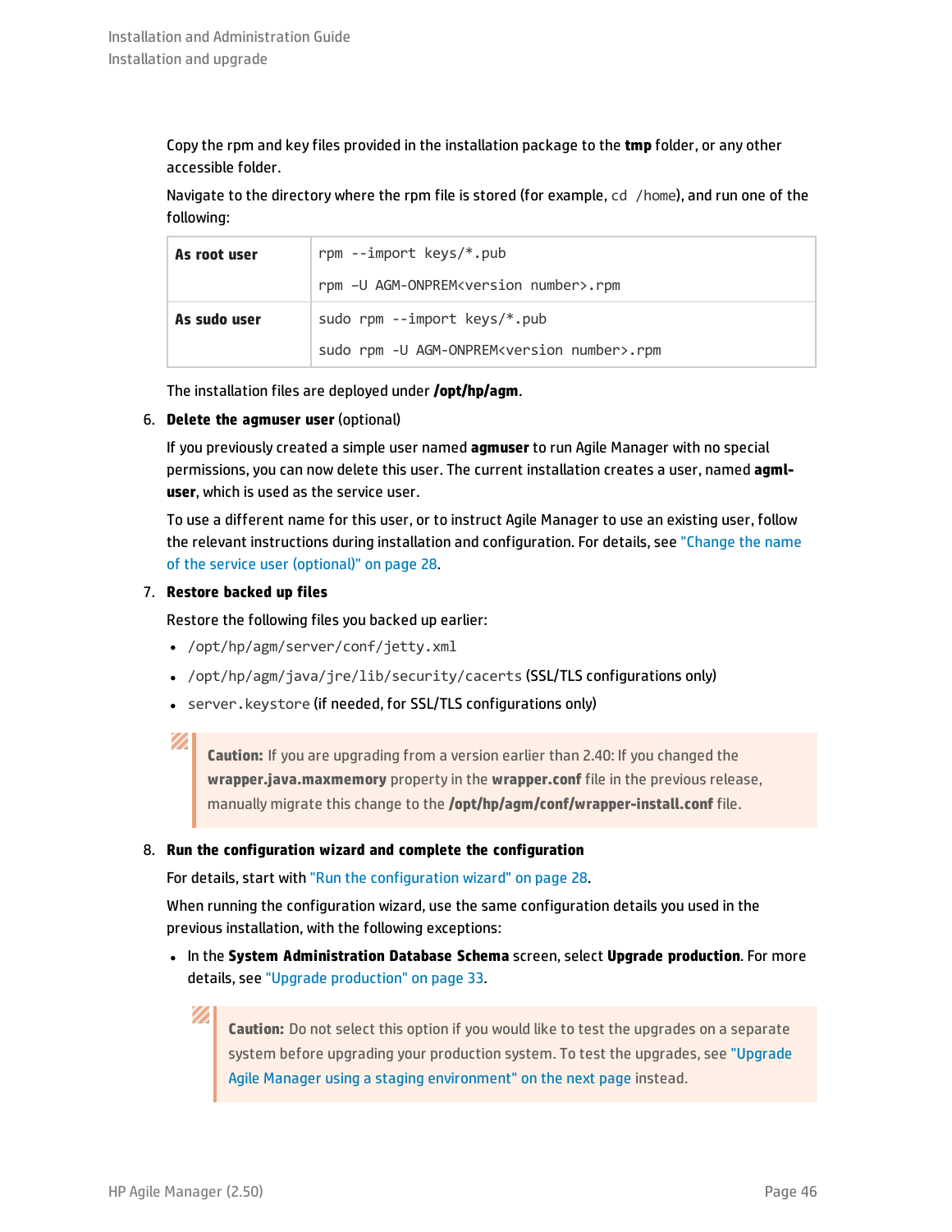Copy the rpm and key files provided in the installation package to the **tmp** folder, or any other accessible folder.

Navigate to the directory where the rpm file is stored (for example, `cd /home`), and run one of the following:

| | |
|---|---|
| **As root user** | `rpm --import keys/*.pub`<br>`rpm –U AGM-ONPREM<version number>.rpm` |
| **As sudo user** | `sudo rpm --import keys/*.pub`<br>`sudo rpm -U AGM-ONPREM<version number>.rpm` |

The installation files are deployed under **/opt/hp/agm**.

6. **Delete the agmuser user** (optional)

   If you previously created a simple user named **agmuser** to run Agile Manager with no special permissions, you can now delete this user. The current installation creates a user, named **agml-user**, which is used as the service user.

   To use a different name for this user, or to instruct Agile Manager to use an existing user, follow the relevant instructions during installation and configuration. For details, see "Change the name of the service user (optional)" on page 28.

7. **Restore backed up files**

   Restore the following files you backed up earlier:

   - `/opt/hp/agm/server/conf/jetty.xml`
   - `/opt/hp/agm/java/jre/lib/security/cacerts` (SSL/TLS configurations only)
   - `server.keystore` (if needed, for SSL/TLS configurations only)

   > **Caution:** If you are upgrading from a version earlier than 2.40: If you changed the **wrapper.java.maxmemory** property in the **wrapper.conf** file in the previous release, manually migrate this change to the **/opt/hp/agm/conf/wrapper-install.conf** file.

8. **Run the configuration wizard and complete the configuration**

   For details, start with "Run the configuration wizard" on page 28.

   When running the configuration wizard, use the same configuration details you used in the previous installation, with the following exceptions:

   - In the **System Administration Database Schema** screen, select **Upgrade production**. For more details, see "Upgrade production" on page 33.

     > **Caution:** Do not select this option if you would like to test the upgrades on a separate system before upgrading your production system. To test the upgrades, see "Upgrade Agile Manager using a staging environment" on the next page instead.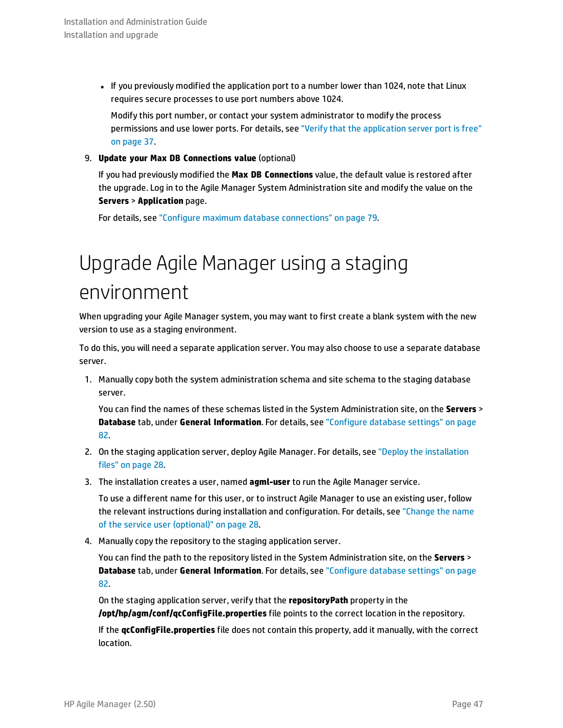- If you previously modified the application port to a number lower than 1024, note that Linux requires secure processes to use port numbers above 1024.

  Modify this port number, or contact your system administrator to modify the process permissions and use lower ports. For details, see "Verify that the application server port is free" on page 37.

9. **Update your Max DB Connections value** (optional)

   If you had previously modified the **Max DB Connections** value, the default value is restored after the upgrade. Log in to the Agile Manager System Administration site and modify the value on the **Servers** > **Application** page.

   For details, see "Configure maximum database connections" on page 79.

# Upgrade Agile Manager using a staging environment

When upgrading your Agile Manager system, you may want to first create a blank system with the new version to use as a staging environment.

To do this, you will need a separate application server. You may also choose to use a separate database server.

1. Manually copy both the system administration schema and site schema to the staging database server.

   You can find the names of these schemas listed in the System Administration site, on the **Servers** > **Database** tab, under **General Information**. For details, see "Configure database settings" on page 82.

2. On the staging application server, deploy Agile Manager. For details, see "Deploy the installation files" on page 28.

3. The installation creates a user, named **agml-user** to run the Agile Manager service.

   To use a different name for this user, or to instruct Agile Manager to use an existing user, follow the relevant instructions during installation and configuration. For details, see "Change the name of the service user (optional)" on page 28.

4. Manually copy the repository to the staging application server.

   You can find the path to the repository listed in the System Administration site, on the **Servers** > **Database** tab, under **General Information**. For details, see "Configure database settings" on page 82.

   On the staging application server, verify that the **repositoryPath** property in the **/opt/hp/agm/conf/qcConfigFile.properties** file points to the correct location in the repository.

   If the **qcConfigFile.properties** file does not contain this property, add it manually, with the correct location.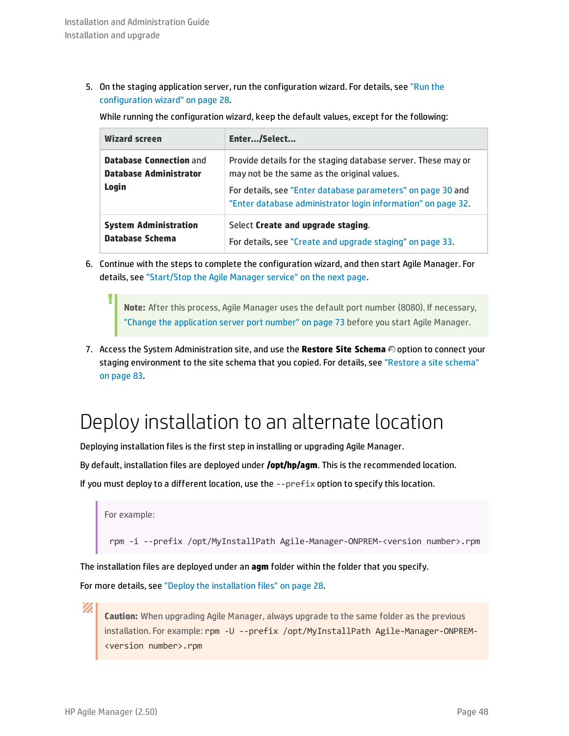5. On the staging application server, run the configuration wizard. For details, see "Run the configuration wizard" on page 28.

   While running the configuration wizard, keep the default values, except for the following:

| Wizard screen | Enter.../Select... |
| --- | --- |
| **Database Connection** and **Database Administrator Login** | Provide details for the staging database server. These may or may not be the same as the original values. For details, see "Enter database parameters" on page 30 and "Enter database administrator login information" on page 32. |
| **System Administration Database Schema** | Select **Create and upgrade staging**. For details, see "Create and upgrade staging" on page 33. |

6. Continue with the steps to complete the configuration wizard, and then start Agile Manager. For details, see "Start/Stop the Agile Manager service" on the next page.

   > **Note:** After this process, Agile Manager uses the default port number (8080). If necessary, "Change the application server port number" on page 73 before you start Agile Manager.

7. Access the System Administration site, and use the **Restore Site Schema** option to connect your staging environment to the site schema that you copied. For details, see "Restore a site schema" on page 83.

# Deploy installation to an alternate location

Deploying installation files is the first step in installing or upgrading Agile Manager.

By default, installation files are deployed under **/opt/hp/agm**. This is the recommended location.

If you must deploy to a different location, use the `--prefix` option to specify this location.

> For example:
>
> ```
> rpm -i --prefix /opt/MyInstallPath Agile-Manager-ONPREM-<version number>.rpm
> ```

The installation files are deployed under an **agm** folder within the folder that you specify.

For more details, see "Deploy the installation files" on page 28.

> **Caution:** When upgrading Agile Manager, always upgrade to the same folder as the previous installation. For example: `rpm -U --prefix /opt/MyInstallPath Agile-Manager-ONPREM-<version number>.rpm`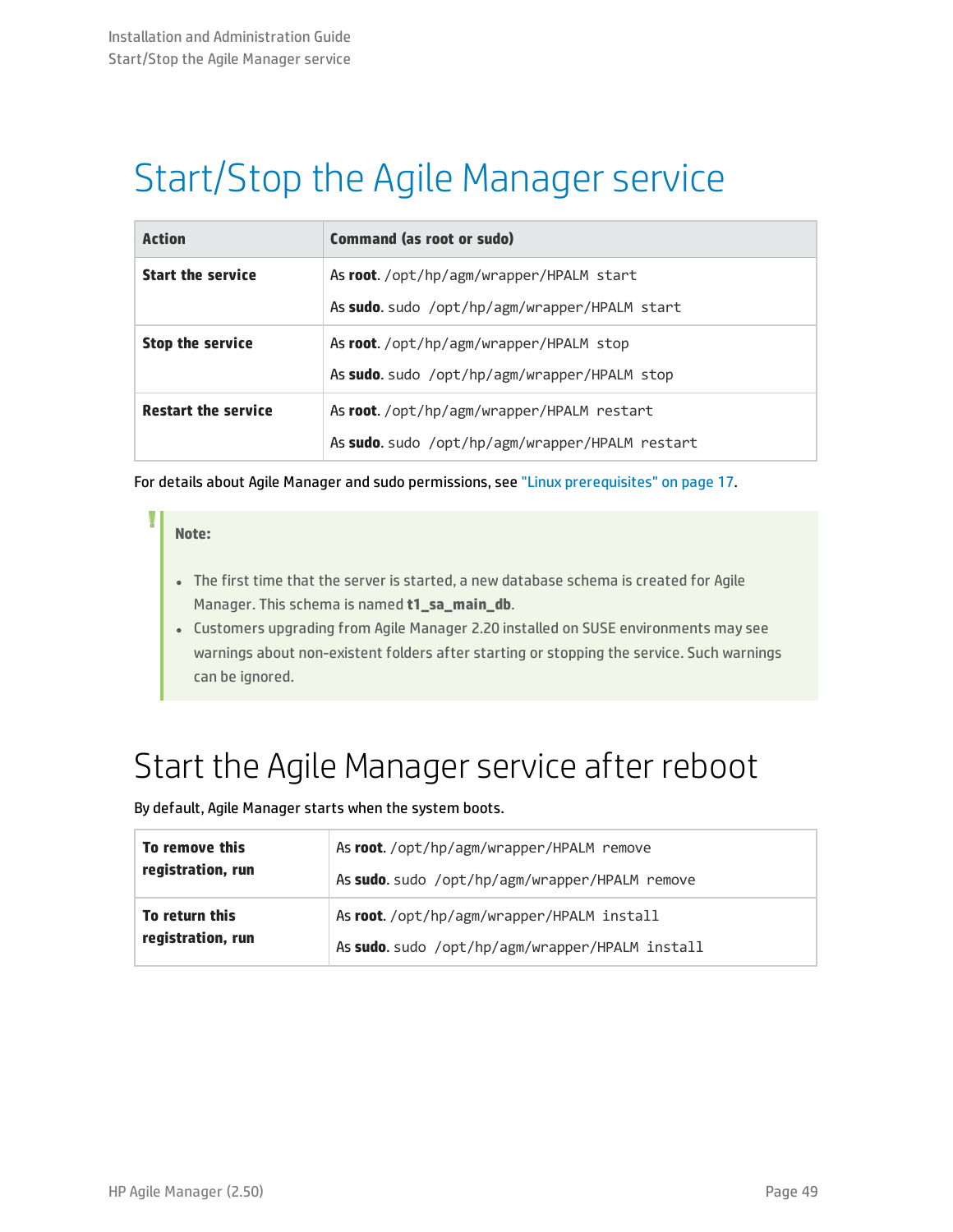# Start/Stop the Agile Manager service

| Action | Command (as root or sudo) |
| --- | --- |
| **Start the service** | As **root**. `/opt/hp/agm/wrapper/HPALM start`<br>As **sudo**. `sudo /opt/hp/agm/wrapper/HPALM start` |
| **Stop the service** | As **root**. `/opt/hp/agm/wrapper/HPALM stop`<br>As **sudo**. `sudo /opt/hp/agm/wrapper/HPALM stop` |
| **Restart the service** | As **root**. `/opt/hp/agm/wrapper/HPALM restart`<br>As **sudo**. `sudo /opt/hp/agm/wrapper/HPALM restart` |

For details about Agile Manager and sudo permissions, see "Linux prerequisites" on page 17.

> **Note:**
>
> - The first time that the server is started, a new database schema is created for Agile Manager. This schema is named **t1_sa_main_db**.
> - Customers upgrading from Agile Manager 2.20 installed on SUSE environments may see warnings about non-existent folders after starting or stopping the service. Such warnings can be ignored.

# Start the Agile Manager service after reboot

By default, Agile Manager starts when the system boots.

| | |
| --- | --- |
| **To remove this registration, run** | As **root**. `/opt/hp/agm/wrapper/HPALM remove`<br>As **sudo**. `sudo /opt/hp/agm/wrapper/HPALM remove` |
| **To return this registration, run** | As **root**. `/opt/hp/agm/wrapper/HPALM install`<br>As **sudo**. `sudo /opt/hp/agm/wrapper/HPALM install` |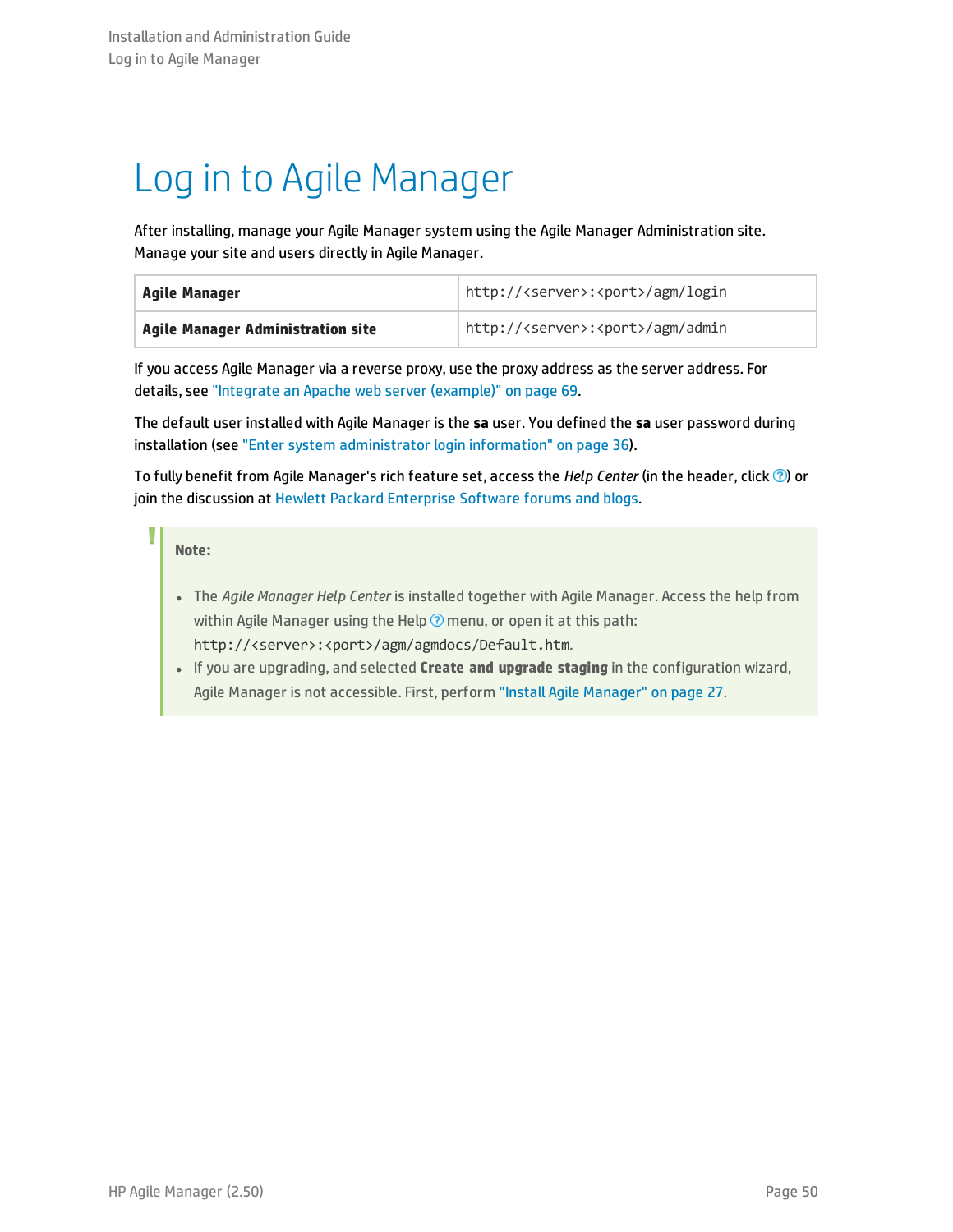# Log in to Agile Manager

After installing, manage your Agile Manager system using the Agile Manager Administration site. Manage your site and users directly in Agile Manager.

| **Agile Manager** | `http://<server>:<port>/agm/login` |
|---|---|
| **Agile Manager Administration site** | `http://<server>:<port>/agm/admin` |

If you access Agile Manager via a reverse proxy, use the proxy address as the server address. For details, see "Integrate an Apache web server (example)" on page 69.

The default user installed with Agile Manager is the **sa** user. You defined the **sa** user password during installation (see "Enter system administrator login information" on page 36).

To fully benefit from Agile Manager's rich feature set, access the *Help Center* (in the header, click ?) or join the discussion at Hewlett Packard Enterprise Software forums and blogs.

> **Note:**
>
> - The *Agile Manager Help Center* is installed together with Agile Manager. Access the help from within Agile Manager using the Help ? menu, or open it at this path: `http://<server>:<port>/agm/agmdocs/Default.htm`.
> - If you are upgrading, and selected **Create and upgrade staging** in the configuration wizard, Agile Manager is not accessible. First, perform "Install Agile Manager" on page 27.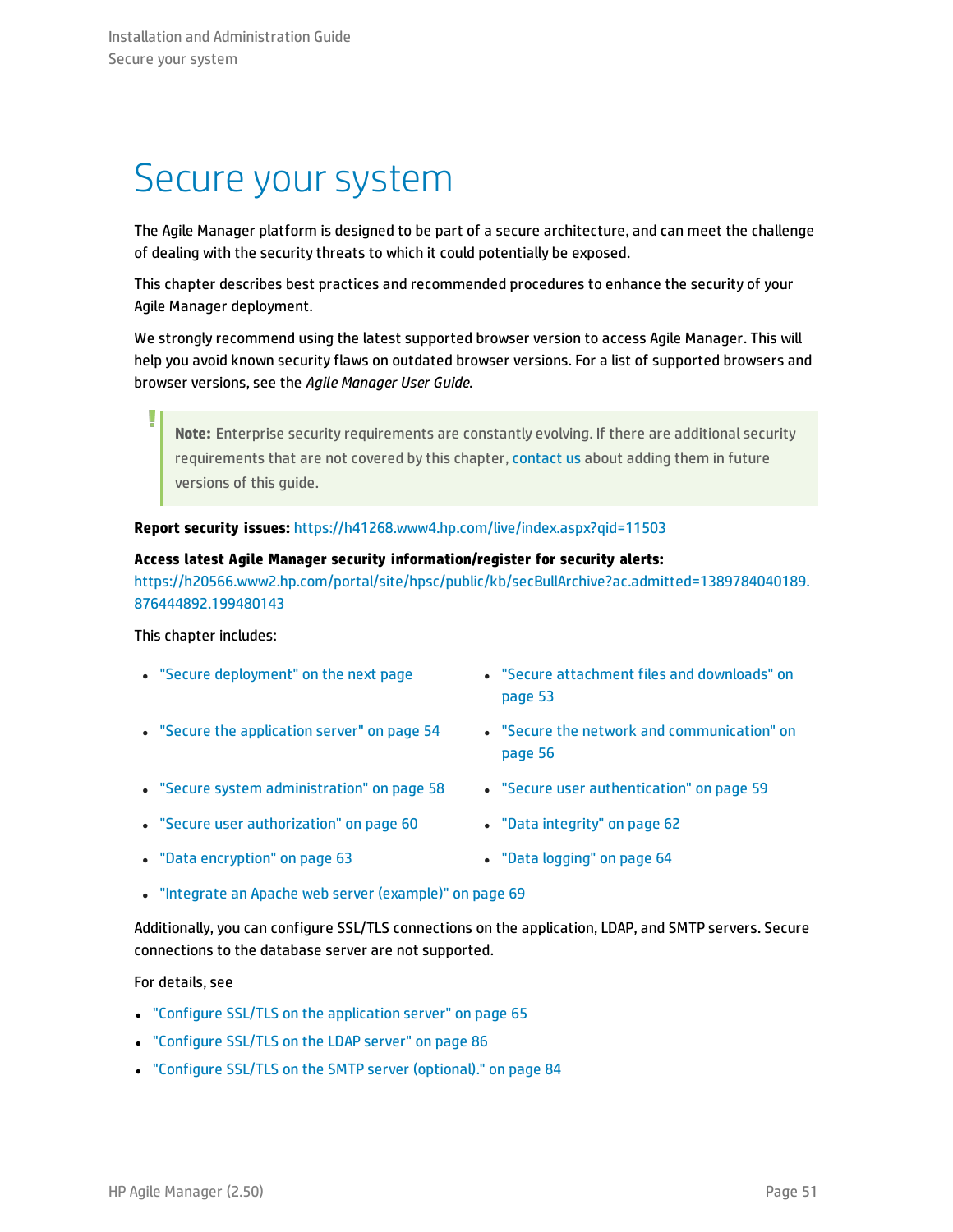# Secure your system

The Agile Manager platform is designed to be part of a secure architecture, and can meet the challenge of dealing with the security threats to which it could potentially be exposed.

This chapter describes best practices and recommended procedures to enhance the security of your Agile Manager deployment.

We strongly recommend using the latest supported browser version to access Agile Manager. This will help you avoid known security flaws on outdated browser versions. For a list of supported browsers and browser versions, see the *Agile Manager User Guide*.

> **Note:** Enterprise security requirements are constantly evolving. If there are additional security requirements that are not covered by this chapter, contact us about adding them in future versions of this guide.

**Report security issues:** https://h41268.www4.hp.com/live/index.aspx?qid=11503

**Access latest Agile Manager security information/register for security alerts:**
https://h20566.www2.hp.com/portal/site/hpsc/public/kb/secBullArchive?ac.admitted=1389784040189.876444892.199480143

This chapter includes:

- "Secure deployment" on the next page
- "Secure attachment files and downloads" on page 53
- "Secure the application server" on page 54
- "Secure the network and communication" on page 56
- "Secure system administration" on page 58
- "Secure user authentication" on page 59
- "Secure user authorization" on page 60
- "Data integrity" on page 62
- "Data encryption" on page 63
- "Data logging" on page 64
- "Integrate an Apache web server (example)" on page 69

Additionally, you can configure SSL/TLS connections on the application, LDAP, and SMTP servers. Secure connections to the database server are not supported.

For details, see

- "Configure SSL/TLS on the application server" on page 65
- "Configure SSL/TLS on the LDAP server" on page 86
- "Configure SSL/TLS on the SMTP server (optional)." on page 84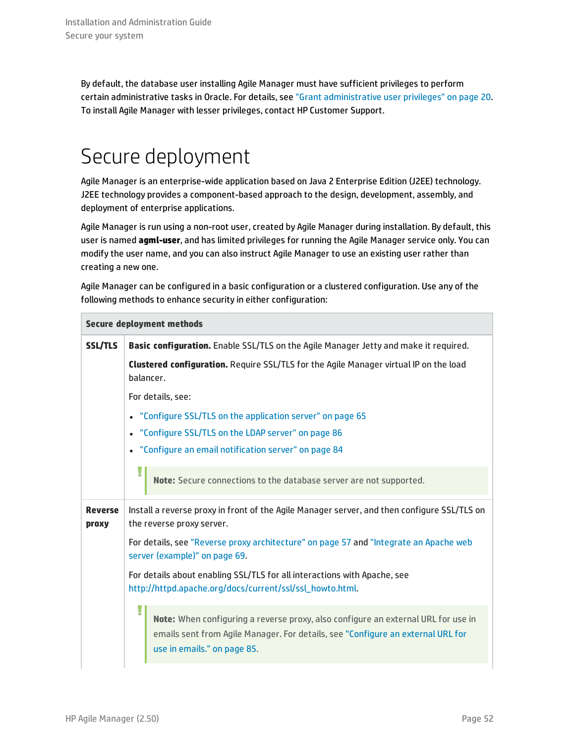By default, the database user installing Agile Manager must have sufficient privileges to perform certain administrative tasks in Oracle. For details, see "Grant administrative user privileges" on page 20. To install Agile Manager with lesser privileges, contact HP Customer Support.

# Secure deployment

Agile Manager is an enterprise-wide application based on Java 2 Enterprise Edition (J2EE) technology. J2EE technology provides a component-based approach to the design, development, assembly, and deployment of enterprise applications.

Agile Manager is run using a non-root user, created by Agile Manager during installation. By default, this user is named **agml-user**, and has limited privileges for running the Agile Manager service only. You can modify the user name, and you can also instruct Agile Manager to use an existing user rather than creating a new one.

Agile Manager can be configured in a basic configuration or a clustered configuration. Use any of the following methods to enhance security in either configuration:

| Secure deployment methods | |
|---|---|
| **SSL/TLS** | **Basic configuration.** Enable SSL/TLS on the Agile Manager Jetty and make it required.<br><br>**Clustered configuration.** Require SSL/TLS for the Agile Manager virtual IP on the load balancer.<br><br>For details, see:<br>• "Configure SSL/TLS on the application server" on page 65<br>• "Configure SSL/TLS on the LDAP server" on page 86<br>• "Configure an email notification server" on page 84<br><br>**Note:** Secure connections to the database server are not supported. |
| **Reverse proxy** | Install a reverse proxy in front of the Agile Manager server, and then configure SSL/TLS on the reverse proxy server.<br><br>For details, see "Reverse proxy architecture" on page 57 and "Integrate an Apache web server (example)" on page 69.<br><br>For details about enabling SSL/TLS for all interactions with Apache, see http://httpd.apache.org/docs/current/ssl/ssl_howto.html.<br><br>**Note:** When configuring a reverse proxy, also configure an external URL for use in emails sent from Agile Manager. For details, see "Configure an external URL for use in emails." on page 85. |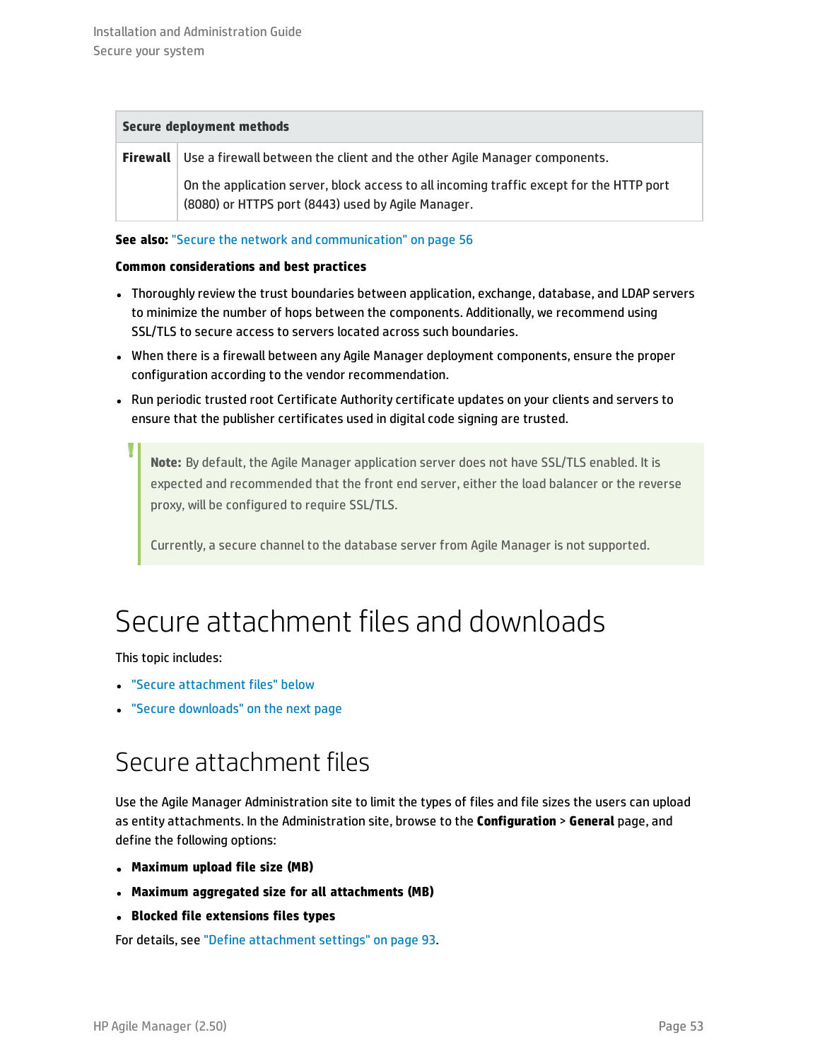| Secure deployment methods | |
| --- | --- |
| **Firewall** | Use a firewall between the client and the other Agile Manager components.<br><br>On the application server, block access to all incoming traffic except for the HTTP port (8080) or HTTPS port (8443) used by Agile Manager. |

**See also:** "Secure the network and communication" on page 56

**Common considerations and best practices**

- Thoroughly review the trust boundaries between application, exchange, database, and LDAP servers to minimize the number of hops between the components. Additionally, we recommend using SSL/TLS to secure access to servers located across such boundaries.
- When there is a firewall between any Agile Manager deployment components, ensure the proper configuration according to the vendor recommendation.
- Run periodic trusted root Certificate Authority certificate updates on your clients and servers to ensure that the publisher certificates used in digital code signing are trusted.

> **Note:** By default, the Agile Manager application server does not have SSL/TLS enabled. It is expected and recommended that the front end server, either the load balancer or the reverse proxy, will be configured to require SSL/TLS.
>
> Currently, a secure channel to the database server from Agile Manager is not supported.

# Secure attachment files and downloads

This topic includes:

- "Secure attachment files" below
- "Secure downloads" on the next page

## Secure attachment files

Use the Agile Manager Administration site to limit the types of files and file sizes the users can upload as entity attachments. In the Administration site, browse to the **Configuration** > **General** page, and define the following options:

- **Maximum upload file size (MB)**
- **Maximum aggregated size for all attachments (MB)**
- **Blocked file extensions files types**

For details, see "Define attachment settings" on page 93.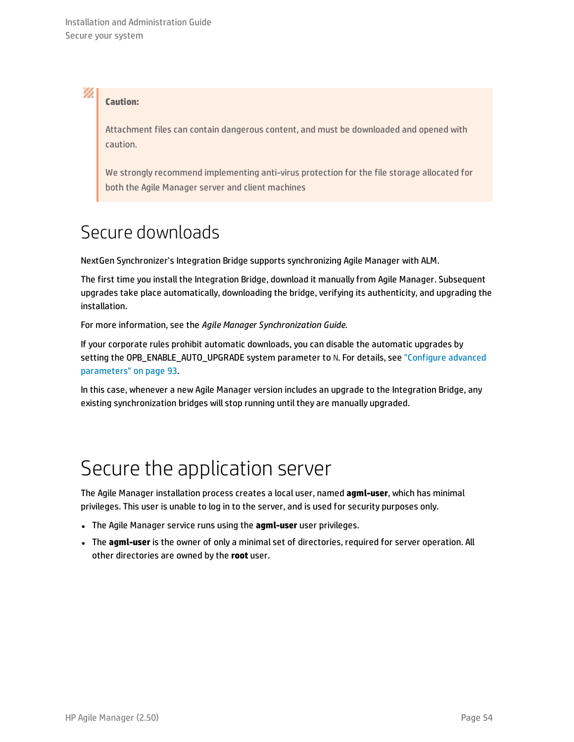> **Caution:**
>
> Attachment files can contain dangerous content, and must be downloaded and opened with caution.
>
> We strongly recommend implementing anti-virus protection for the file storage allocated for both the Agile Manager server and client machines

# Secure downloads

NextGen Synchronizer's Integration Bridge supports synchronizing Agile Manager with ALM.

The first time you install the Integration Bridge, download it manually from Agile Manager. Subsequent upgrades take place automatically, downloading the bridge, verifying its authenticity, and upgrading the installation.

For more information, see the *Agile Manager Synchronization Guide*.

If your corporate rules prohibit automatic downloads, you can disable the automatic upgrades by setting the OPB_ENABLE_AUTO_UPGRADE system parameter to N. For details, see "Configure advanced parameters" on page 93.

In this case, whenever a new Agile Manager version includes an upgrade to the Integration Bridge, any existing synchronization bridges will stop running until they are manually upgraded.

# Secure the application server

The Agile Manager installation process creates a local user, named **agml-user**, which has minimal privileges. This user is unable to log in to the server, and is used for security purposes only.

- The Agile Manager service runs using the **agml-user** user privileges.
- The **agml-user** is the owner of only a minimal set of directories, required for server operation. All other directories are owned by the **root** user.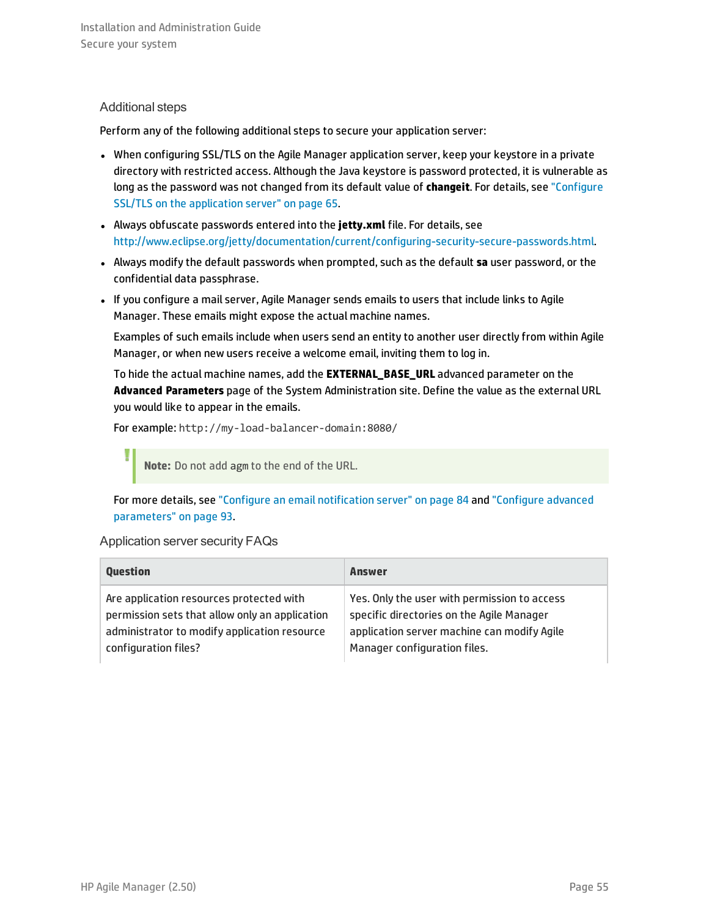### Additional steps

Perform any of the following additional steps to secure your application server:

- When configuring SSL/TLS on the Agile Manager application server, keep your keystore in a private directory with restricted access. Although the Java keystore is password protected, it is vulnerable as long as the password was not changed from its default value of **changeit**. For details, see "Configure SSL/TLS on the application server" on page 65.
- Always obfuscate passwords entered into the **jetty.xml** file. For details, see http://www.eclipse.org/jetty/documentation/current/configuring-security-secure-passwords.html.
- Always modify the default passwords when prompted, such as the default **sa** user password, or the confidential data passphrase.
- If you configure a mail server, Agile Manager sends emails to users that include links to Agile Manager. These emails might expose the actual machine names.

  Examples of such emails include when users send an entity to another user directly from within Agile Manager, or when new users receive a welcome email, inviting them to log in.

  To hide the actual machine names, add the **EXTERNAL_BASE_URL** advanced parameter on the **Advanced Parameters** page of the System Administration site. Define the value as the external URL you would like to appear in the emails.

  For example: `http://my-load-balancer-domain:8080/`

  > **Note:** Do not add `agm` to the end of the URL.

  For more details, see "Configure an email notification server" on page 84 and "Configure advanced parameters" on page 93.

### Application server security FAQs

| Question | Answer |
|---|---|
| Are application resources protected with permission sets that allow only an application administrator to modify application resource configuration files? | Yes. Only the user with permission to access specific directories on the Agile Manager application server machine can modify Agile Manager configuration files. |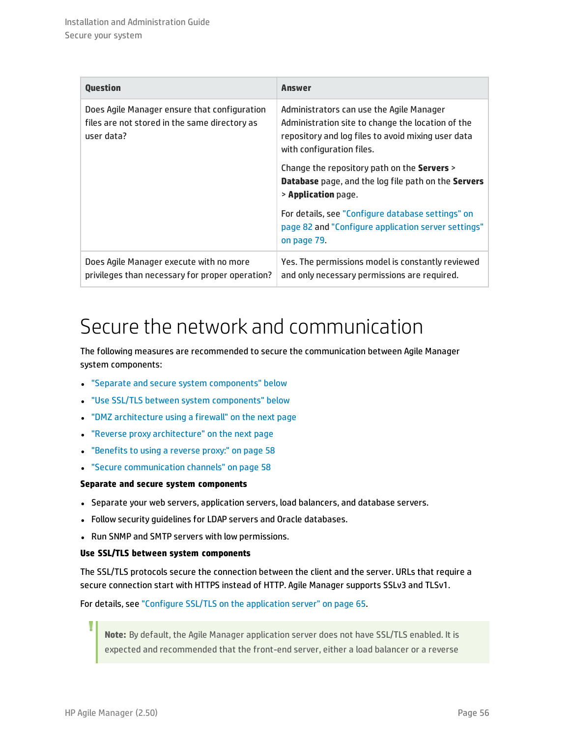| Question | Answer |
| --- | --- |
| Does Agile Manager ensure that configuration files are not stored in the same directory as user data? | Administrators can use the Agile Manager Administration site to change the location of the repository and log files to avoid mixing user data with configuration files.<br><br>Change the repository path on the **Servers** > **Database** page, and the log file path on the **Servers** > **Application** page.<br><br>For details, see "Configure database settings" on page 82 and "Configure application server settings" on page 79. |
| Does Agile Manager execute with no more privileges than necessary for proper operation? | Yes. The permissions model is constantly reviewed and only necessary permissions are required. |

# Secure the network and communication

The following measures are recommended to secure the communication between Agile Manager system components:

- "Separate and secure system components" below
- "Use SSL/TLS between system components" below
- "DMZ architecture using a firewall" on the next page
- "Reverse proxy architecture" on the next page
- "Benefits to using a reverse proxy:" on page 58
- "Secure communication channels" on page 58

**Separate and secure system components**

- Separate your web servers, application servers, load balancers, and database servers.
- Follow security guidelines for LDAP servers and Oracle databases.
- Run SNMP and SMTP servers with low permissions.

**Use SSL/TLS between system components**

The SSL/TLS protocols secure the connection between the client and the server. URLs that require a secure connection start with HTTPS instead of HTTP. Agile Manager supports SSLv3 and TLSv1.

For details, see "Configure SSL/TLS on the application server" on page 65.

> **Note:** By default, the Agile Manager application server does not have SSL/TLS enabled. It is expected and recommended that the front-end server, either a load balancer or a reverse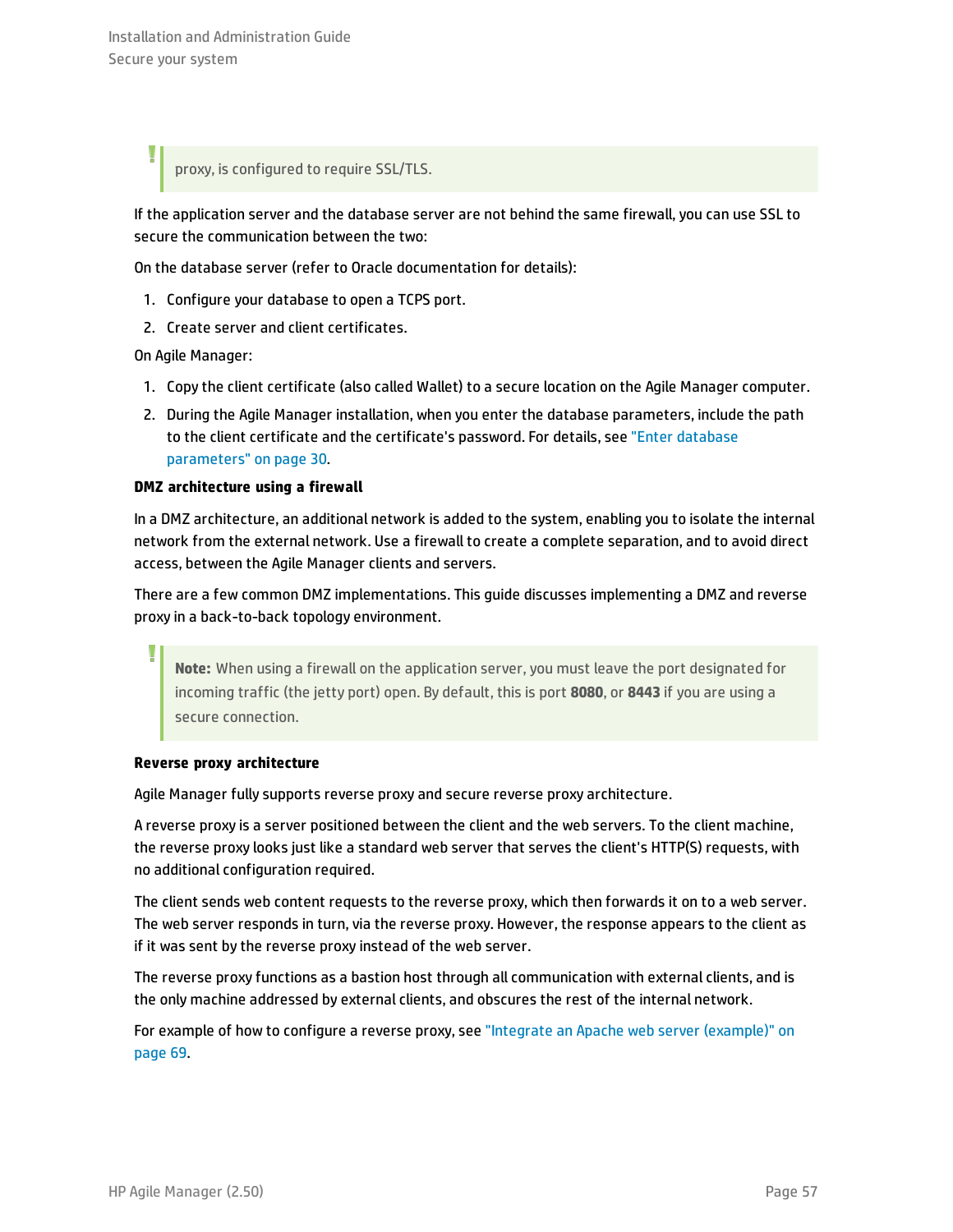> proxy, is configured to require SSL/TLS.

If the application server and the database server are not behind the same firewall, you can use SSL to secure the communication between the two:

On the database server (refer to Oracle documentation for details):

1. Configure your database to open a TCPS port.
2. Create server and client certificates.

On Agile Manager:

1. Copy the client certificate (also called Wallet) to a secure location on the Agile Manager computer.
2. During the Agile Manager installation, when you enter the database parameters, include the path to the client certificate and the certificate's password. For details, see "Enter database parameters" on page 30.

**DMZ architecture using a firewall**

In a DMZ architecture, an additional network is added to the system, enabling you to isolate the internal network from the external network. Use a firewall to create a complete separation, and to avoid direct access, between the Agile Manager clients and servers.

There are a few common DMZ implementations. This guide discusses implementing a DMZ and reverse proxy in a back-to-back topology environment.

> **Note:** When using a firewall on the application server, you must leave the port designated for incoming traffic (the jetty port) open. By default, this is port **8080**, or **8443** if you are using a secure connection.

**Reverse proxy architecture**

Agile Manager fully supports reverse proxy and secure reverse proxy architecture.

A reverse proxy is a server positioned between the client and the web servers. To the client machine, the reverse proxy looks just like a standard web server that serves the client's HTTP(S) requests, with no additional configuration required.

The client sends web content requests to the reverse proxy, which then forwards it on to a web server. The web server responds in turn, via the reverse proxy. However, the response appears to the client as if it was sent by the reverse proxy instead of the web server.

The reverse proxy functions as a bastion host through all communication with external clients, and is the only machine addressed by external clients, and obscures the rest of the internal network.

For example of how to configure a reverse proxy, see "Integrate an Apache web server (example)" on page 69.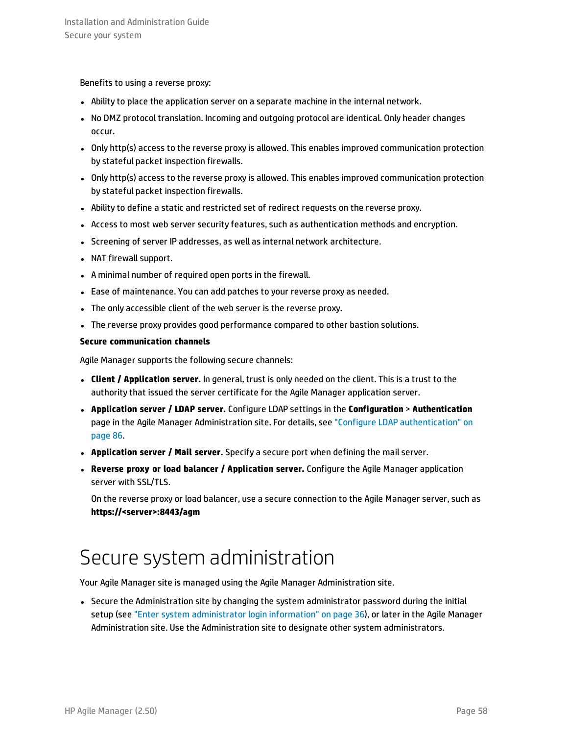Benefits to using a reverse proxy:

- Ability to place the application server on a separate machine in the internal network.
- No DMZ protocol translation. Incoming and outgoing protocol are identical. Only header changes occur.
- Only http(s) access to the reverse proxy is allowed. This enables improved communication protection by stateful packet inspection firewalls.
- Only http(s) access to the reverse proxy is allowed. This enables improved communication protection by stateful packet inspection firewalls.
- Ability to define a static and restricted set of redirect requests on the reverse proxy.
- Access to most web server security features, such as authentication methods and encryption.
- Screening of server IP addresses, as well as internal network architecture.
- NAT firewall support.
- A minimal number of required open ports in the firewall.
- Ease of maintenance. You can add patches to your reverse proxy as needed.
- The only accessible client of the web server is the reverse proxy.
- The reverse proxy provides good performance compared to other bastion solutions.

**Secure communication channels**

Agile Manager supports the following secure channels:

- **Client / Application server.** In general, trust is only needed on the client. This is a trust to the authority that issued the server certificate for the Agile Manager application server.
- **Application server / LDAP server.** Configure LDAP settings in the **Configuration** > **Authentication** page in the Agile Manager Administration site. For details, see "Configure LDAP authentication" on page 86.
- **Application server / Mail server.** Specify a secure port when defining the mail server.
- **Reverse proxy or load balancer / Application server.** Configure the Agile Manager application server with SSL/TLS.

  On the reverse proxy or load balancer, use a secure connection to the Agile Manager server, such as **https://<server>:8443/agm**

# Secure system administration

Your Agile Manager site is managed using the Agile Manager Administration site.

- Secure the Administration site by changing the system administrator password during the initial setup (see "Enter system administrator login information" on page 36), or later in the Agile Manager Administration site. Use the Administration site to designate other system administrators.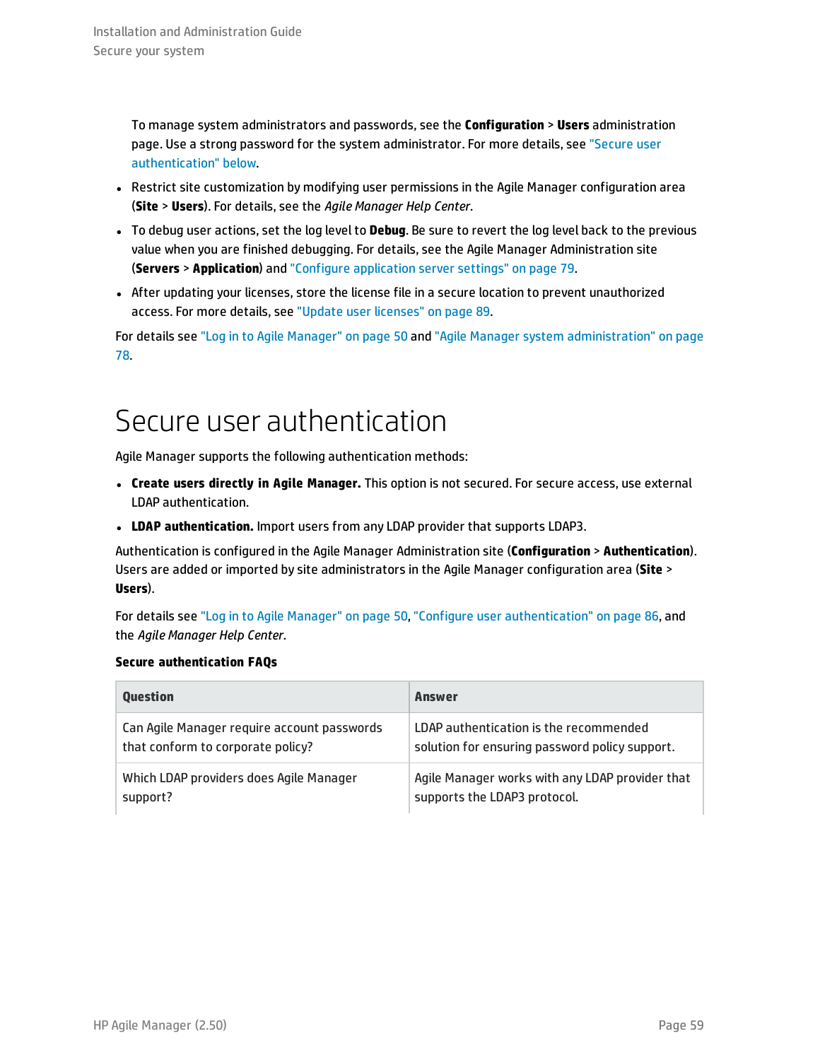To manage system administrators and passwords, see the **Configuration** > **Users** administration page. Use a strong password for the system administrator. For more details, see "Secure user authentication" below.

- Restrict site customization by modifying user permissions in the Agile Manager configuration area (**Site** > **Users**). For details, see the *Agile Manager Help Center*.
- To debug user actions, set the log level to **Debug**. Be sure to revert the log level back to the previous value when you are finished debugging. For details, see the Agile Manager Administration site (**Servers** > **Application**) and "Configure application server settings" on page 79.
- After updating your licenses, store the license file in a secure location to prevent unauthorized access. For more details, see "Update user licenses" on page 89.

For details see "Log in to Agile Manager" on page 50 and "Agile Manager system administration" on page 78.

# Secure user authentication

Agile Manager supports the following authentication methods:

- **Create users directly in Agile Manager.** This option is not secured. For secure access, use external LDAP authentication.
- **LDAP authentication.** Import users from any LDAP provider that supports LDAP3.

Authentication is configured in the Agile Manager Administration site (**Configuration** > **Authentication**). Users are added or imported by site administrators in the Agile Manager configuration area (**Site** > **Users**).

For details see "Log in to Agile Manager" on page 50, "Configure user authentication" on page 86, and the *Agile Manager Help Center*.

**Secure authentication FAQs**

| Question | Answer |
| --- | --- |
| Can Agile Manager require account passwords that conform to corporate policy? | LDAP authentication is the recommended solution for ensuring password policy support. |
| Which LDAP providers does Agile Manager support? | Agile Manager works with any LDAP provider that supports the LDAP3 protocol. |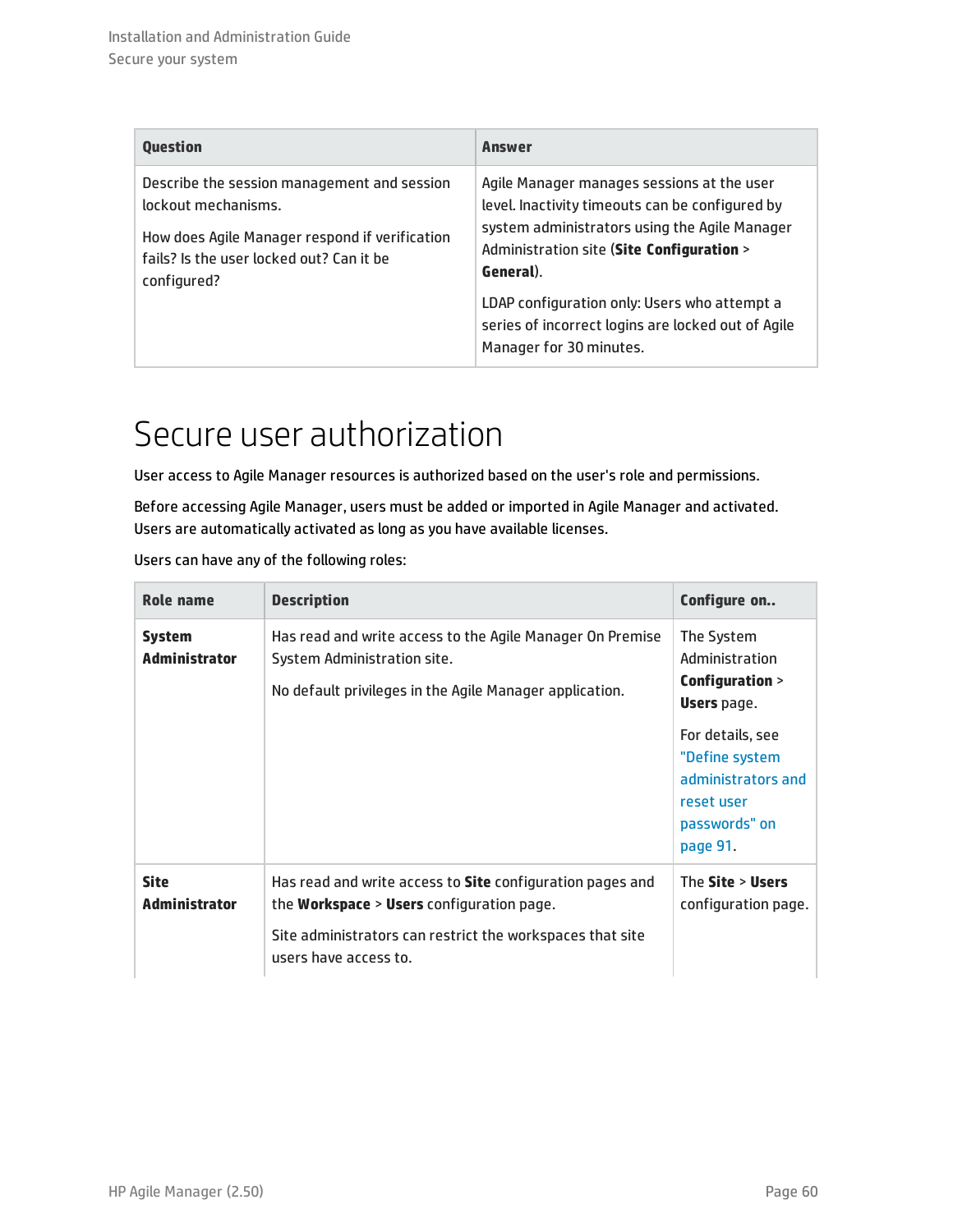| Question | Answer |
| --- | --- |
| Describe the session management and session lockout mechanisms.<br><br>How does Agile Manager respond if verification fails? Is the user locked out? Can it be configured? | Agile Manager manages sessions at the user level. Inactivity timeouts can be configured by system administrators using the Agile Manager Administration site (**Site Configuration** > **General**).<br><br>LDAP configuration only: Users who attempt a series of incorrect logins are locked out of Agile Manager for 30 minutes. |

# Secure user authorization

User access to Agile Manager resources is authorized based on the user's role and permissions.

Before accessing Agile Manager, users must be added or imported in Agile Manager and activated. Users are automatically activated as long as you have available licenses.

Users can have any of the following roles:

| Role name | Description | Configure on.. |
| --- | --- | --- |
| **System Administrator** | Has read and write access to the Agile Manager On Premise System Administration site.<br><br>No default privileges in the Agile Manager application. | The System Administration **Configuration** > **Users** page.<br><br>For details, see "Define system administrators and reset user passwords" on page 91. |
| **Site Administrator** | Has read and write access to **Site** configuration pages and the **Workspace** > **Users** configuration page.<br><br>Site administrators can restrict the workspaces that site users have access to. | The **Site** > **Users** configuration page. |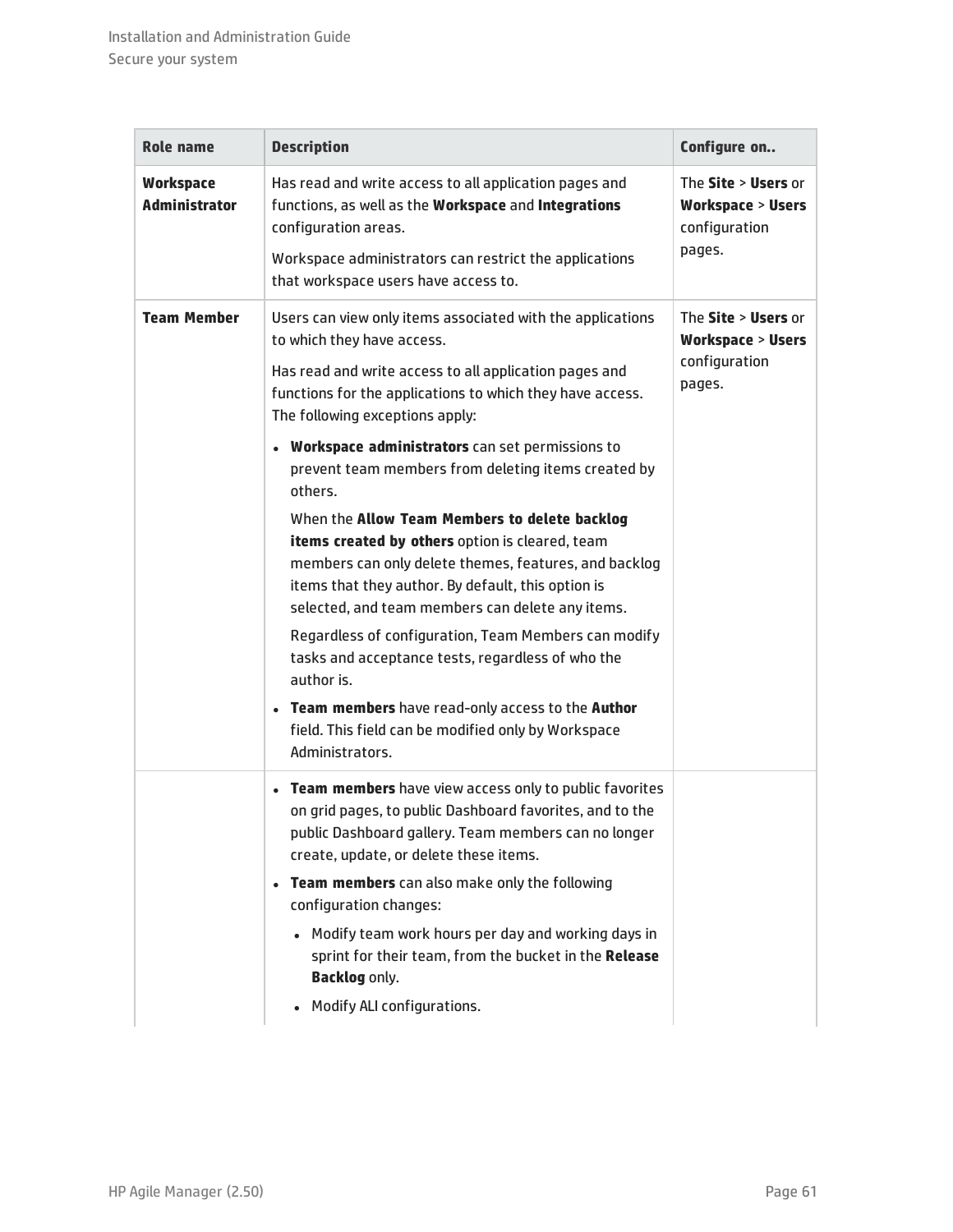| Role name | Description | Configure on.. |
|---|---|---|
| **Workspace Administrator** | Has read and write access to all application pages and functions, as well as the **Workspace** and **Integrations** configuration areas.<br><br>Workspace administrators can restrict the applications that workspace users have access to. | The **Site** > **Users** or **Workspace** > **Users** configuration pages. |
| **Team Member** | Users can view only items associated with the applications to which they have access.<br><br>Has read and write access to all application pages and functions for the applications to which they have access. The following exceptions apply:<br><br>• **Workspace administrators** can set permissions to prevent team members from deleting items created by others.<br><br>When the **Allow Team Members to delete backlog items created by others** option is cleared, team members can only delete themes, features, and backlog items that they author. By default, this option is selected, and team members can delete any items.<br><br>Regardless of configuration, Team Members can modify tasks and acceptance tests, regardless of who the author is.<br><br>• **Team members** have read-only access to the **Author** field. This field can be modified only by Workspace Administrators.<br><br>• **Team members** have view access only to public favorites on grid pages, to public Dashboard favorites, and to the public Dashboard gallery. Team members can no longer create, update, or delete these items.<br><br>• **Team members** can also make only the following configuration changes:<br><br>◦ Modify team work hours per day and working days in sprint for their team, from the bucket in the **Release Backlog** only.<br><br>◦ Modify ALI configurations. | The **Site** > **Users** or **Workspace** > **Users** configuration pages. |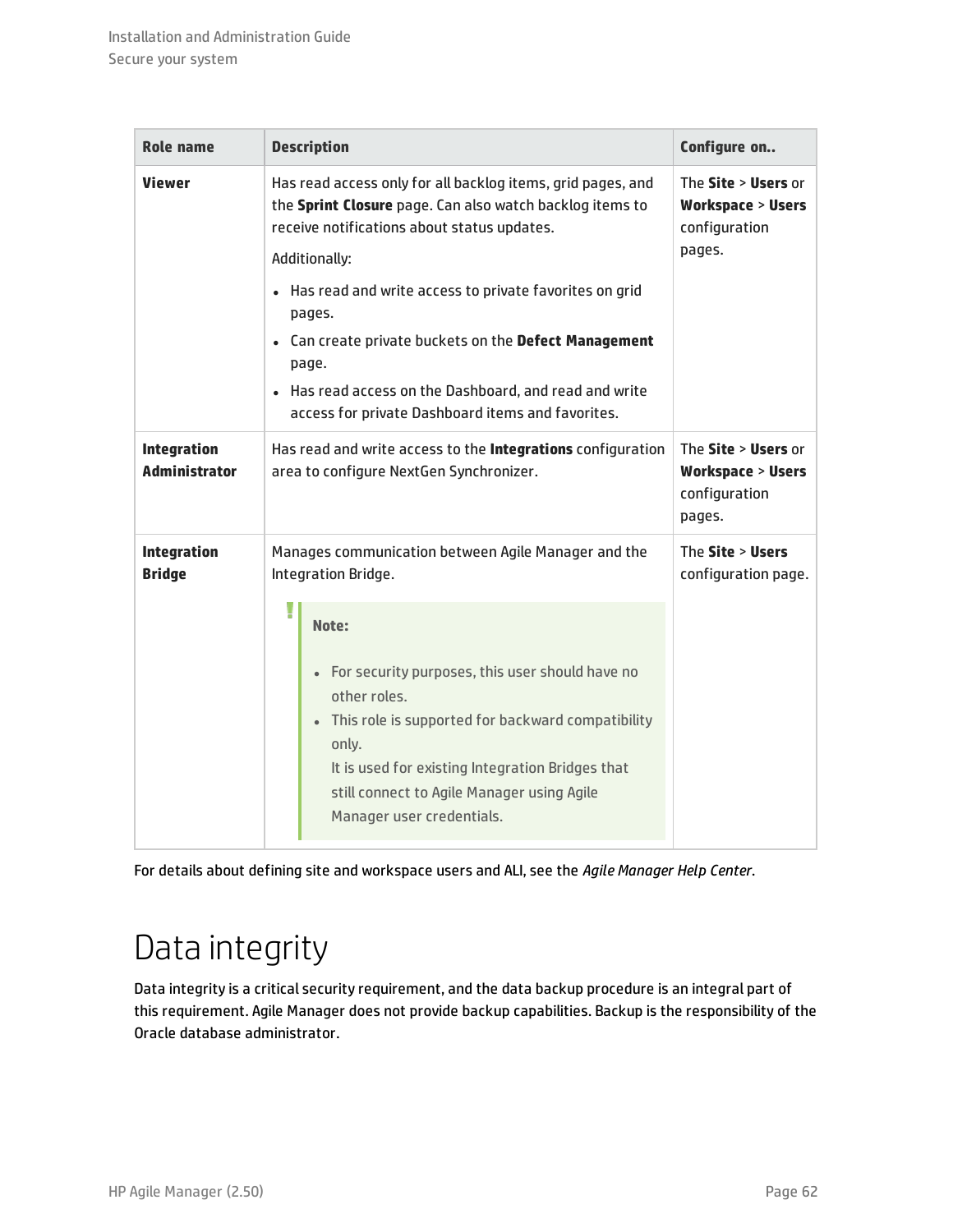| Role name | Description | Configure on.. |
| --- | --- | --- |
| **Viewer** | Has read access only for all backlog items, grid pages, and the **Sprint Closure** page. Can also watch backlog items to receive notifications about status updates.<br><br>Additionally:<br><br>• Has read and write access to private favorites on grid pages.<br>• Can create private buckets on the **Defect Management** page.<br>• Has read access on the Dashboard, and read and write access for private Dashboard items and favorites. | The **Site** > **Users** or **Workspace** > **Users** configuration pages. |
| **Integration Administrator** | Has read and write access to the **Integrations** configuration area to configure NextGen Synchronizer. | The **Site** > **Users** or **Workspace** > **Users** configuration pages. |
| **Integration Bridge** | Manages communication between Agile Manager and the Integration Bridge.<br><br>**Note:**<br><br>• For security purposes, this user should have no other roles.<br>• This role is supported for backward compatibility only.<br>It is used for existing Integration Bridges that still connect to Agile Manager using Agile Manager user credentials. | The **Site** > **Users** configuration page. |

For details about defining site and workspace users and ALI, see the *Agile Manager Help Center*.

# Data integrity

Data integrity is a critical security requirement, and the data backup procedure is an integral part of this requirement. Agile Manager does not provide backup capabilities. Backup is the responsibility of the Oracle database administrator.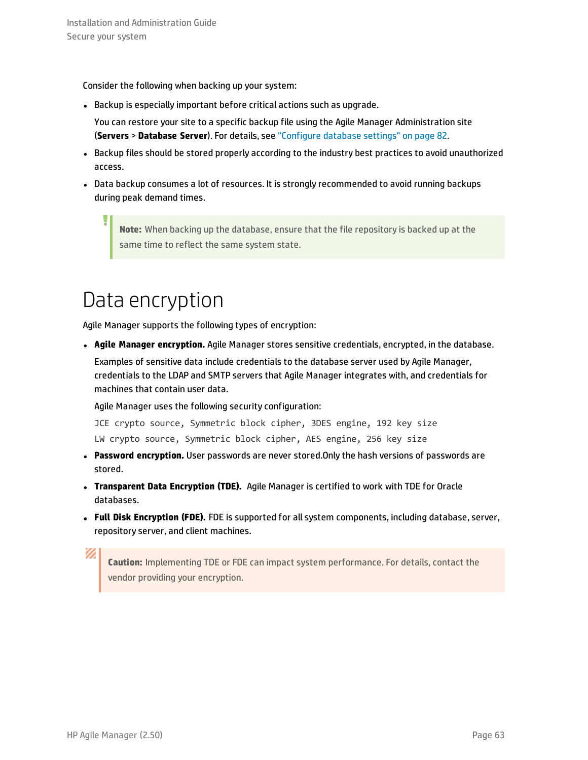Consider the following when backing up your system:

- Backup is especially important before critical actions such as upgrade.

  You can restore your site to a specific backup file using the Agile Manager Administration site (**Servers** > **Database Server**). For details, see "Configure database settings" on page 82.

- Backup files should be stored properly according to the industry best practices to avoid unauthorized access.
- Data backup consumes a lot of resources. It is strongly recommended to avoid running backups during peak demand times.

> **Note:** When backing up the database, ensure that the file repository is backed up at the same time to reflect the same system state.

# Data encryption

Agile Manager supports the following types of encryption:

- **Agile Manager encryption.** Agile Manager stores sensitive credentials, encrypted, in the database.

  Examples of sensitive data include credentials to the database server used by Agile Manager, credentials to the LDAP and SMTP servers that Agile Manager integrates with, and credentials for machines that contain user data.

  Agile Manager uses the following security configuration:

  ```
  JCE crypto source, Symmetric block cipher, 3DES engine, 192 key size
  LW crypto source, Symmetric block cipher, AES engine, 256 key size
  ```

- **Password encryption.** User passwords are never stored.Only the hash versions of passwords are stored.
- **Transparent Data Encryption (TDE).** Agile Manager is certified to work with TDE for Oracle databases.
- **Full Disk Encryption (FDE).** FDE is supported for all system components, including database, server, repository server, and client machines.

> **Caution:** Implementing TDE or FDE can impact system performance. For details, contact the vendor providing your encryption.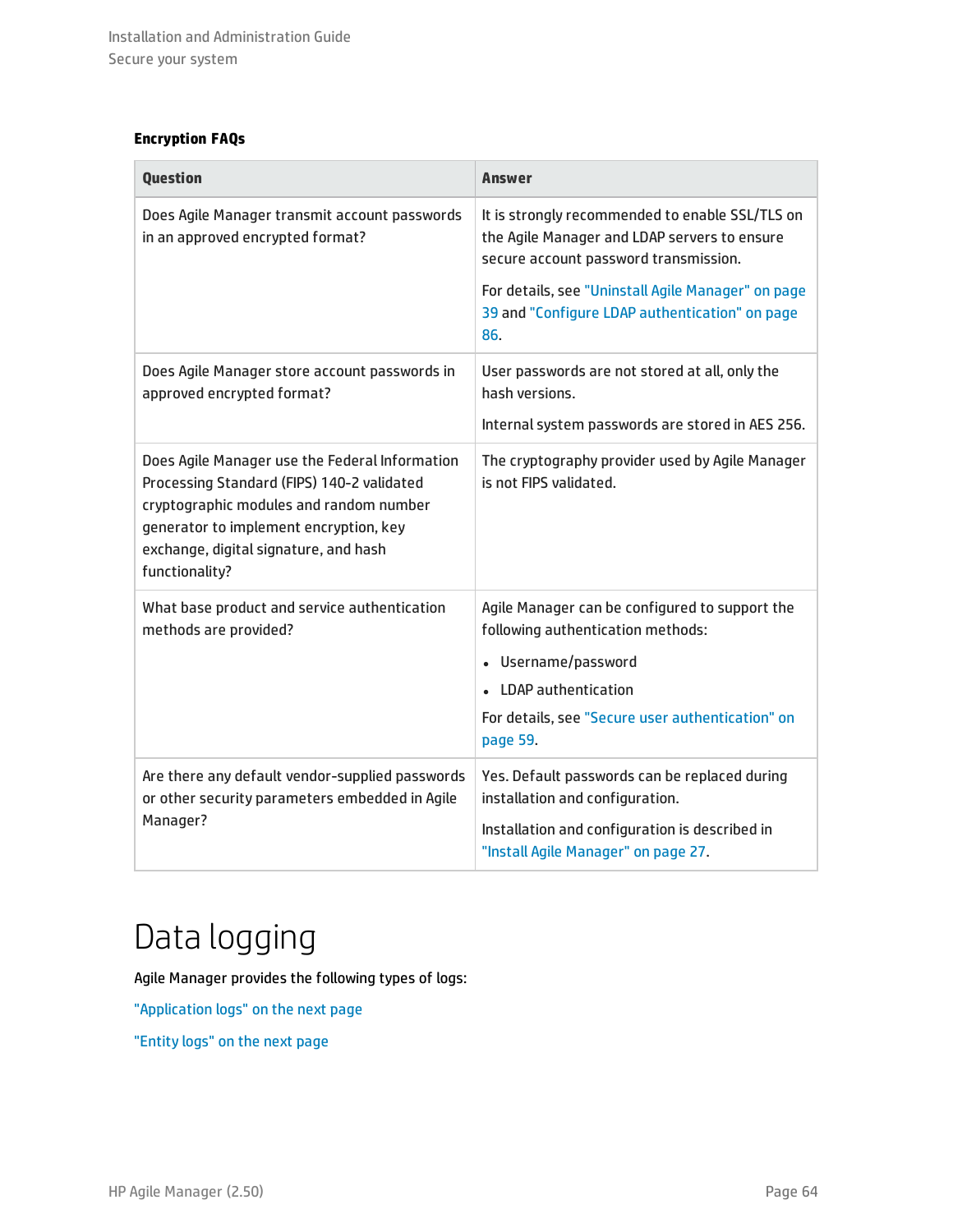**Encryption FAQs**

| Question | Answer |
| --- | --- |
| Does Agile Manager transmit account passwords in an approved encrypted format? | It is strongly recommended to enable SSL/TLS on the Agile Manager and LDAP servers to ensure secure account password transmission.<br><br>For details, see "Uninstall Agile Manager" on page 39 and "Configure LDAP authentication" on page 86. |
| Does Agile Manager store account passwords in approved encrypted format? | User passwords are not stored at all, only the hash versions.<br><br>Internal system passwords are stored in AES 256. |
| Does Agile Manager use the Federal Information Processing Standard (FIPS) 140-2 validated cryptographic modules and random number generator to implement encryption, key exchange, digital signature, and hash functionality? | The cryptography provider used by Agile Manager is not FIPS validated. |
| What base product and service authentication methods are provided? | Agile Manager can be configured to support the following authentication methods:<br><br>• Username/password<br>• LDAP authentication<br><br>For details, see "Secure user authentication" on page 59. |
| Are there any default vendor-supplied passwords or other security parameters embedded in Agile Manager? | Yes. Default passwords can be replaced during installation and configuration.<br><br>Installation and configuration is described in "Install Agile Manager" on page 27. |

# Data logging

Agile Manager provides the following types of logs:

"Application logs" on the next page

"Entity logs" on the next page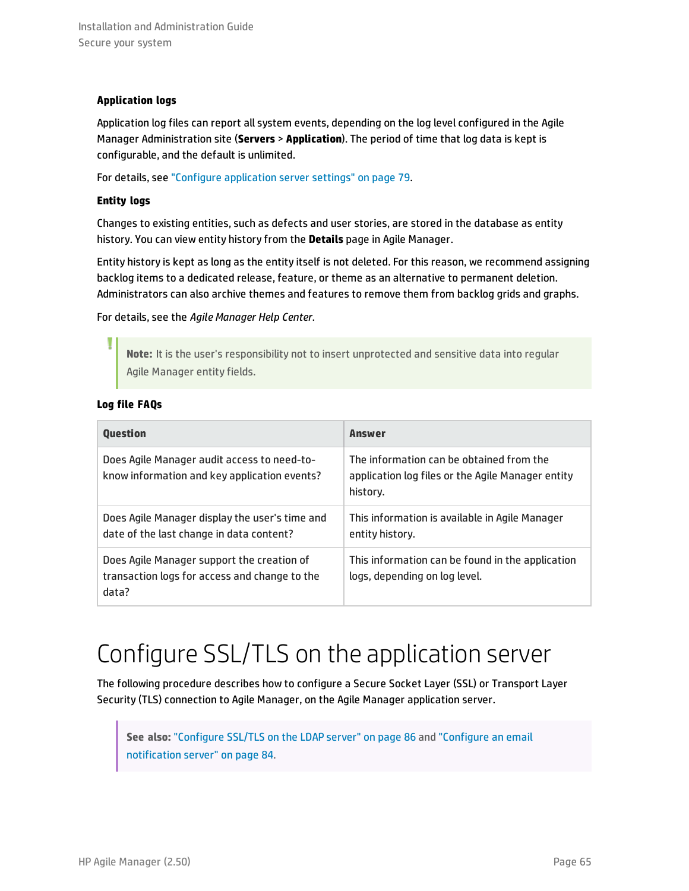#### Application logs

Application log files can report all system events, depending on the log level configured in the Agile Manager Administration site (**Servers** > **Application**). The period of time that log data is kept is configurable, and the default is unlimited.

For details, see "Configure application server settings" on page 79.

#### Entity logs

Changes to existing entities, such as defects and user stories, are stored in the database as entity history. You can view entity history from the **Details** page in Agile Manager.

Entity history is kept as long as the entity itself is not deleted. For this reason, we recommend assigning backlog items to a dedicated release, feature, or theme as an alternative to permanent deletion. Administrators can also archive themes and features to remove them from backlog grids and graphs.

For details, see the *Agile Manager Help Center*.

> **Note:** It is the user's responsibility not to insert unprotected and sensitive data into regular Agile Manager entity fields.

#### Log file FAQs

| Question | Answer |
| --- | --- |
| Does Agile Manager audit access to need-to-know information and key application events? | The information can be obtained from the application log files or the Agile Manager entity history. |
| Does Agile Manager display the user's time and date of the last change in data content? | This information is available in Agile Manager entity history. |
| Does Agile Manager support the creation of transaction logs for access and change to the data? | This information can be found in the application logs, depending on log level. |

## Configure SSL/TLS on the application server

The following procedure describes how to configure a Secure Socket Layer (SSL) or Transport Layer Security (TLS) connection to Agile Manager, on the Agile Manager application server.

> **See also:** "Configure SSL/TLS on the LDAP server" on page 86 and "Configure an email notification server" on page 84.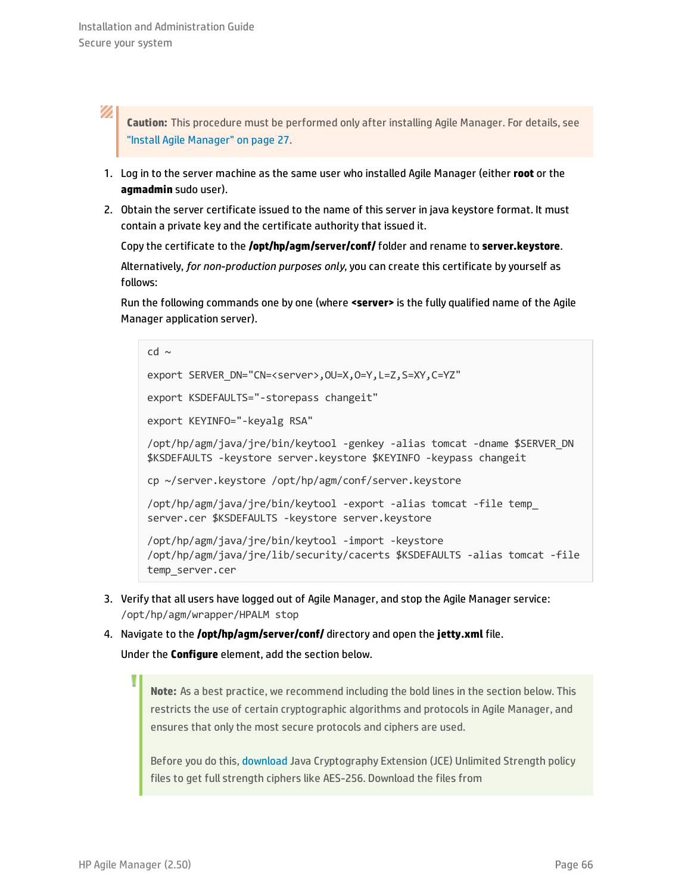> **Caution:** This procedure must be performed only after installing Agile Manager. For details, see "Install Agile Manager" on page 27.

1. Log in to the server machine as the same user who installed Agile Manager (either **root** or the **agmadmin** sudo user).

2. Obtain the server certificate issued to the name of this server in java keystore format. It must contain a private key and the certificate authority that issued it.

   Copy the certificate to the **/opt/hp/agm/server/conf/** folder and rename to **server.keystore**.

   Alternatively, *for non-production purposes only*, you can create this certificate by yourself as follows:

   Run the following commands one by one (where **<server>** is the fully qualified name of the Agile Manager application server).

   ```
   cd ~

   export SERVER_DN="CN=<server>,OU=X,O=Y,L=Z,S=XY,C=YZ"

   export KSDEFAULTS="-storepass changeit"

   export KEYINFO="-keyalg RSA"

   /opt/hp/agm/java/jre/bin/keytool -genkey -alias tomcat -dname $SERVER_DN
   $KSDEFAULTS -keystore server.keystore $KEYINFO -keypass changeit

   cp ~/server.keystore /opt/hp/agm/conf/server.keystore

   /opt/hp/agm/java/jre/bin/keytool -export -alias tomcat -file temp_
   server.cer $KSDEFAULTS -keystore server.keystore

   /opt/hp/agm/java/jre/bin/keytool -import -keystore
   /opt/hp/agm/java/jre/lib/security/cacerts $KSDEFAULTS -alias tomcat -file
   temp_server.cer
   ```

3. Verify that all users have logged out of Agile Manager, and stop the Agile Manager service: `/opt/hp/agm/wrapper/HPALM stop`

4. Navigate to the **/opt/hp/agm/server/conf/** directory and open the **jetty.xml** file.

   Under the **Configure** element, add the section below.

   > **Note:** As a best practice, we recommend including the bold lines in the section below. This restricts the use of certain cryptographic algorithms and protocols in Agile Manager, and ensures that only the most secure protocols and ciphers are used.
   >
   > Before you do this, download Java Cryptography Extension (JCE) Unlimited Strength policy files to get full strength ciphers like AES-256. Download the files from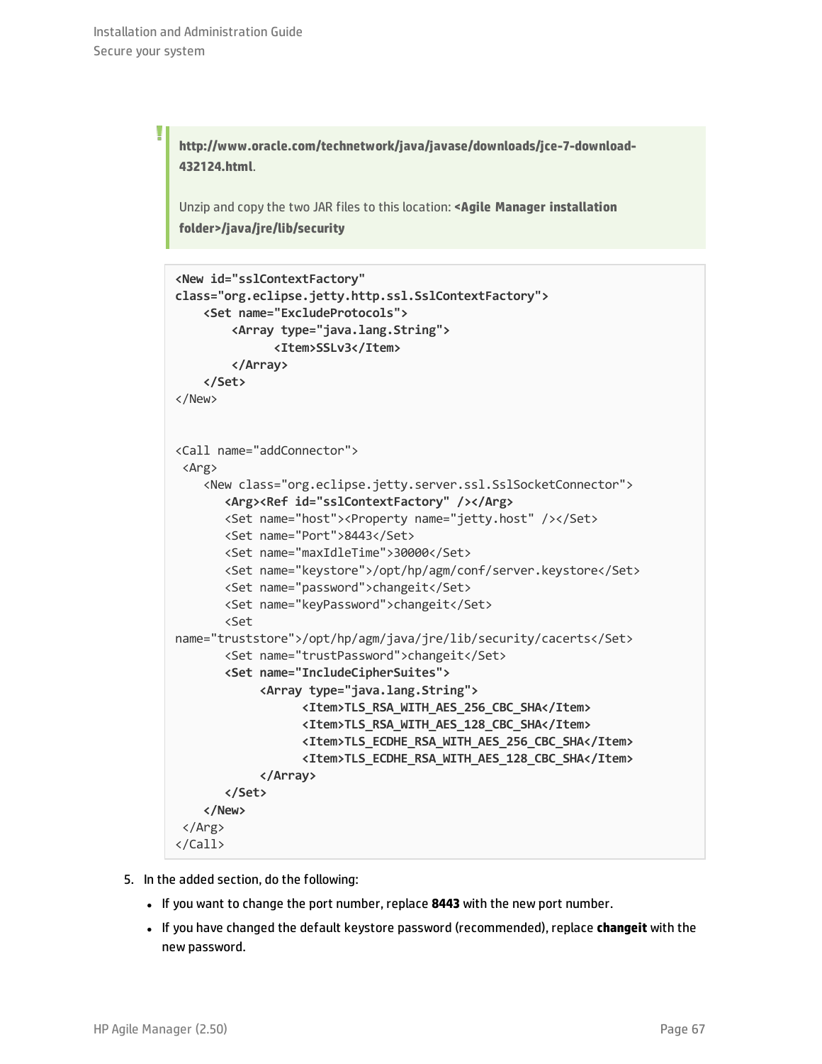> **http://www.oracle.com/technetwork/java/javase/downloads/jce-7-download-432124.html**.
>
> Unzip and copy the two JAR files to this location: **<Agile Manager installation folder>/java/jre/lib/security**

```
<New id="sslContextFactory"
class="org.eclipse.jetty.http.ssl.SslContextFactory">
    <Set name="ExcludeProtocols">
        <Array type="java.lang.String">
              <Item>SSLv3</Item>
        </Array>
    </Set>
</New>


<Call name="addConnector">
 <Arg>
    <New class="org.eclipse.jetty.server.ssl.SslSocketConnector">
       <Arg><Ref id="sslContextFactory" /></Arg>
       <Set name="host"><Property name="jetty.host" /></Set>
       <Set name="Port">8443</Set>
       <Set name="maxIdleTime">30000</Set>
       <Set name="keystore">/opt/hp/agm/conf/server.keystore</Set>
       <Set name="password">changeit</Set>
       <Set name="keyPassword">changeit</Set>
       <Set
name="truststore">/opt/hp/agm/java/jre/lib/security/cacerts</Set>
       <Set name="trustPassword">changeit</Set>
       <Set name="IncludeCipherSuites">
            <Array type="java.lang.String">
                  <Item>TLS_RSA_WITH_AES_256_CBC_SHA</Item>
                  <Item>TLS_RSA_WITH_AES_128_CBC_SHA</Item>
                  <Item>TLS_ECDHE_RSA_WITH_AES_256_CBC_SHA</Item>
                  <Item>TLS_ECDHE_RSA_WITH_AES_128_CBC_SHA</Item>
            </Array>
       </Set>
    </New>
 </Arg>
</Call>
```

5. In the added section, do the following:
   - If you want to change the port number, replace **8443** with the new port number.
   - If you have changed the default keystore password (recommended), replace **changeit** with the new password.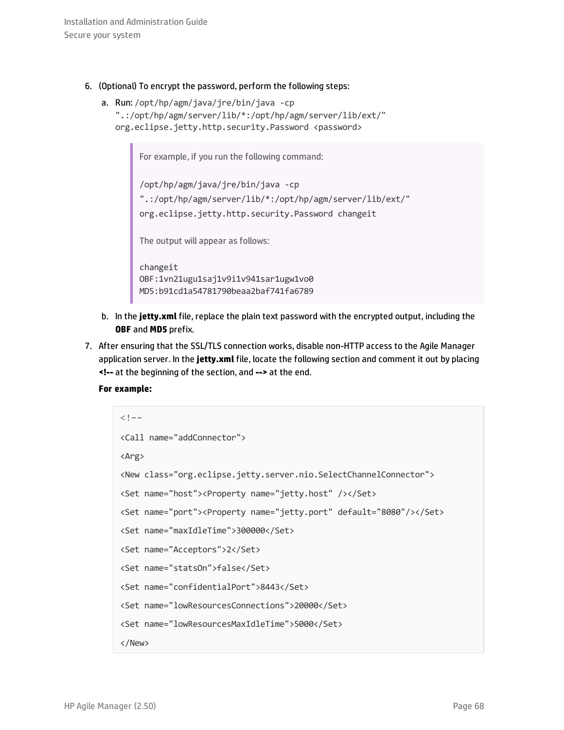6. (Optional) To encrypt the password, perform the following steps:

   a. Run: `/opt/hp/agm/java/jre/bin/java -cp ".:/opt/hp/agm/server/lib/*:/opt/hp/agm/server/lib/ext/" org.eclipse.jetty.http.security.Password <password>`

   > For example, if you run the following command:
   >
   > ```
   > /opt/hp/agm/java/jre/bin/java -cp
   > ".:/opt/hp/agm/server/lib/*:/opt/hp/agm/server/lib/ext/"
   > org.eclipse.jetty.http.security.Password changeit
   > ```
   >
   > The output will appear as follows:
   >
   > ```
   > changeit
   > OBF:1vn21ugu1saj1v9i1v941sar1ugw1vo0
   > MD5:b91cd1a54781790beaa2baf741fa6789
   > ```

   b. In the **jetty.xml** file, replace the plain text password with the encrypted output, including the **OBF** and **MD5** prefix.

7. After ensuring that the SSL/TLS connection works, disable non-HTTP access to the Agile Manager application server. In the **jetty.xml** file, locate the following section and comment it out by placing **<!--** at the beginning of the section, and **-->** at the end.

   **For example:**

   ```
   <!--
   <Call name="addConnector">
   <Arg>
   <New class="org.eclipse.jetty.server.nio.SelectChannelConnector">
   <Set name="host"><Property name="jetty.host" /></Set>
   <Set name="port"><Property name="jetty.port" default="8080"/></Set>
   <Set name="maxIdleTime">300000</Set>
   <Set name="Acceptors">2</Set>
   <Set name="statsOn">false</Set>
   <Set name="confidentialPort">8443</Set>
   <Set name="lowResourcesConnections">20000</Set>
   <Set name="lowResourcesMaxIdleTime">5000</Set>
   </New>
   ```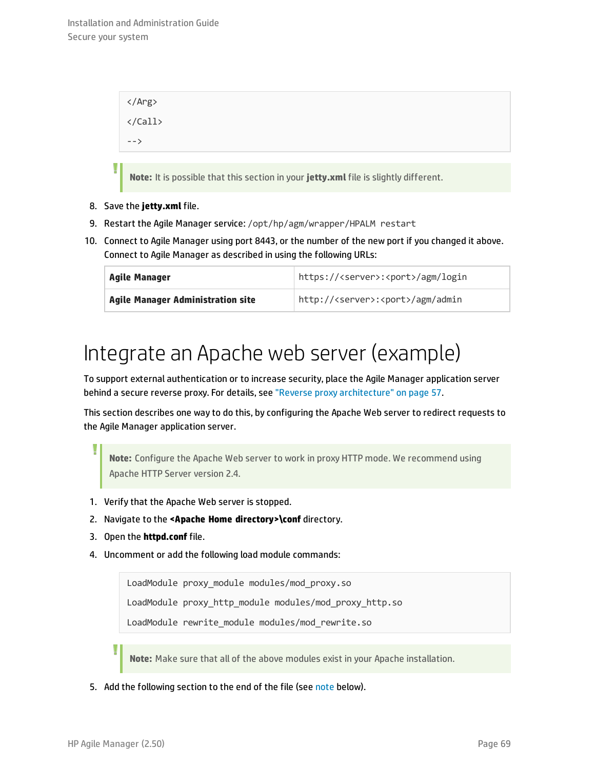```
</Arg>
</Call>
-->
```

> **Note:** It is possible that this section in your **jetty.xml** file is slightly different.

8. Save the **jetty.xml** file.
9. Restart the Agile Manager service: `/opt/hp/agm/wrapper/HPALM restart`
10. Connect to Agile Manager using port 8443, or the number of the new port if you changed it above. Connect to Agile Manager as described in using the following URLs:

| | |
|---|---|
| **Agile Manager** | `https://<server>:<port>/agm/login` |
| **Agile Manager Administration site** | `http://<server>:<port>/agm/admin` |

# Integrate an Apache web server (example)

To support external authentication or to increase security, place the Agile Manager application server behind a secure reverse proxy. For details, see "Reverse proxy architecture" on page 57.

This section describes one way to do this, by configuring the Apache Web server to redirect requests to the Agile Manager application server.

> **Note:** Configure the Apache Web server to work in proxy HTTP mode. We recommend using Apache HTTP Server version 2.4.

1. Verify that the Apache Web server is stopped.
2. Navigate to the **<Apache Home directory>\conf** directory.
3. Open the **httpd.conf** file.
4. Uncomment or add the following load module commands:

```
LoadModule proxy_module modules/mod_proxy.so
LoadModule proxy_http_module modules/mod_proxy_http.so
LoadModule rewrite_module modules/mod_rewrite.so
```

> **Note:** Make sure that all of the above modules exist in your Apache installation.

5. Add the following section to the end of the file (see note below).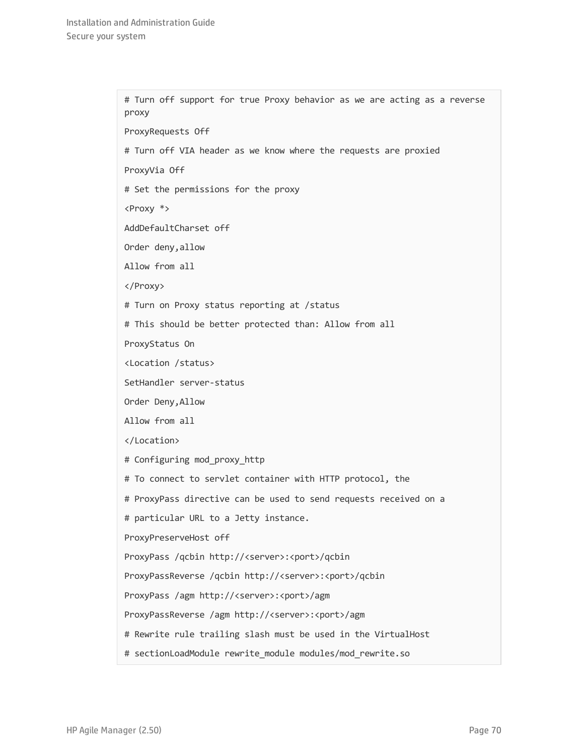```
# Turn off support for true Proxy behavior as we are acting as a reverse proxy

ProxyRequests Off

# Turn off VIA header as we know where the requests are proxied

ProxyVia Off

# Set the permissions for the proxy

<Proxy *>

AddDefaultCharset off

Order deny,allow

Allow from all

</Proxy>

# Turn on Proxy status reporting at /status

# This should be better protected than: Allow from all

ProxyStatus On

<Location /status>

SetHandler server-status

Order Deny,Allow

Allow from all

</Location>

# Configuring mod_proxy_http

# To connect to servlet container with HTTP protocol, the

# ProxyPass directive can be used to send requests received on a

# particular URL to a Jetty instance.

ProxyPreserveHost off

ProxyPass /qcbin http://<server>:<port>/qcbin

ProxyPassReverse /qcbin http://<server>:<port>/qcbin

ProxyPass /agm http://<server>:<port>/agm

ProxyPassReverse /agm http://<server>:<port>/agm

# Rewrite rule trailing slash must be used in the VirtualHost

# sectionLoadModule rewrite_module modules/mod_rewrite.so
```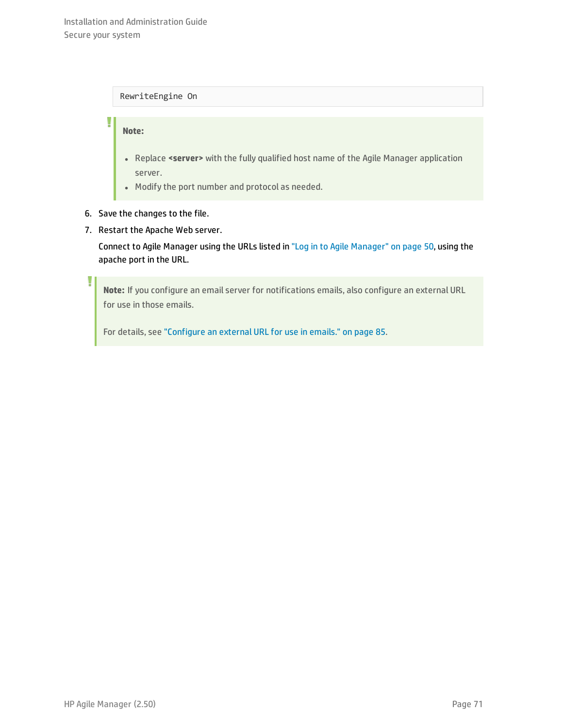```
RewriteEngine On
```

> **Note:**
>
> - Replace **<server>** with the fully qualified host name of the Agile Manager application server.
> - Modify the port number and protocol as needed.

6. Save the changes to the file.
7. Restart the Apache Web server.

   Connect to Agile Manager using the URLs listed in "Log in to Agile Manager" on page 50, using the apache port in the URL.

> **Note:** If you configure an email server for notifications emails, also configure an external URL for use in those emails.
>
> For details, see "Configure an external URL for use in emails." on page 85.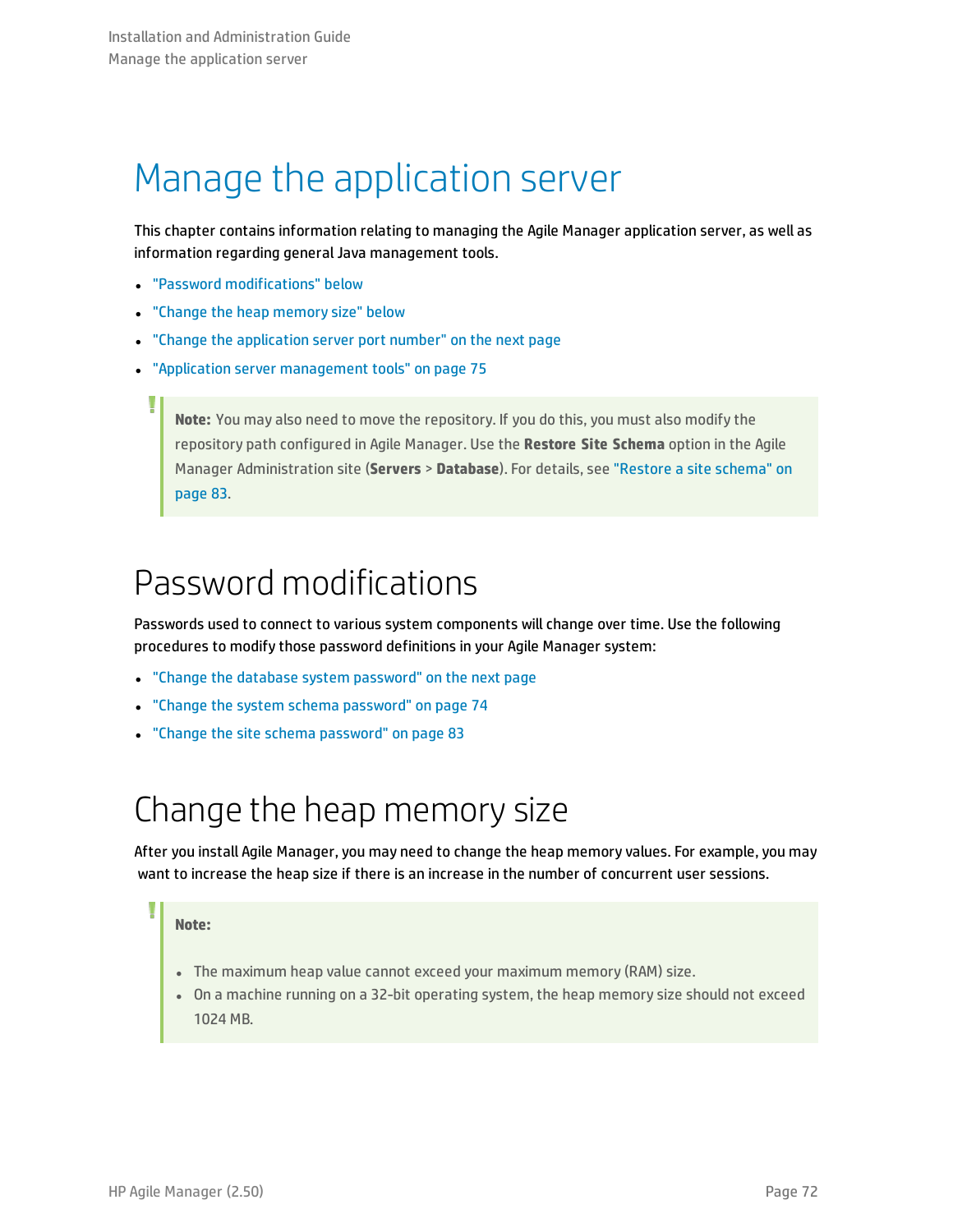# Manage the application server

This chapter contains information relating to managing the Agile Manager application server, as well as information regarding general Java management tools.

- "Password modifications" below
- "Change the heap memory size" below
- "Change the application server port number" on the next page
- "Application server management tools" on page 75

> **Note:** You may also need to move the repository. If you do this, you must also modify the repository path configured in Agile Manager. Use the **Restore Site Schema** option in the Agile Manager Administration site (**Servers** > **Database**). For details, see "Restore a site schema" on page 83.

## Password modifications

Passwords used to connect to various system components will change over time. Use the following procedures to modify those password definitions in your Agile Manager system:

- "Change the database system password" on the next page
- "Change the system schema password" on page 74
- "Change the site schema password" on page 83

## Change the heap memory size

After you install Agile Manager, you may need to change the heap memory values. For example, you may want to increase the heap size if there is an increase in the number of concurrent user sessions.

> **Note:**
>
> - The maximum heap value cannot exceed your maximum memory (RAM) size.
> - On a machine running on a 32-bit operating system, the heap memory size should not exceed 1024 MB.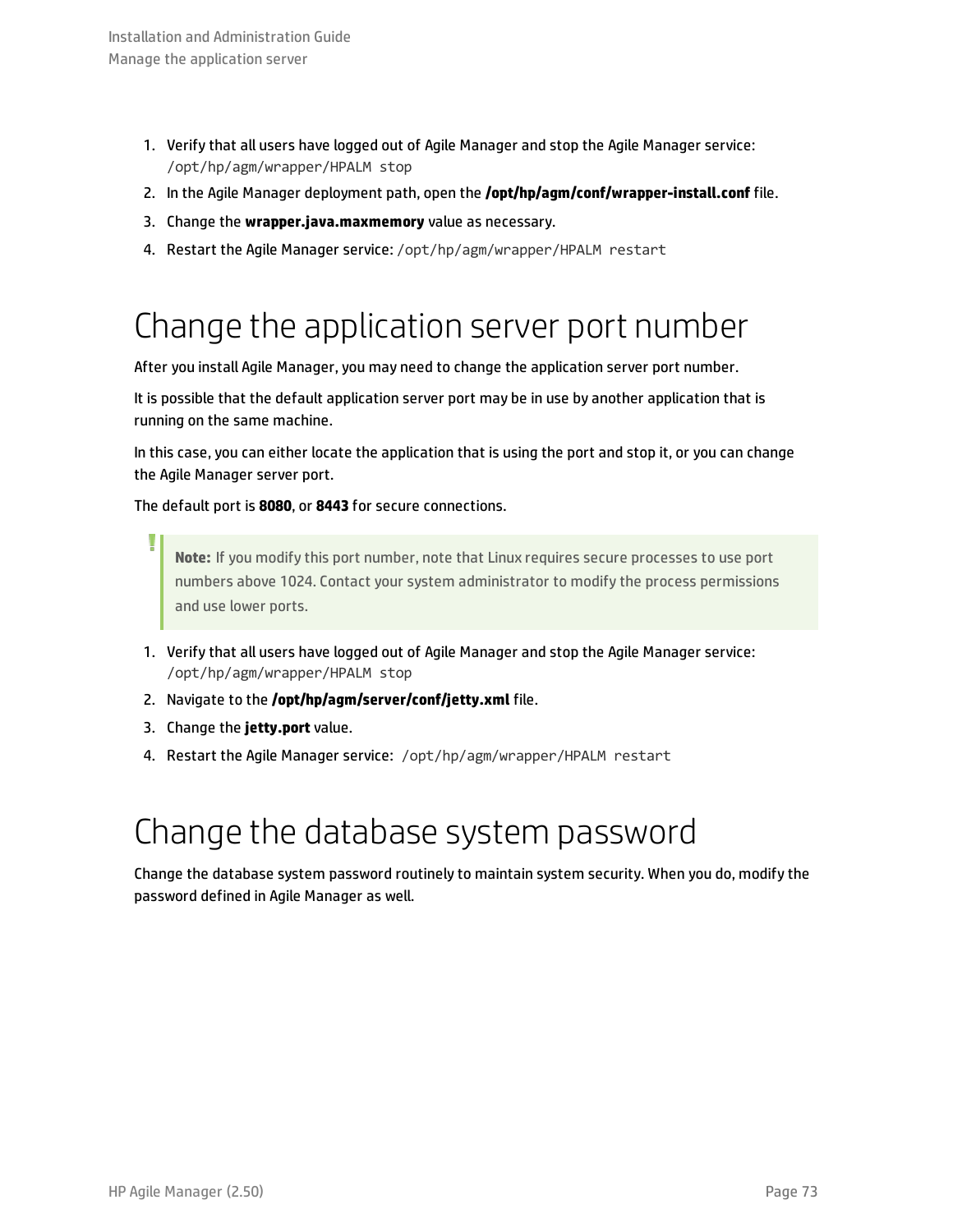1. Verify that all users have logged out of Agile Manager and stop the Agile Manager service: `/opt/hp/agm/wrapper/HPALM stop`
2. In the Agile Manager deployment path, open the **/opt/hp/agm/conf/wrapper-install.conf** file.
3. Change the **wrapper.java.maxmemory** value as necessary.
4. Restart the Agile Manager service: `/opt/hp/agm/wrapper/HPALM restart`

# Change the application server port number

After you install Agile Manager, you may need to change the application server port number.

It is possible that the default application server port may be in use by another application that is running on the same machine.

In this case, you can either locate the application that is using the port and stop it, or you can change the Agile Manager server port.

The default port is **8080**, or **8443** for secure connections.

> **Note:** If you modify this port number, note that Linux requires secure processes to use port numbers above 1024. Contact your system administrator to modify the process permissions and use lower ports.

1. Verify that all users have logged out of Agile Manager and stop the Agile Manager service: `/opt/hp/agm/wrapper/HPALM stop`
2. Navigate to the **/opt/hp/agm/server/conf/jetty.xml** file.
3. Change the **jetty.port** value.
4. Restart the Agile Manager service: `/opt/hp/agm/wrapper/HPALM restart`

# Change the database system password

Change the database system password routinely to maintain system security. When you do, modify the password defined in Agile Manager as well.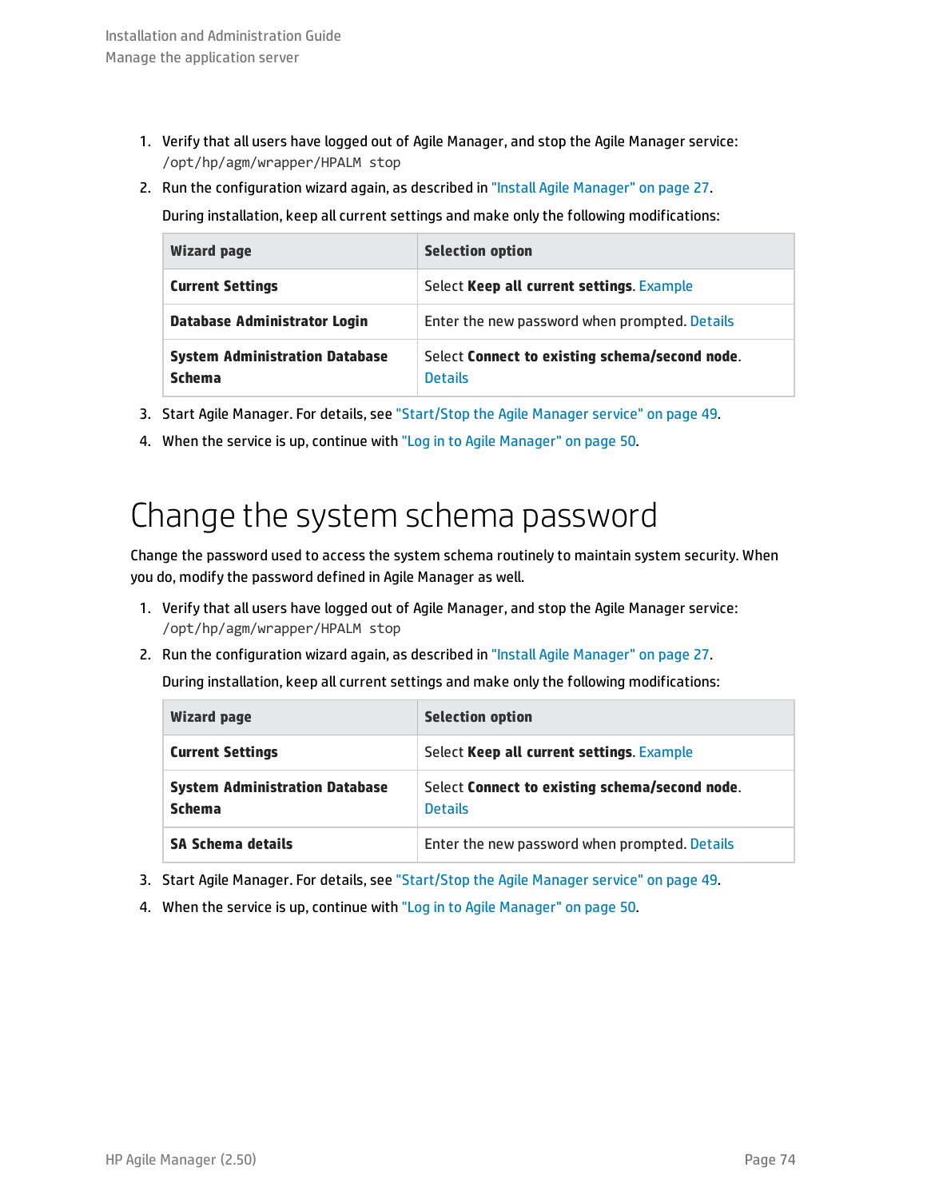1. Verify that all users have logged out of Agile Manager, and stop the Agile Manager service:
   `/opt/hp/agm/wrapper/HPALM stop`
2. Run the configuration wizard again, as described in "Install Agile Manager" on page 27.

   During installation, keep all current settings and make only the following modifications:

| Wizard page | Selection option |
|---|---|
| **Current Settings** | Select **Keep all current settings**. Example |
| **Database Administrator Login** | Enter the new password when prompted. Details |
| **System Administration Database Schema** | Select **Connect to existing schema/second node**. Details |

3. Start Agile Manager. For details, see "Start/Stop the Agile Manager service" on page 49.
4. When the service is up, continue with "Log in to Agile Manager" on page 50.

# Change the system schema password

Change the password used to access the system schema routinely to maintain system security. When you do, modify the password defined in Agile Manager as well.

1. Verify that all users have logged out of Agile Manager, and stop the Agile Manager service:
   `/opt/hp/agm/wrapper/HPALM stop`
2. Run the configuration wizard again, as described in "Install Agile Manager" on page 27.

   During installation, keep all current settings and make only the following modifications:

| Wizard page | Selection option |
|---|---|
| **Current Settings** | Select **Keep all current settings**. Example |
| **System Administration Database Schema** | Select **Connect to existing schema/second node**. Details |
| **SA Schema details** | Enter the new password when prompted. Details |

3. Start Agile Manager. For details, see "Start/Stop the Agile Manager service" on page 49.
4. When the service is up, continue with "Log in to Agile Manager" on page 50.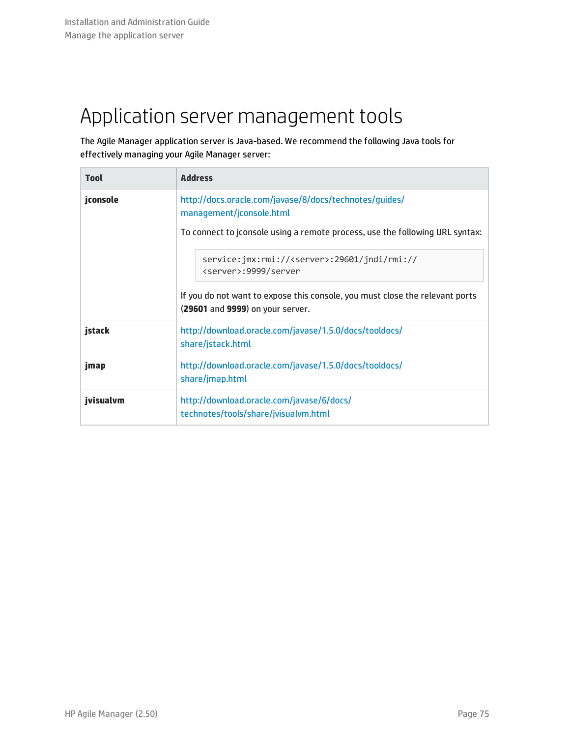# Application server management tools

The Agile Manager application server is Java-based. We recommend the following Java tools for effectively managing your Agile Manager server:

| Tool | Address |
|---|---|
| **jconsole** | http://docs.oracle.com/javase/8/docs/technotes/guides/management/jconsole.html<br><br>To connect to jconsole using a remote process, use the following URL syntax:<br><br>`service:jmx:rmi://<server>:29601/jndi/rmi://<server>:9999/server`<br><br>If you do not want to expose this console, you must close the relevant ports (**29601** and **9999**) on your server. |
| **jstack** | http://download.oracle.com/javase/1.5.0/docs/tooldocs/share/jstack.html |
| **jmap** | http://download.oracle.com/javase/1.5.0/docs/tooldocs/share/jmap.html |
| **jvisualvm** | http://download.oracle.com/javase/6/docs/technotes/tools/share/jvisualvm.html |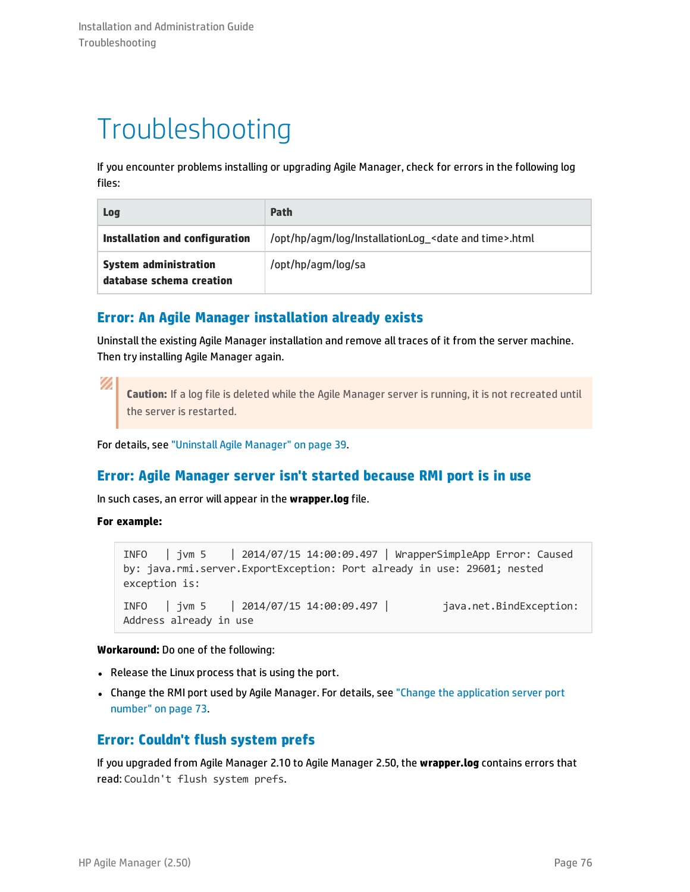# Troubleshooting

If you encounter problems installing or upgrading Agile Manager, check for errors in the following log files:

| Log | Path |
| --- | --- |
| **Installation and configuration** | /opt/hp/agm/log/InstallationLog_<date and time>.html |
| **System administration database schema creation** | /opt/hp/agm/log/sa |

## Error: An Agile Manager installation already exists

Uninstall the existing Agile Manager installation and remove all traces of it from the server machine. Then try installing Agile Manager again.

> **Caution:** If a log file is deleted while the Agile Manager server is running, it is not recreated until the server is restarted.

For details, see "Uninstall Agile Manager" on page 39.

## Error: Agile Manager server isn't started because RMI port is in use

In such cases, an error will appear in the **wrapper.log** file.

**For example:**

```
INFO   | jvm 5    | 2014/07/15 14:00:09.497 | WrapperSimpleApp Error: Caused by: java.rmi.server.ExportException: Port already in use: 29601; nested exception is:

INFO   | jvm 5    | 2014/07/15 14:00:09.497 |         java.net.BindException: Address already in use
```

**Workaround:** Do one of the following:

- Release the Linux process that is using the port.
- Change the RMI port used by Agile Manager. For details, see "Change the application server port number" on page 73.

## Error: Couldn't flush system prefs

If you upgraded from Agile Manager 2.10 to Agile Manager 2.50, the **wrapper.log** contains errors that read: `Couldn't flush system prefs`.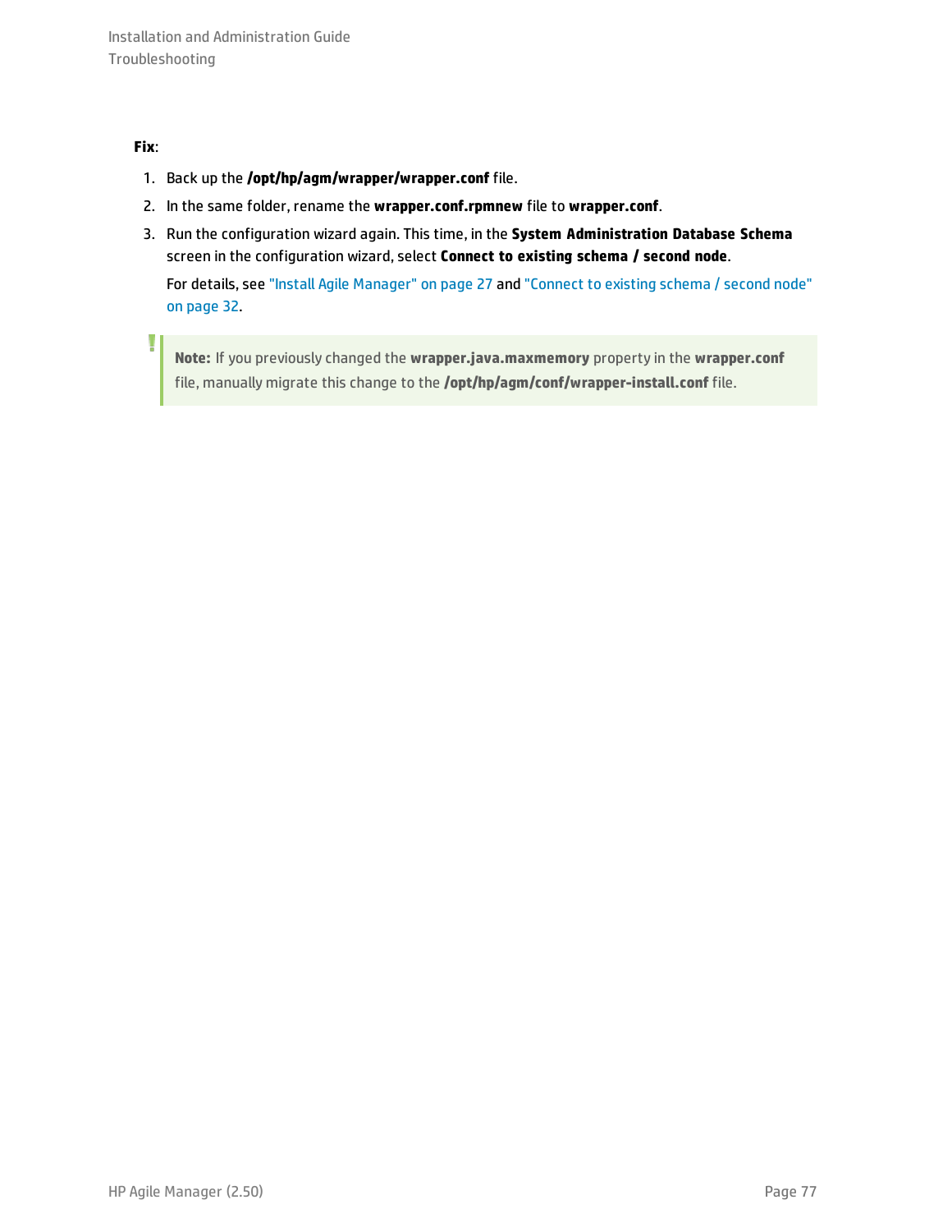**Fix**:

1. Back up the **/opt/hp/agm/wrapper/wrapper.conf** file.
2. In the same folder, rename the **wrapper.conf.rpmnew** file to **wrapper.conf**.
3. Run the configuration wizard again. This time, in the **System Administration Database Schema** screen in the configuration wizard, select **Connect to existing schema / second node**.

   For details, see "Install Agile Manager" on page 27 and "Connect to existing schema / second node" on page 32.

> **Note:** If you previously changed the **wrapper.java.maxmemory** property in the **wrapper.conf** file, manually migrate this change to the **/opt/hp/agm/conf/wrapper-install.conf** file.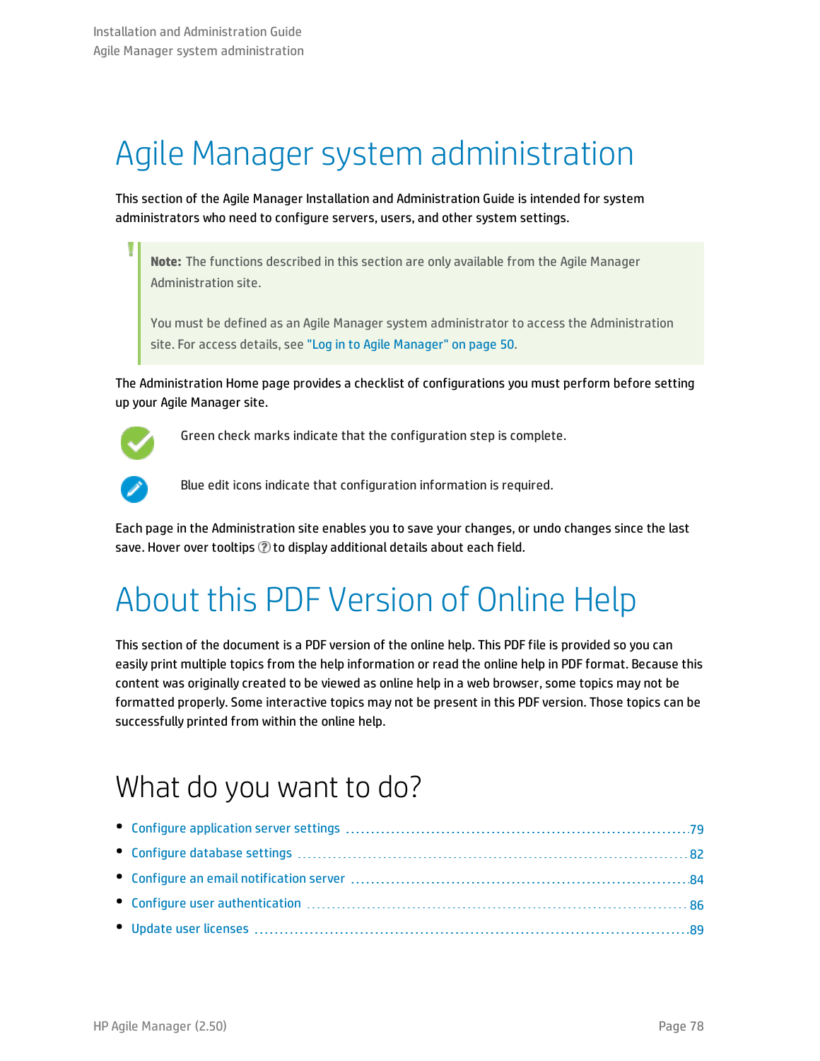# Agile Manager system administration

This section of the Agile Manager Installation and Administration Guide is intended for system administrators who need to configure servers, users, and other system settings.

> **Note:** The functions described in this section are only available from the Agile Manager Administration site.
>
> You must be defined as an Agile Manager system administrator to access the Administration site. For access details, see "Log in to Agile Manager" on page 50.

The Administration Home page provides a checklist of configurations you must perform before setting up your Agile Manager site.

Green check marks indicate that the configuration step is complete.

Blue edit icons indicate that configuration information is required.

Each page in the Administration site enables you to save your changes, or undo changes since the last save. Hover over tooltips to display additional details about each field.

# About this PDF Version of Online Help

This section of the document is a PDF version of the online help. This PDF file is provided so you can easily print multiple topics from the help information or read the online help in PDF format. Because this content was originally created to be viewed as online help in a web browser, some topics may not be formatted properly. Some interactive topics may not be present in this PDF version. Those topics can be successfully printed from within the online help.

## What do you want to do?

- Configure application server settings ..... 79
- Configure database settings ..... 82
- Configure an email notification server ..... 84
- Configure user authentication ..... 86
- Update user licenses ..... 89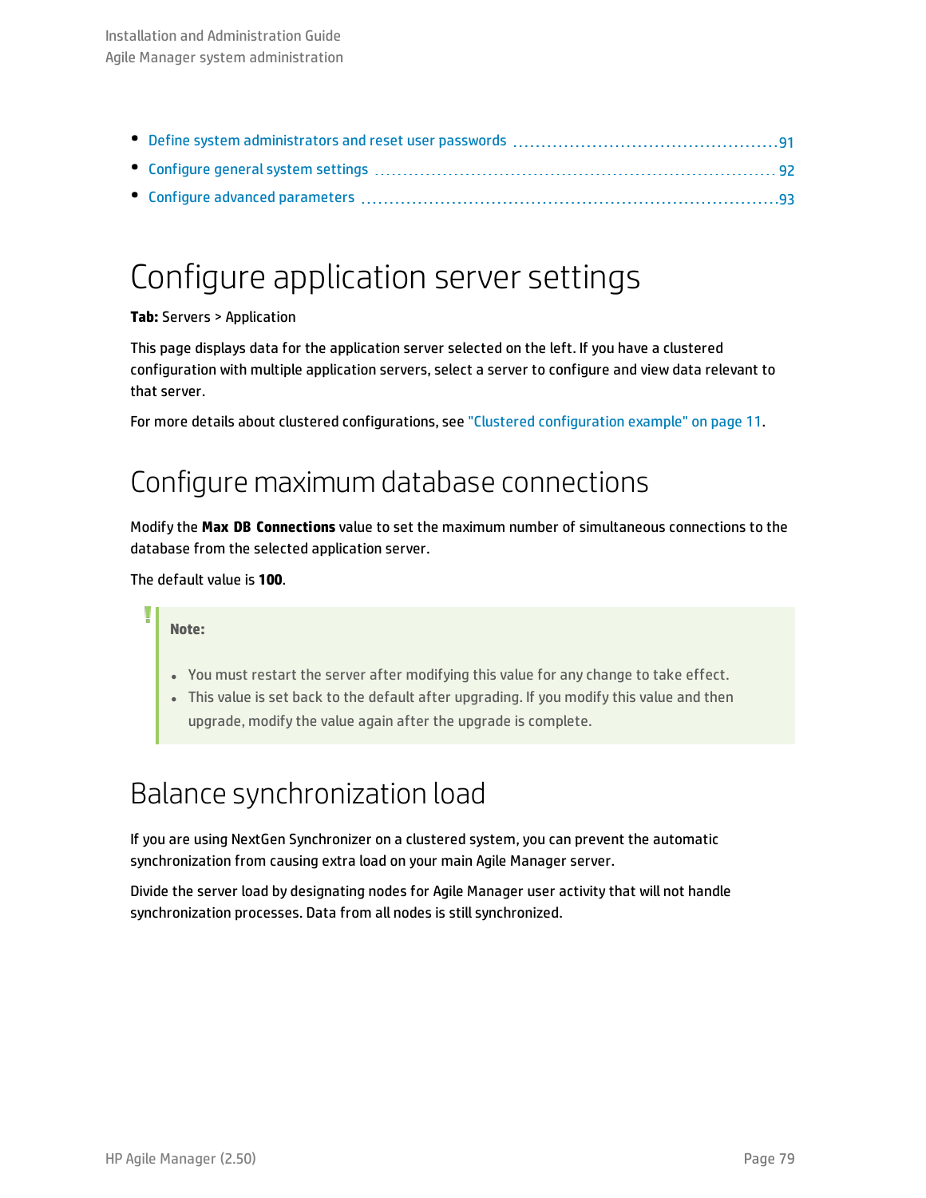- Define system administrators and reset user passwords 91
- Configure general system settings 92
- Configure advanced parameters 93

# Configure application server settings

**Tab:** Servers > Application

This page displays data for the application server selected on the left. If you have a clustered configuration with multiple application servers, select a server to configure and view data relevant to that server.

For more details about clustered configurations, see "Clustered configuration example" on page 11.

## Configure maximum database connections

Modify the **Max DB Connections** value to set the maximum number of simultaneous connections to the database from the selected application server.

The default value is **100**.

> **Note:**
>
> - You must restart the server after modifying this value for any change to take effect.
> - This value is set back to the default after upgrading. If you modify this value and then upgrade, modify the value again after the upgrade is complete.

## Balance synchronization load

If you are using NextGen Synchronizer on a clustered system, you can prevent the automatic synchronization from causing extra load on your main Agile Manager server.

Divide the server load by designating nodes for Agile Manager user activity that will not handle synchronization processes. Data from all nodes is still synchronized.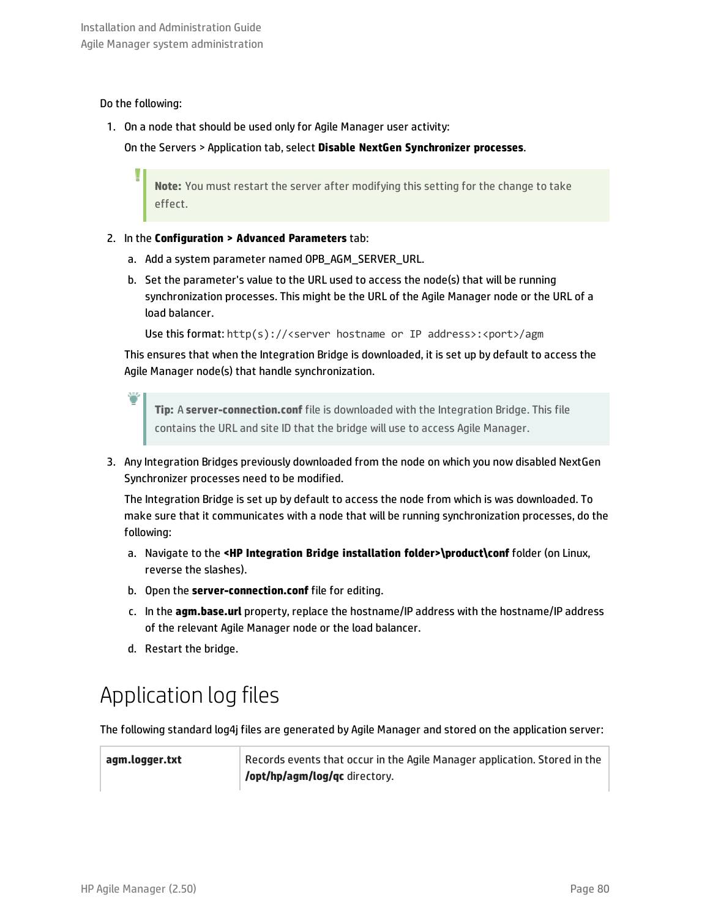Do the following:

1. On a node that should be used only for Agile Manager user activity:

   On the Servers > Application tab, select **Disable NextGen Synchronizer processes**.

   > **Note:** You must restart the server after modifying this setting for the change to take effect.

2. In the **Configuration > Advanced Parameters** tab:

   a. Add a system parameter named OPB_AGM_SERVER_URL.

   b. Set the parameter's value to the URL used to access the node(s) that will be running synchronization processes. This might be the URL of the Agile Manager node or the URL of a load balancer.

      Use this format: `http(s)://<server hostname or IP address>:<port>/agm`

   This ensures that when the Integration Bridge is downloaded, it is set up by default to access the Agile Manager node(s) that handle synchronization.

   > **Tip:** A **server-connection.conf** file is downloaded with the Integration Bridge. This file contains the URL and site ID that the bridge will use to access Agile Manager.

3. Any Integration Bridges previously downloaded from the node on which you now disabled NextGen Synchronizer processes need to be modified.

   The Integration Bridge is set up by default to access the node from which is was downloaded. To make sure that it communicates with a node that will be running synchronization processes, do the following:

   a. Navigate to the **<HP Integration Bridge installation folder>\product\conf** folder (on Linux, reverse the slashes).

   b. Open the **server-connection.conf** file for editing.

   c. In the **agm.base.url** property, replace the hostname/IP address with the hostname/IP address of the relevant Agile Manager node or the load balancer.

   d. Restart the bridge.

# Application log files

The following standard log4j files are generated by Agile Manager and stored on the application server:

| | |
|---|---|
| **agm.logger.txt** | Records events that occur in the Agile Manager application. Stored in the **/opt/hp/agm/log/qc** directory. |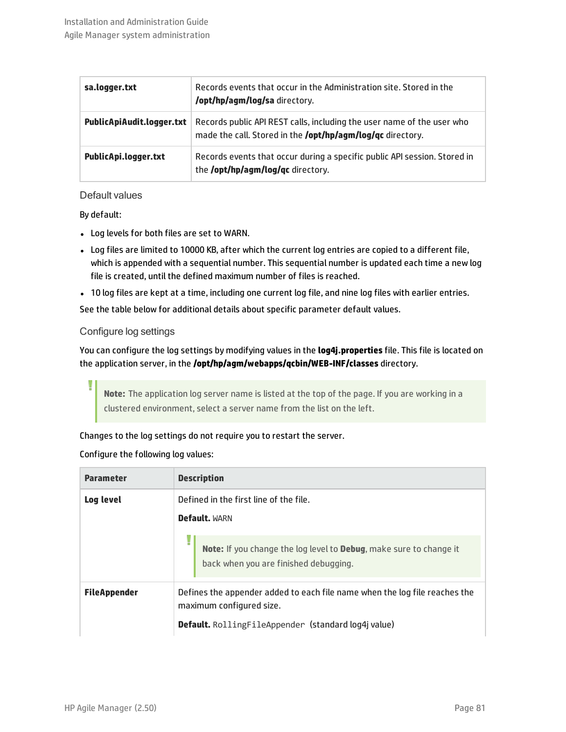| | |
|---|---|
| **sa.logger.txt** | Records events that occur in the Administration site. Stored in the **/opt/hp/agm/log/sa** directory. |
| **PublicApiAudit.logger.txt** | Records public API REST calls, including the user name of the user who made the call. Stored in the **/opt/hp/agm/log/qc** directory. |
| **PublicApi.logger.txt** | Records events that occur during a specific public API session. Stored in the **/opt/hp/agm/log/qc** directory. |

### Default values

By default:

- Log levels for both files are set to WARN.
- Log files are limited to 10000 KB, after which the current log entries are copied to a different file, which is appended with a sequential number. This sequential number is updated each time a new log file is created, until the defined maximum number of files is reached.
- 10 log files are kept at a time, including one current log file, and nine log files with earlier entries.

See the table below for additional details about specific parameter default values.

### Configure log settings

You can configure the log settings by modifying values in the **log4j.properties** file. This file is located on the application server, in the **/opt/hp/agm/webapps/qcbin/WEB-INF/classes** directory.

> **Note:** The application log server name is listed at the top of the page. If you are working in a clustered environment, select a server name from the list on the left.

Changes to the log settings do not require you to restart the server.

Configure the following log values:

| Parameter | Description |
|---|---|
| **Log level** | Defined in the first line of the file.<br><br>**Default.** WARN<br><br>**Note:** If you change the log level to **Debug**, make sure to change it back when you are finished debugging. |
| **FileAppender** | Defines the appender added to each file name when the log file reaches the maximum configured size.<br><br>**Default.** `RollingFileAppender` (standard log4j value) |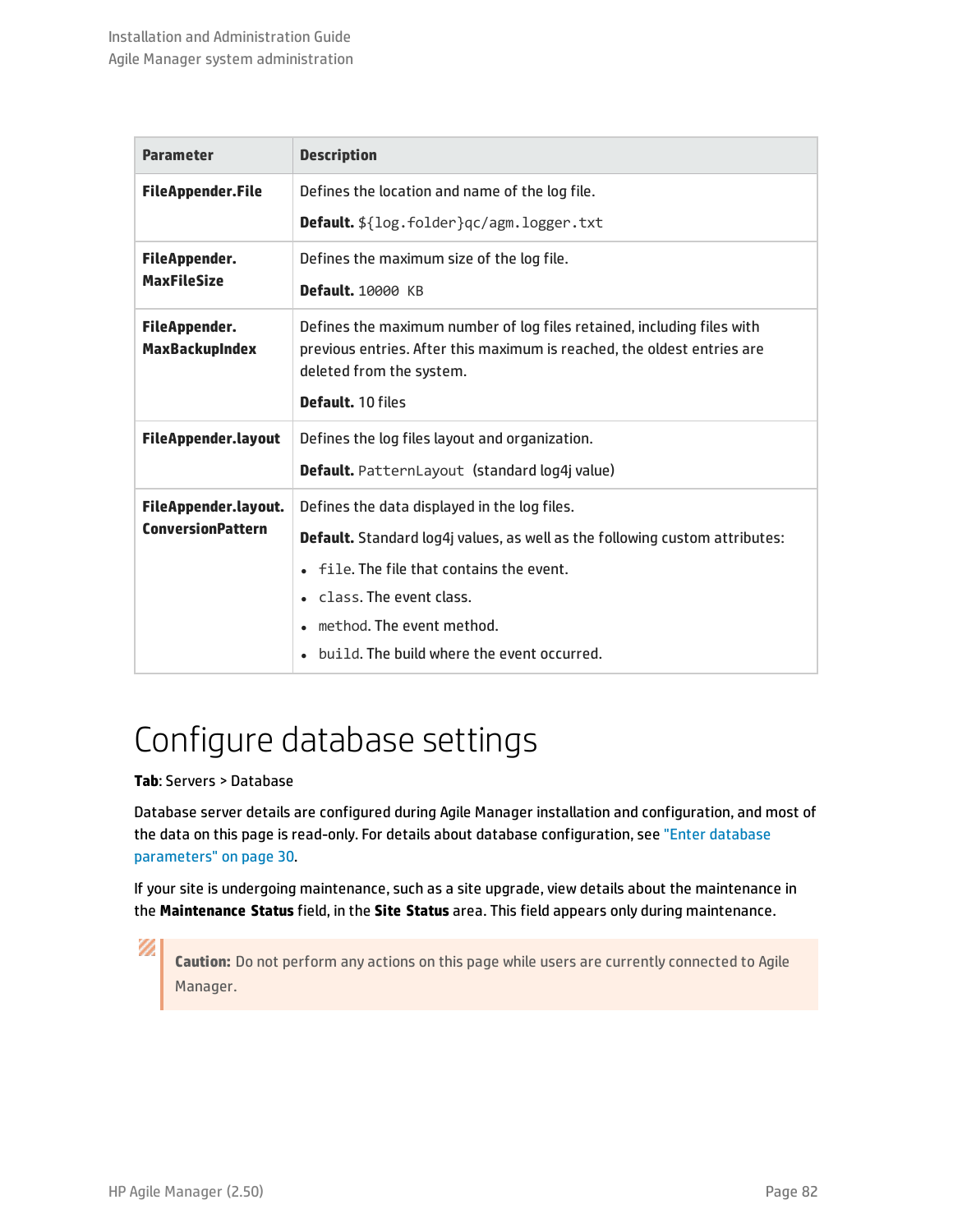| Parameter | Description |
|---|---|
| **FileAppender.File** | Defines the location and name of the log file.<br><br>**Default.** `${log.folder}qc/agm.logger.txt` |
| **FileAppender. MaxFileSize** | Defines the maximum size of the log file.<br><br>**Default.** `10000 KB` |
| **FileAppender. MaxBackupIndex** | Defines the maximum number of log files retained, including files with previous entries. After this maximum is reached, the oldest entries are deleted from the system.<br><br>**Default.** 10 files |
| **FileAppender.layout** | Defines the log files layout and organization.<br><br>**Default.** `PatternLayout` (standard log4j value) |
| **FileAppender.layout. ConversionPattern** | Defines the data displayed in the log files.<br><br>**Default.** Standard log4j values, as well as the following custom attributes:<br>• `file`. The file that contains the event.<br>• `class`. The event class.<br>• `method`. The event method.<br>• `build`. The build where the event occurred. |

# Configure database settings

**Tab**: Servers > Database

Database server details are configured during Agile Manager installation and configuration, and most of the data on this page is read-only. For details about database configuration, see "Enter database parameters" on page 30.

If your site is undergoing maintenance, such as a site upgrade, view details about the maintenance in the **Maintenance Status** field, in the **Site Status** area. This field appears only during maintenance.

> **Caution:** Do not perform any actions on this page while users are currently connected to Agile Manager.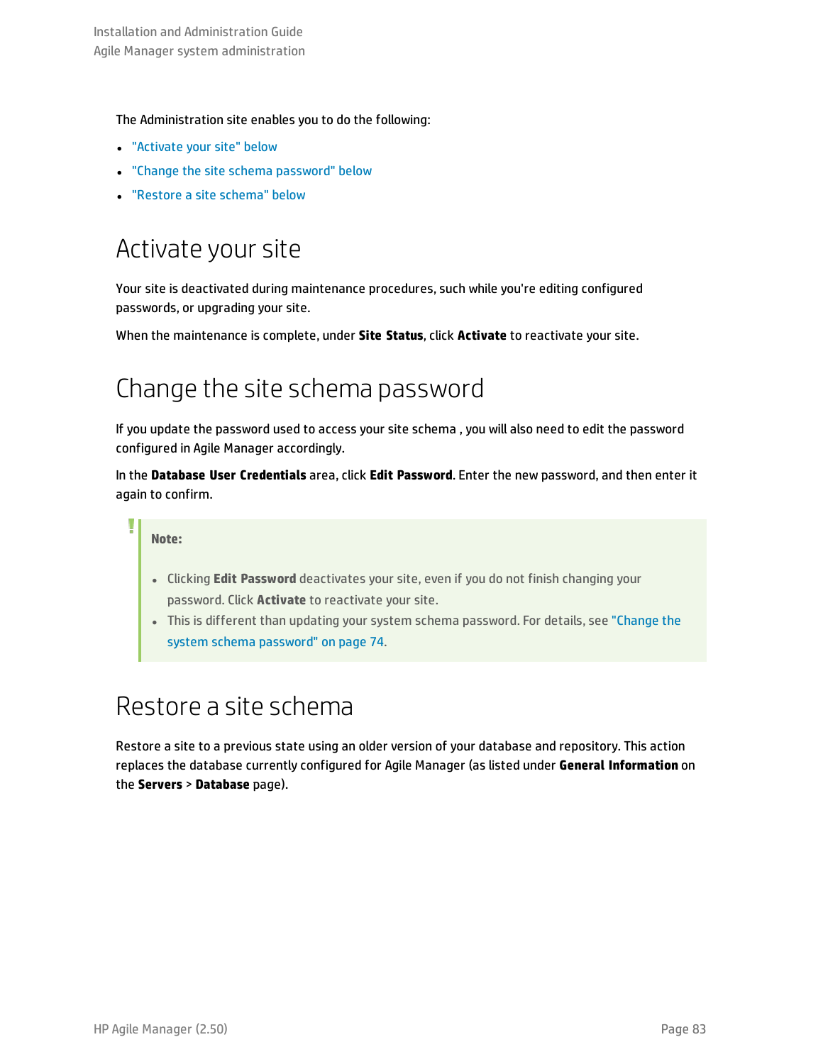The Administration site enables you to do the following:

- "Activate your site" below
- "Change the site schema password" below
- "Restore a site schema" below

# Activate your site

Your site is deactivated during maintenance procedures, such while you're editing configured passwords, or upgrading your site.

When the maintenance is complete, under **Site Status**, click **Activate** to reactivate your site.

# Change the site schema password

If you update the password used to access your site schema , you will also need to edit the password configured in Agile Manager accordingly.

In the **Database User Credentials** area, click **Edit Password**. Enter the new password, and then enter it again to confirm.

> **Note:**
>
> - Clicking **Edit Password** deactivates your site, even if you do not finish changing your password. Click **Activate** to reactivate your site.
> - This is different than updating your system schema password. For details, see "Change the system schema password" on page 74.

# Restore a site schema

Restore a site to a previous state using an older version of your database and repository. This action replaces the database currently configured for Agile Manager (as listed under **General Information** on the **Servers** > **Database** page).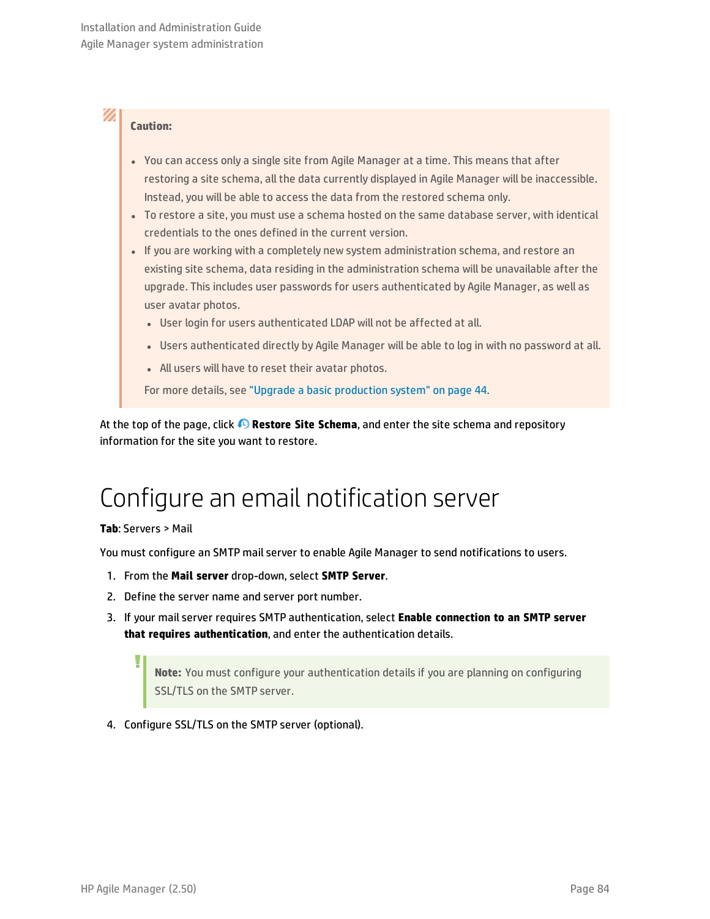> **Caution:**
>
> - You can access only a single site from Agile Manager at a time. This means that after restoring a site schema, all the data currently displayed in Agile Manager will be inaccessible. Instead, you will be able to access the data from the restored schema only.
> - To restore a site, you must use a schema hosted on the same database server, with identical credentials to the ones defined in the current version.
> - If you are working with a completely new system administration schema, and restore an existing site schema, data residing in the administration schema will be unavailable after the upgrade. This includes user passwords for users authenticated by Agile Manager, as well as user avatar photos.
>   - User login for users authenticated LDAP will not be affected at all.
>   - Users authenticated directly by Agile Manager will be able to log in with no password at all.
>   - All users will have to reset their avatar photos.
>
>   For more details, see "Upgrade a basic production system" on page 44.

At the top of the page, click **Restore Site Schema**, and enter the site schema and repository information for the site you want to restore.

# Configure an email notification server

**Tab**: Servers > Mail

You must configure an SMTP mail server to enable Agile Manager to send notifications to users.

1. From the **Mail server** drop-down, select **SMTP Server**.
2. Define the server name and server port number.
3. If your mail server requires SMTP authentication, select **Enable connection to an SMTP server that requires authentication**, and enter the authentication details.

   > **Note:** You must configure your authentication details if you are planning on configuring SSL/TLS on the SMTP server.

4. Configure SSL/TLS on the SMTP server (optional).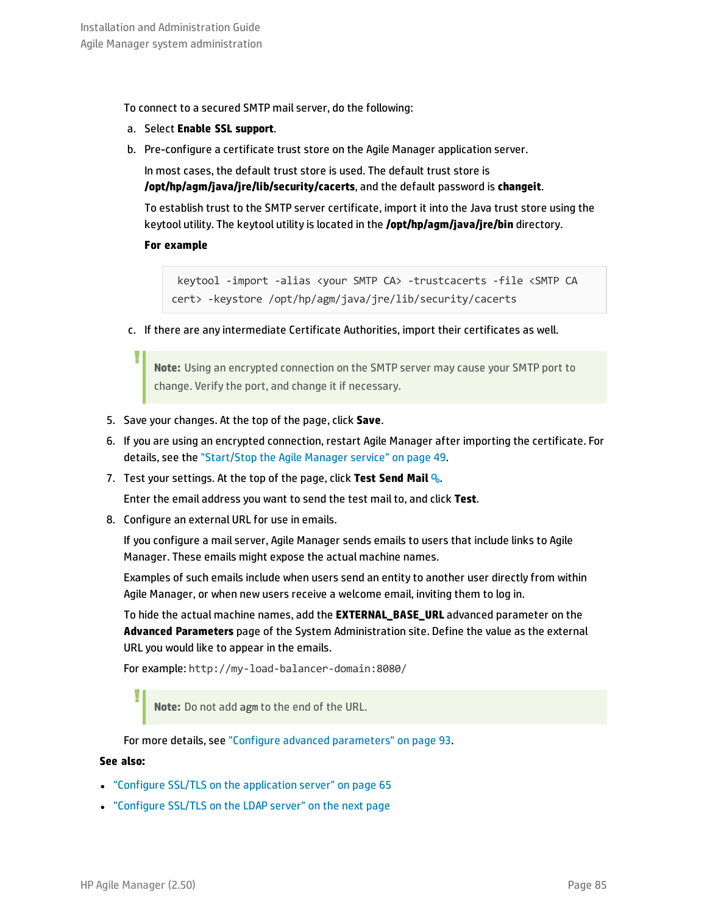To connect to a secured SMTP mail server, do the following:

a. Select **Enable SSL support**.

b. Pre-configure a certificate trust store on the Agile Manager application server.

   In most cases, the default trust store is used. The default trust store is **/opt/hp/agm/java/jre/lib/security/cacerts**, and the default password is **changeit**.

   To establish trust to the SMTP server certificate, import it into the Java trust store using the keytool utility. The keytool utility is located in the **/opt/hp/agm/java/jre/bin** directory.

   **For example**

   ```
   keytool -import -alias <your SMTP CA> -trustcacerts -file <SMTP CA cert> -keystore /opt/hp/agm/java/jre/lib/security/cacerts
   ```

c. If there are any intermediate Certificate Authorities, import their certificates as well.

> **Note:** Using an encrypted connection on the SMTP server may cause your SMTP port to change. Verify the port, and change it if necessary.

5. Save your changes. At the top of the page, click **Save**.

6. If you are using an encrypted connection, restart Agile Manager after importing the certificate. For details, see the "Start/Stop the Agile Manager service" on page 49.

7. Test your settings. At the top of the page, click **Test Send Mail**.

   Enter the email address you want to send the test mail to, and click **Test**.

8. Configure an external URL for use in emails.

   If you configure a mail server, Agile Manager sends emails to users that include links to Agile Manager. These emails might expose the actual machine names.

   Examples of such emails include when users send an entity to another user directly from within Agile Manager, or when new users receive a welcome email, inviting them to log in.

   To hide the actual machine names, add the **EXTERNAL_BASE_URL** advanced parameter on the **Advanced Parameters** page of the System Administration site. Define the value as the external URL you would like to appear in the emails.

   For example: `http://my-load-balancer-domain:8080/`

   > **Note:** Do not add agm to the end of the URL.

   For more details, see "Configure advanced parameters" on page 93.

**See also:**

- "Configure SSL/TLS on the application server" on page 65
- "Configure SSL/TLS on the LDAP server" on the next page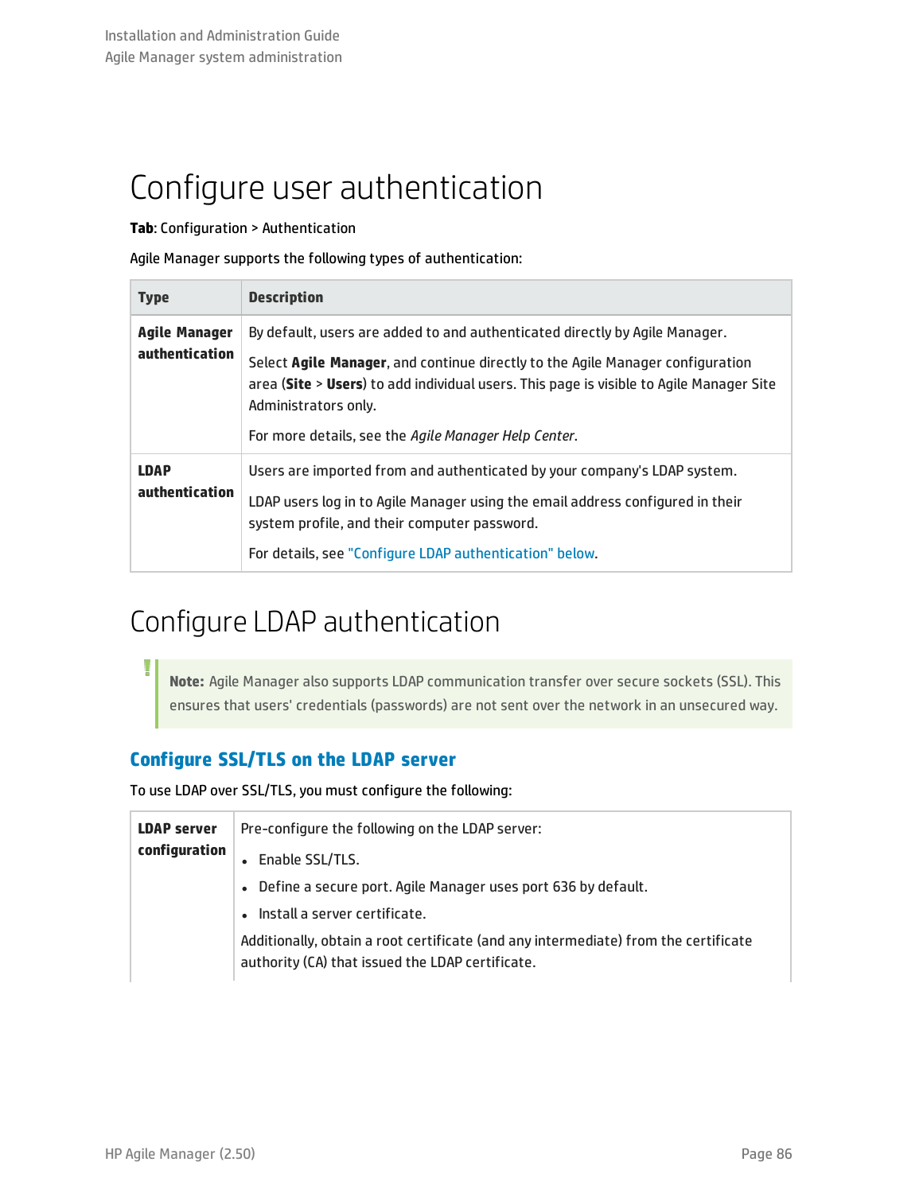# Configure user authentication

**Tab**: Configuration > Authentication

Agile Manager supports the following types of authentication:

| Type | Description |
|---|---|
| **Agile Manager authentication** | By default, users are added to and authenticated directly by Agile Manager.<br><br>Select **Agile Manager**, and continue directly to the Agile Manager configuration area (**Site** > **Users**) to add individual users. This page is visible to Agile Manager Site Administrators only.<br><br>For more details, see the *Agile Manager Help Center*. |
| **LDAP authentication** | Users are imported from and authenticated by your company's LDAP system.<br><br>LDAP users log in to Agile Manager using the email address configured in their system profile, and their computer password.<br><br>For details, see "Configure LDAP authentication" below. |

# Configure LDAP authentication

> **Note:** Agile Manager also supports LDAP communication transfer over secure sockets (SSL). This ensures that users' credentials (passwords) are not sent over the network in an unsecured way.

### Configure SSL/TLS on the LDAP server

To use LDAP over SSL/TLS, you must configure the following:

| | |
|---|---|
| **LDAP server configuration** | Pre-configure the following on the LDAP server:<br><br>• Enable SSL/TLS.<br>• Define a secure port. Agile Manager uses port 636 by default.<br>• Install a server certificate.<br><br>Additionally, obtain a root certificate (and any intermediate) from the certificate authority (CA) that issued the LDAP certificate. |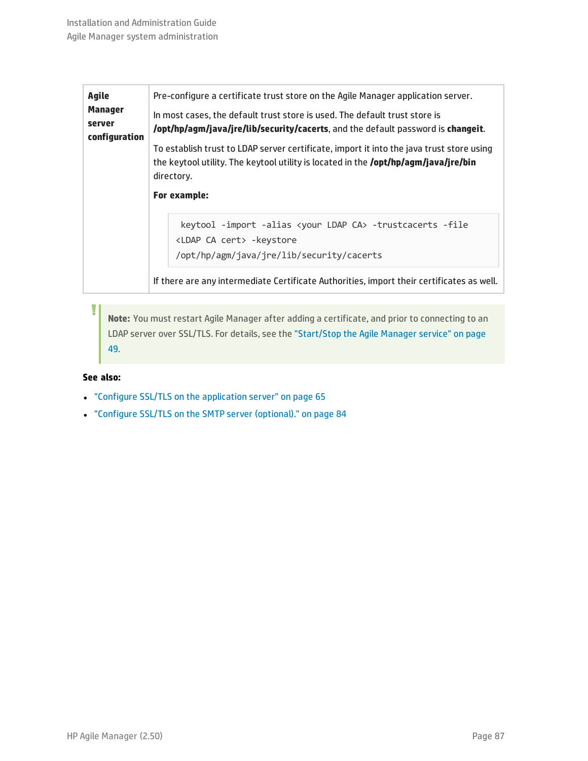| | |
|---|---|
| **Agile Manager server configuration** | Pre-configure a certificate trust store on the Agile Manager application server.<br><br>In most cases, the default trust store is used. The default trust store is **/opt/hp/agm/java/jre/lib/security/cacerts**, and the default password is **changeit**.<br><br>To establish trust to LDAP server certificate, import it into the java trust store using the keytool utility. The keytool utility is located in the **/opt/hp/agm/java/jre/bin** directory.<br><br>**For example:**<br><br>`keytool -import -alias <your LDAP CA> -trustcacerts -file <LDAP CA cert> -keystore /opt/hp/agm/java/jre/lib/security/cacerts`<br><br>If there are any intermediate Certificate Authorities, import their certificates as well. |

> **Note:** You must restart Agile Manager after adding a certificate, and prior to connecting to an LDAP server over SSL/TLS. For details, see the "Start/Stop the Agile Manager service" on page 49.

**See also:**

- "Configure SSL/TLS on the application server" on page 65
- "Configure SSL/TLS on the SMTP server (optional)." on page 84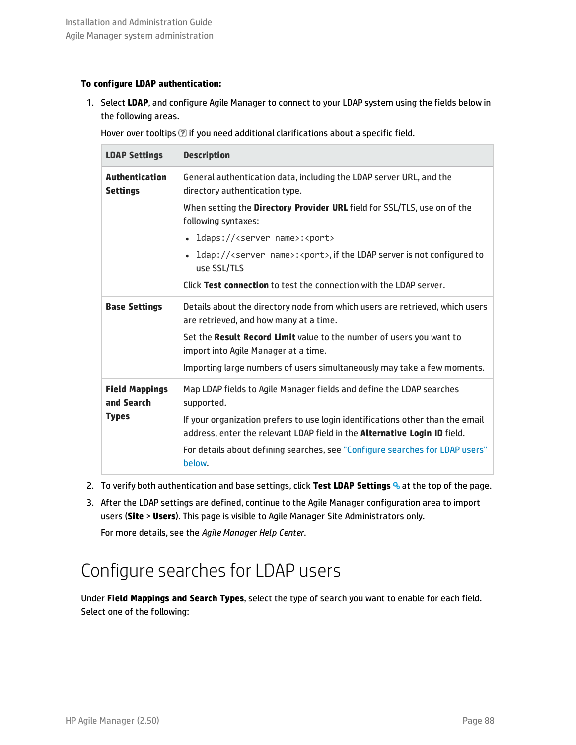**To configure LDAP authentication:**

1. Select **LDAP**, and configure Agile Manager to connect to your LDAP system using the fields below in the following areas.

   Hover over tooltips ⓘ if you need additional clarifications about a specific field.

| LDAP Settings | Description |
|---|---|
| **Authentication Settings** | General authentication data, including the LDAP server URL, and the directory authentication type.<br><br>When setting the **Directory Provider URL** field for SSL/TLS, use on of the following syntaxes:<br>• `ldaps://<server name>:<port>`<br>• `ldap://<server name>:<port>`, if the LDAP server is not configured to use SSL/TLS<br><br>Click **Test connection** to test the connection with the LDAP server. |
| **Base Settings** | Details about the directory node from which users are retrieved, which users are retrieved, and how many at a time.<br><br>Set the **Result Record Limit** value to the number of users you want to import into Agile Manager at a time.<br><br>Importing large numbers of users simultaneously may take a few moments. |
| **Field Mappings and Search Types** | Map LDAP fields to Agile Manager fields and define the LDAP searches supported.<br><br>If your organization prefers to use login identifications other than the email address, enter the relevant LDAP field in the **Alternative Login ID** field.<br><br>For details about defining searches, see "Configure searches for LDAP users" below. |

2. To verify both authentication and base settings, click **Test LDAP Settings** at the top of the page.

3. After the LDAP settings are defined, continue to the Agile Manager configuration area to import users (**Site** > **Users**). This page is visible to Agile Manager Site Administrators only.

   For more details, see the *Agile Manager Help Center*.

# Configure searches for LDAP users

Under **Field Mappings and Search Types**, select the type of search you want to enable for each field. Select one of the following: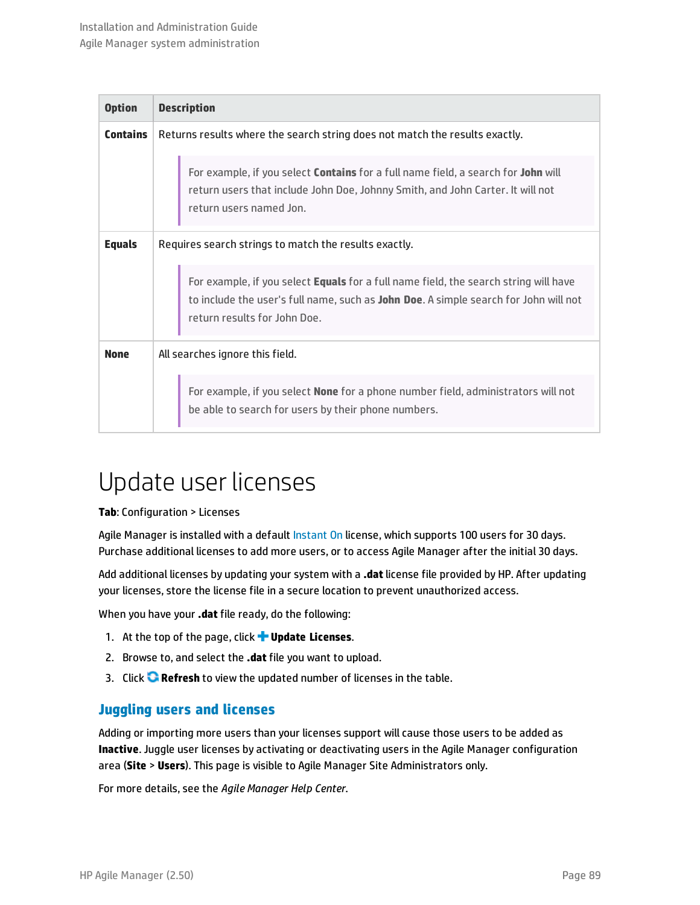| Option | Description |
| --- | --- |
| **Contains** | Returns results where the search string does not match the results exactly.<br><br>For example, if you select **Contains** for a full name field, a search for **John** will return users that include John Doe, Johnny Smith, and John Carter. It will not return users named Jon. |
| **Equals** | Requires search strings to match the results exactly.<br><br>For example, if you select **Equals** for a full name field, the search string will have to include the user's full name, such as **John Doe**. A simple search for John will not return results for John Doe. |
| **None** | All searches ignore this field.<br><br>For example, if you select **None** for a phone number field, administrators will not be able to search for users by their phone numbers. |

# Update user licenses

**Tab**: Configuration > Licenses

Agile Manager is installed with a default Instant On license, which supports 100 users for 30 days. Purchase additional licenses to add more users, or to access Agile Manager after the initial 30 days.

Add additional licenses by updating your system with a **.dat** license file provided by HP. After updating your licenses, store the license file in a secure location to prevent unauthorized access.

When you have your **.dat** file ready, do the following:

1. At the top of the page, click **Update Licenses**.
2. Browse to, and select the **.dat** file you want to upload.
3. Click **Refresh** to view the updated number of licenses in the table.

## Juggling users and licenses

Adding or importing more users than your licenses support will cause those users to be added as **Inactive**. Juggle user licenses by activating or deactivating users in the Agile Manager configuration area (**Site** > **Users**). This page is visible to Agile Manager Site Administrators only.

For more details, see the *Agile Manager Help Center*.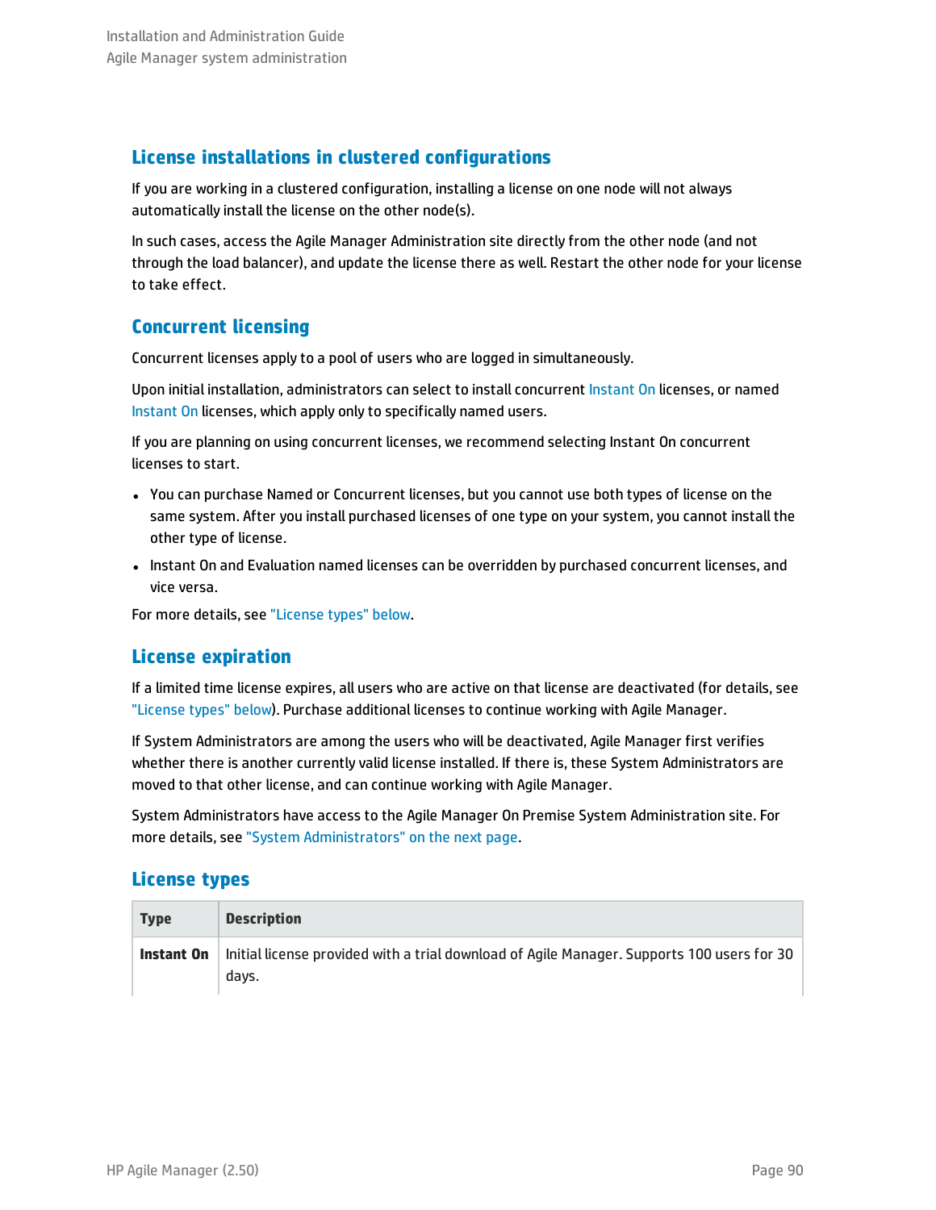## License installations in clustered configurations

If you are working in a clustered configuration, installing a license on one node will not always automatically install the license on the other node(s).

In such cases, access the Agile Manager Administration site directly from the other node (and not through the load balancer), and update the license there as well. Restart the other node for your license to take effect.

## Concurrent licensing

Concurrent licenses apply to a pool of users who are logged in simultaneously.

Upon initial installation, administrators can select to install concurrent Instant On licenses, or named Instant On licenses, which apply only to specifically named users.

If you are planning on using concurrent licenses, we recommend selecting Instant On concurrent licenses to start.

- You can purchase Named or Concurrent licenses, but you cannot use both types of license on the same system. After you install purchased licenses of one type on your system, you cannot install the other type of license.
- Instant On and Evaluation named licenses can be overridden by purchased concurrent licenses, and vice versa.

For more details, see "License types" below.

## License expiration

If a limited time license expires, all users who are active on that license are deactivated (for details, see "License types" below). Purchase additional licenses to continue working with Agile Manager.

If System Administrators are among the users who will be deactivated, Agile Manager first verifies whether there is another currently valid license installed. If there is, these System Administrators are moved to that other license, and can continue working with Agile Manager.

System Administrators have access to the Agile Manager On Premise System Administration site. For more details, see "System Administrators" on the next page.

## License types

| Type | Description |
|---|---|
| **Instant On** | Initial license provided with a trial download of Agile Manager. Supports 100 users for 30 days. |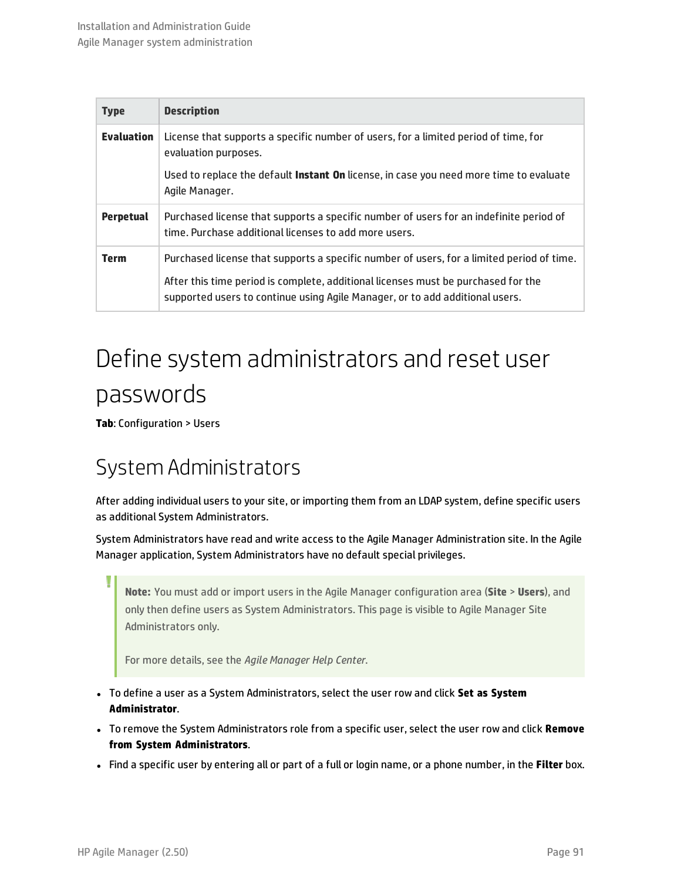| Type | Description |
|---|---|
| **Evaluation** | License that supports a specific number of users, for a limited period of time, for evaluation purposes.<br><br>Used to replace the default **Instant On** license, in case you need more time to evaluate Agile Manager. |
| **Perpetual** | Purchased license that supports a specific number of users for an indefinite period of time. Purchase additional licenses to add more users. |
| **Term** | Purchased license that supports a specific number of users, for a limited period of time.<br><br>After this time period is complete, additional licenses must be purchased for the supported users to continue using Agile Manager, or to add additional users. |

# Define system administrators and reset user passwords

**Tab**: Configuration > Users

## System Administrators

After adding individual users to your site, or importing them from an LDAP system, define specific users as additional System Administrators.

System Administrators have read and write access to the Agile Manager Administration site. In the Agile Manager application, System Administrators have no default special privileges.

> **Note:** You must add or import users in the Agile Manager configuration area (**Site** > **Users**), and only then define users as System Administrators. This page is visible to Agile Manager Site Administrators only.
>
> For more details, see the *Agile Manager Help Center*.

- To define a user as a System Administrators, select the user row and click **Set as System Administrator**.
- To remove the System Administrators role from a specific user, select the user row and click **Remove from System Administrators**.
- Find a specific user by entering all or part of a full or login name, or a phone number, in the **Filter** box.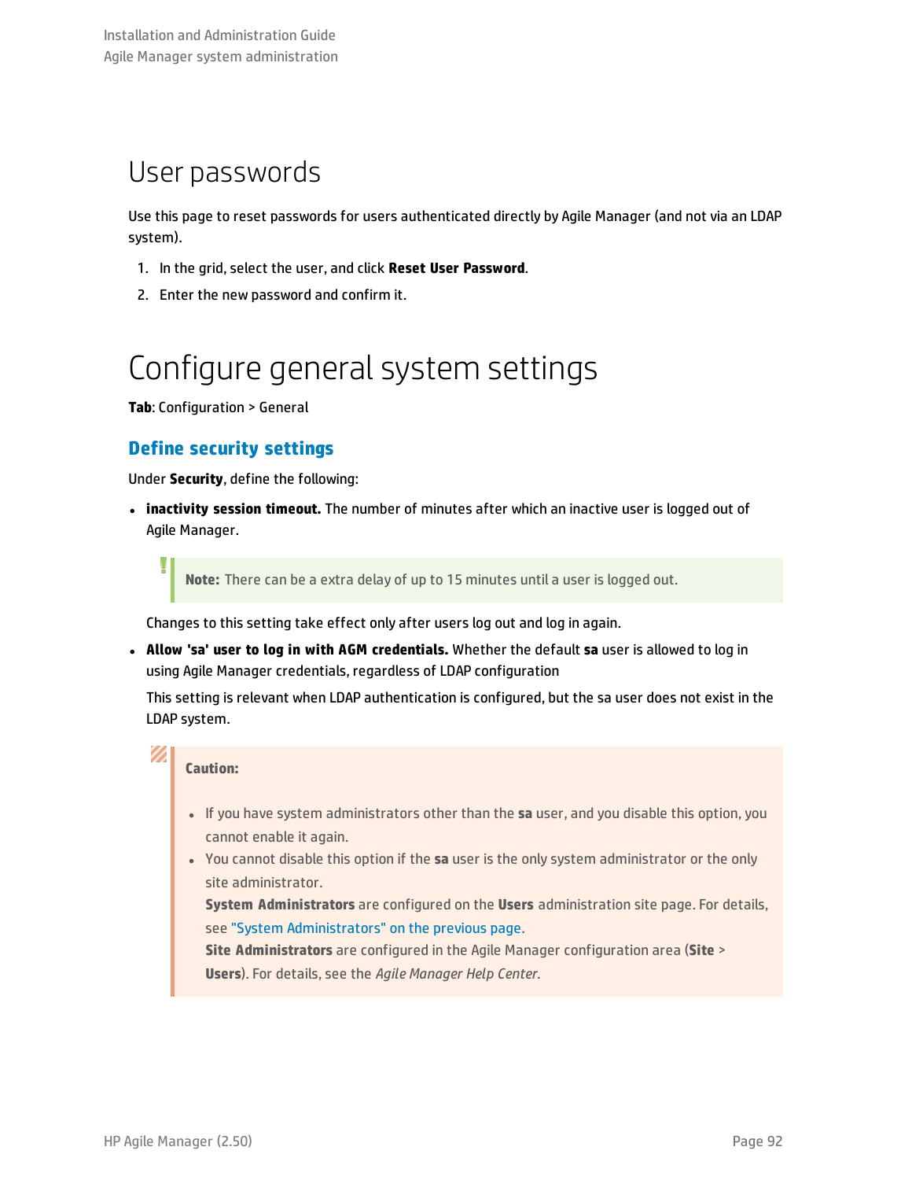# User passwords

Use this page to reset passwords for users authenticated directly by Agile Manager (and not via an LDAP system).

1. In the grid, select the user, and click **Reset User Password**.
2. Enter the new password and confirm it.

# Configure general system settings

**Tab**: Configuration > General

## Define security settings

Under **Security**, define the following:

- **inactivity session timeout.** The number of minutes after which an inactive user is logged out of Agile Manager.

  > **Note:** There can be a extra delay of up to 15 minutes until a user is logged out.

  Changes to this setting take effect only after users log out and log in again.

- **Allow 'sa' user to log in with AGM credentials.** Whether the default **sa** user is allowed to log in using Agile Manager credentials, regardless of LDAP configuration

  This setting is relevant when LDAP authentication is configured, but the sa user does not exist in the LDAP system.

> **Caution:**
>
> - If you have system administrators other than the **sa** user, and you disable this option, you cannot enable it again.
> - You cannot disable this option if the **sa** user is the only system administrator or the only site administrator.
>   **System Administrators** are configured on the **Users** administration site page. For details, see "System Administrators" on the previous page.
>   **Site Administrators** are configured in the Agile Manager configuration area (**Site** > **Users**). For details, see the *Agile Manager Help Center*.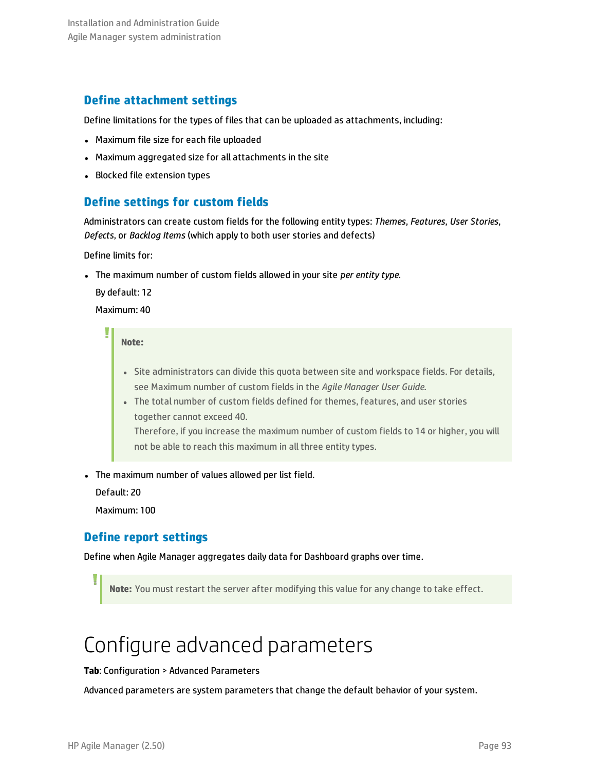### Define attachment settings

Define limitations for the types of files that can be uploaded as attachments, including:

- Maximum file size for each file uploaded
- Maximum aggregated size for all attachments in the site
- Blocked file extension types

### Define settings for custom fields

Administrators can create custom fields for the following entity types: *Themes*, *Features*, *User Stories*, *Defects*, or *Backlog Items* (which apply to both user stories and defects)

Define limits for:

- The maximum number of custom fields allowed in your site *per entity type*.

  By default: 12

  Maximum: 40

  > **Note:**
  >
  > - Site administrators can divide this quota between site and workspace fields. For details, see Maximum number of custom fields in the *Agile Manager User Guide*.
  > - The total number of custom fields defined for themes, features, and user stories together cannot exceed 40.
  >   Therefore, if you increase the maximum number of custom fields to 14 or higher, you will not be able to reach this maximum in all three entity types.

- The maximum number of values allowed per list field.

  Default: 20

  Maximum: 100

### Define report settings

Define when Agile Manager aggregates daily data for Dashboard graphs over time.

> **Note:** You must restart the server after modifying this value for any change to take effect.

# Configure advanced parameters

**Tab**: Configuration > Advanced Parameters

Advanced parameters are system parameters that change the default behavior of your system.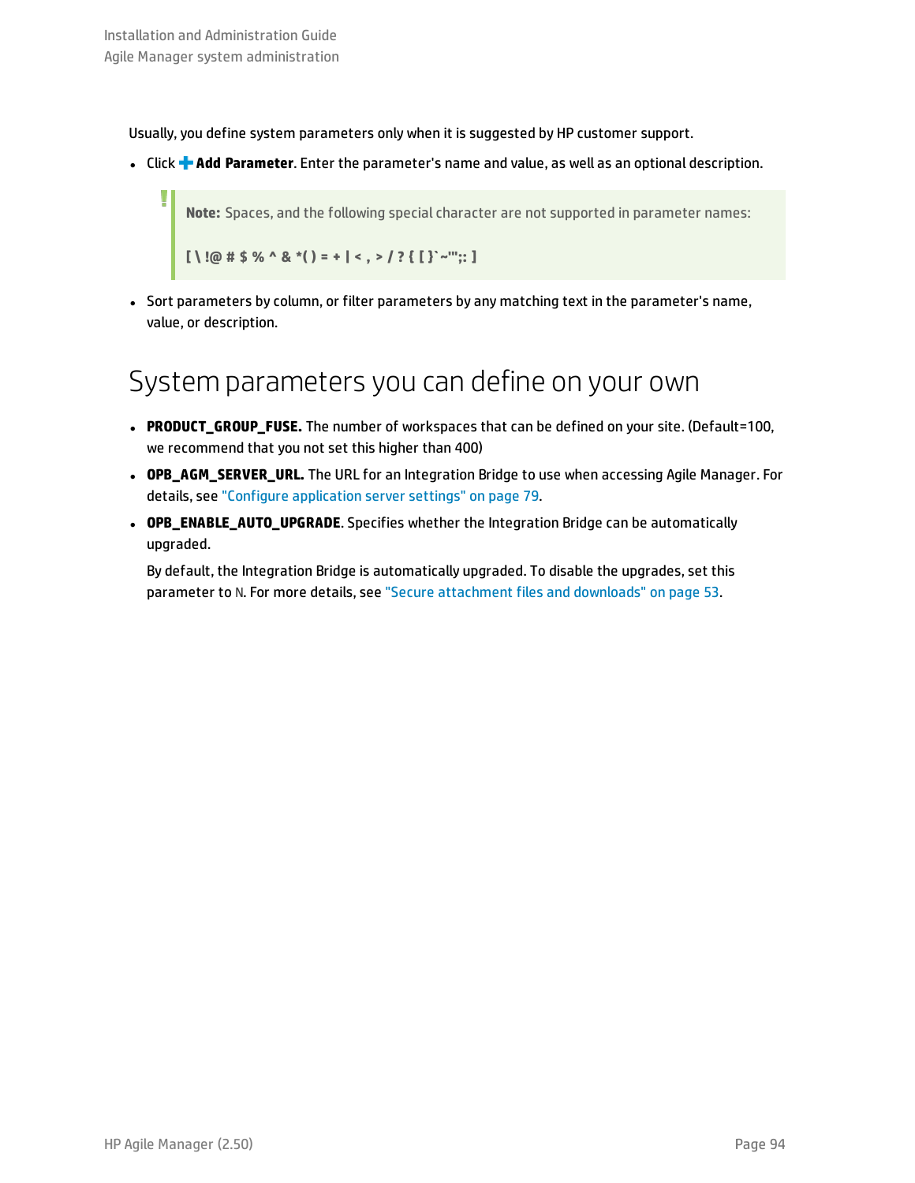Usually, you define system parameters only when it is suggested by HP customer support.

- Click **Add Parameter**. Enter the parameter's name and value, as well as an optional description.

> **Note:** Spaces, and the following special character are not supported in parameter names:
>
> **[ \ !@ # $ % ^ & *( ) = + | < , > / ? { [ }`~'";: ]**

- Sort parameters by column, or filter parameters by any matching text in the parameter's name, value, or description.

## System parameters you can define on your own

- **PRODUCT_GROUP_FUSE.** The number of workspaces that can be defined on your site. (Default=100, we recommend that you not set this higher than 400)
- **OPB_AGM_SERVER_URL.** The URL for an Integration Bridge to use when accessing Agile Manager. For details, see "Configure application server settings" on page 79.
- **OPB_ENABLE_AUTO_UPGRADE**. Specifies whether the Integration Bridge can be automatically upgraded.

  By default, the Integration Bridge is automatically upgraded. To disable the upgrades, set this parameter to N. For more details, see "Secure attachment files and downloads" on page 53.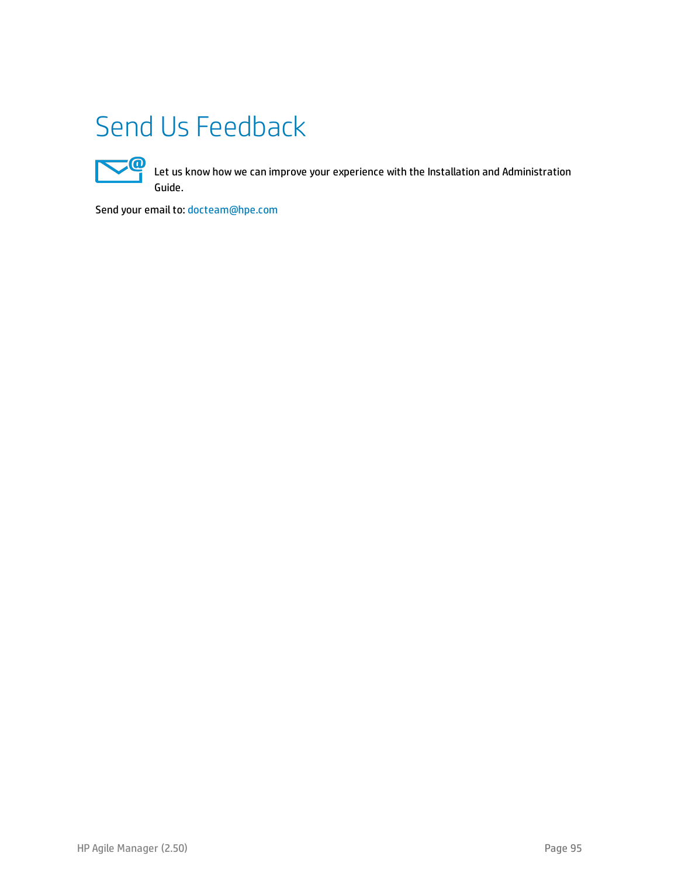# Send Us Feedback

Let us know how we can improve your experience with the Installation and Administration Guide.

Send your email to: docteam@hpe.com